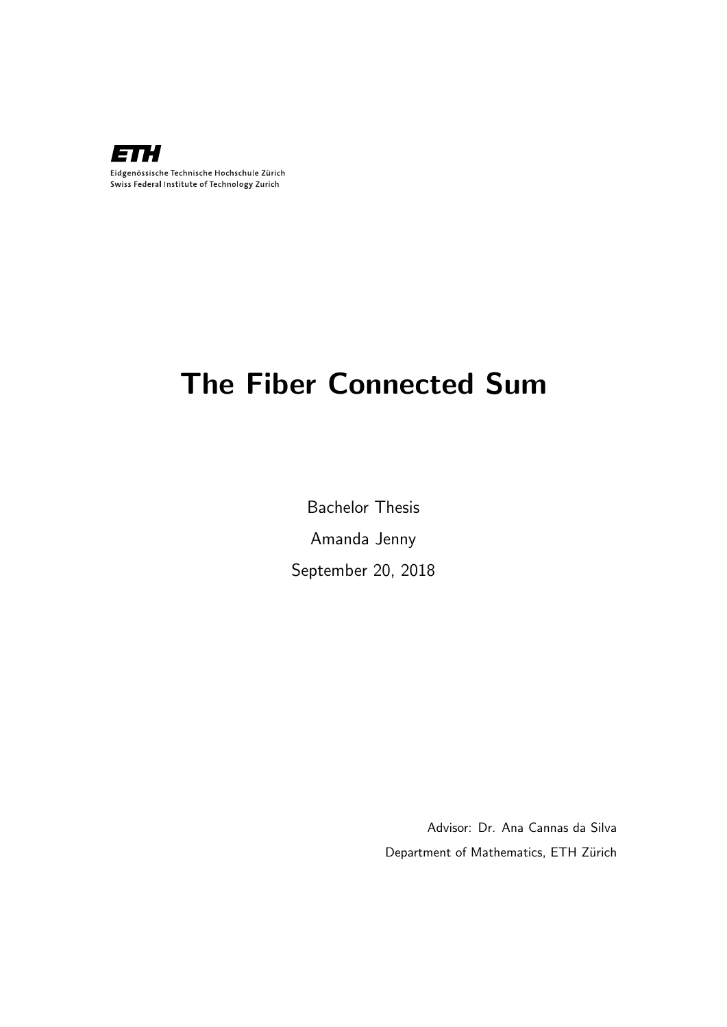ETH

Eidgenössische Technische Hochschule Zürich
Swiss Federal Institute of Technology Zurich

# The Fiber Connected Sum

Bachelor Thesis

Amanda Jenny

September 20, 2018

Advisor: Dr. Ana Cannas da Silva

Department of Mathematics, ETH Zürich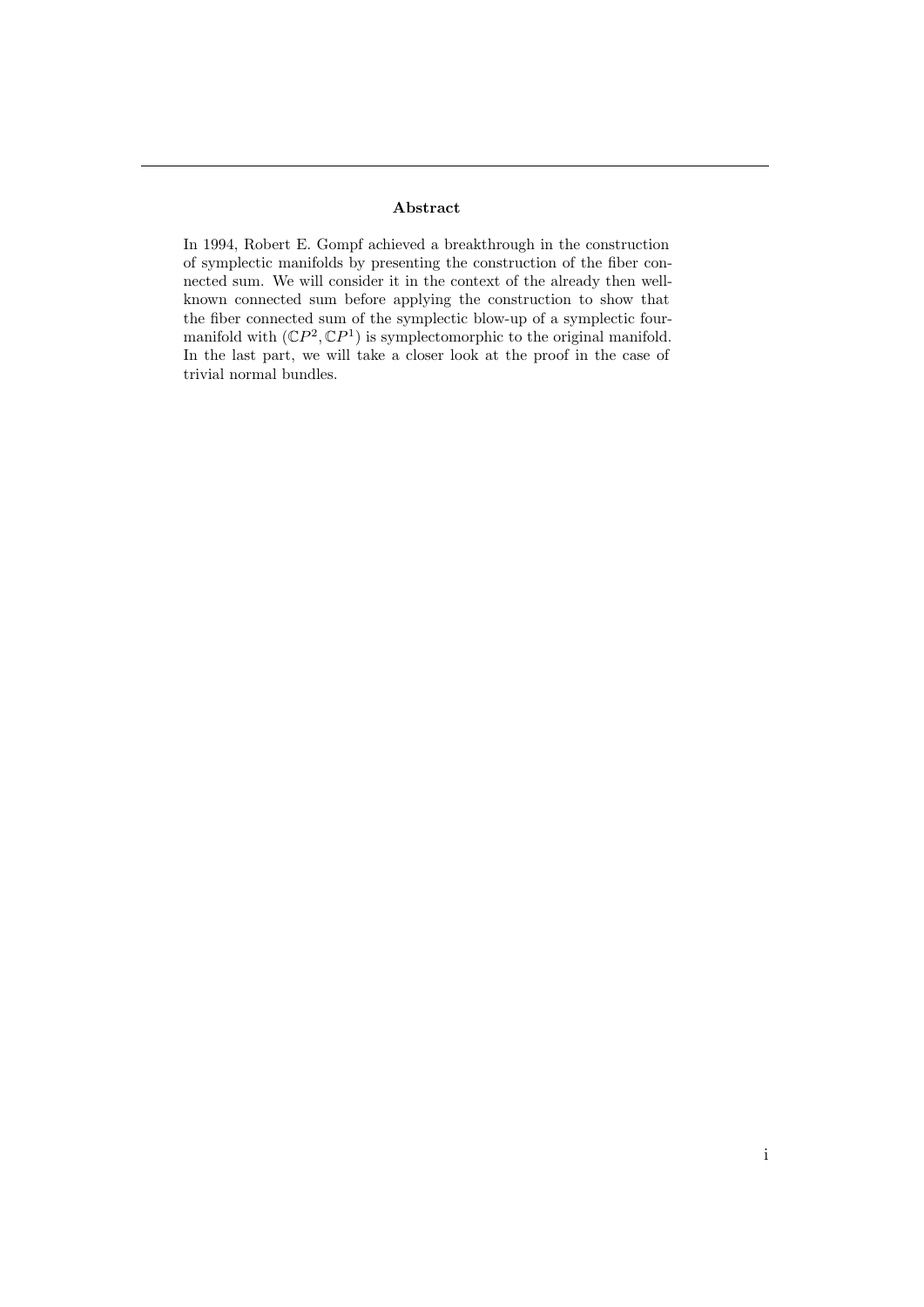### Abstract

In 1994, Robert E. Gompf achieved a breakthrough in the construction of symplectic manifolds by presenting the construction of the fiber connected sum. We will consider it in the context of the already then well-known connected sum before applying the construction to show that the fiber connected sum of the symplectic blow-up of a symplectic four-manifold with $(\mathbb{C}P^2, \mathbb{C}P^1)$ is symplectomorphic to the original manifold. In the last part, we will take a closer look at the proof in the case of trivial normal bundles.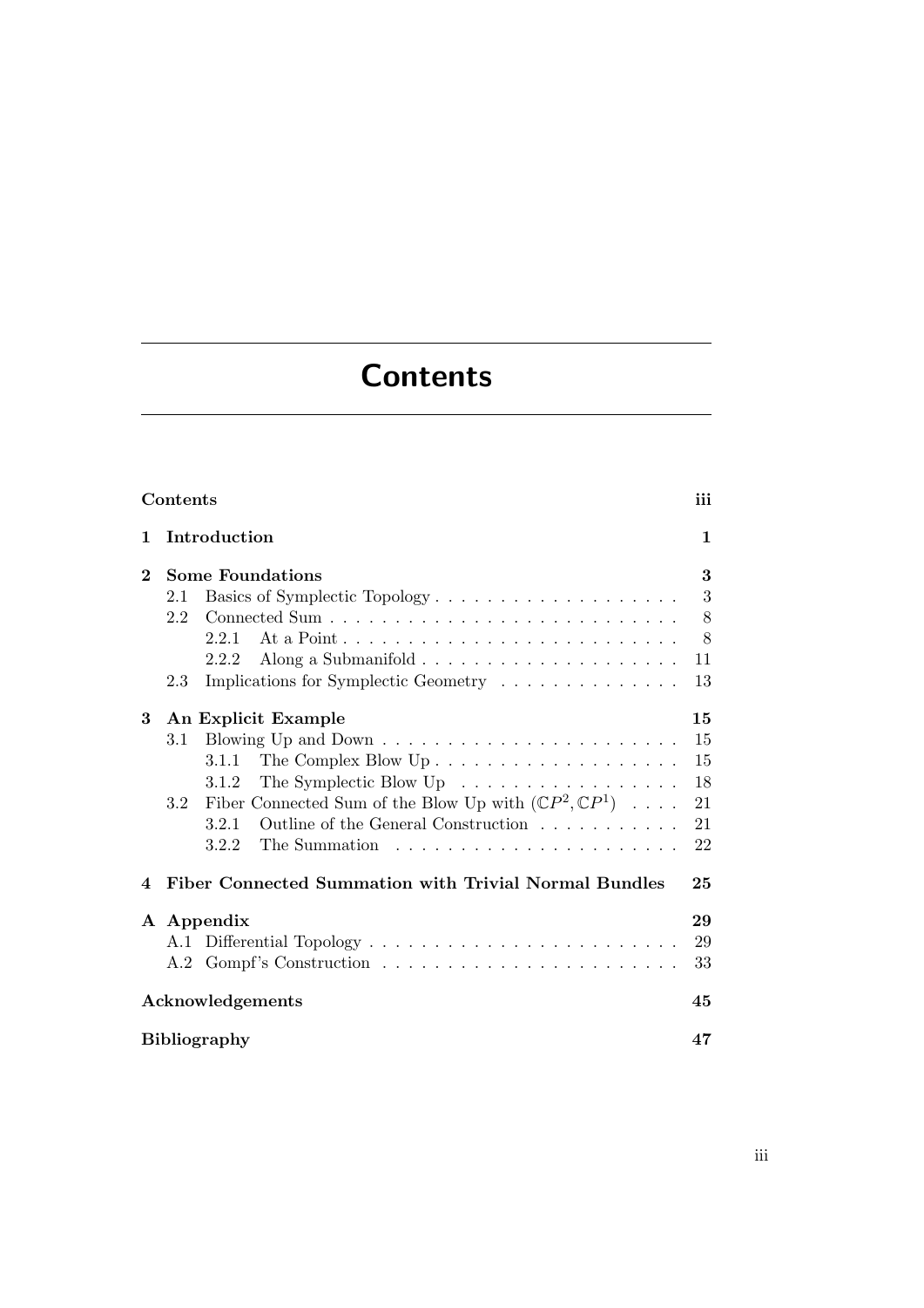# Contents

**Contents** iii

**1 Introduction** 1

**2 Some Foundations** 3
- 2.1 Basics of Symplectic Topology 3
- 2.2 Connected Sum 8
  - 2.2.1 At a Point 8
  - 2.2.2 Along a Submanifold 11
- 2.3 Implications for Symplectic Geometry 13

**3 An Explicit Example** 15
- 3.1 Blowing Up and Down 15
  - 3.1.1 The Complex Blow Up 15
  - 3.1.2 The Symplectic Blow Up 18
- 3.2 Fiber Connected Sum of the Blow Up with $(\mathbb{C}P^2, \mathbb{C}P^1)$ 21
  - 3.2.1 Outline of the General Construction 21
  - 3.2.2 The Summation 22

**4 Fiber Connected Summation with Trivial Normal Bundles** 25

**A Appendix** 29
- A.1 Differential Topology 29
- A.2 Gompf's Construction 33

**Acknowledgements** 45

**Bibliography** 47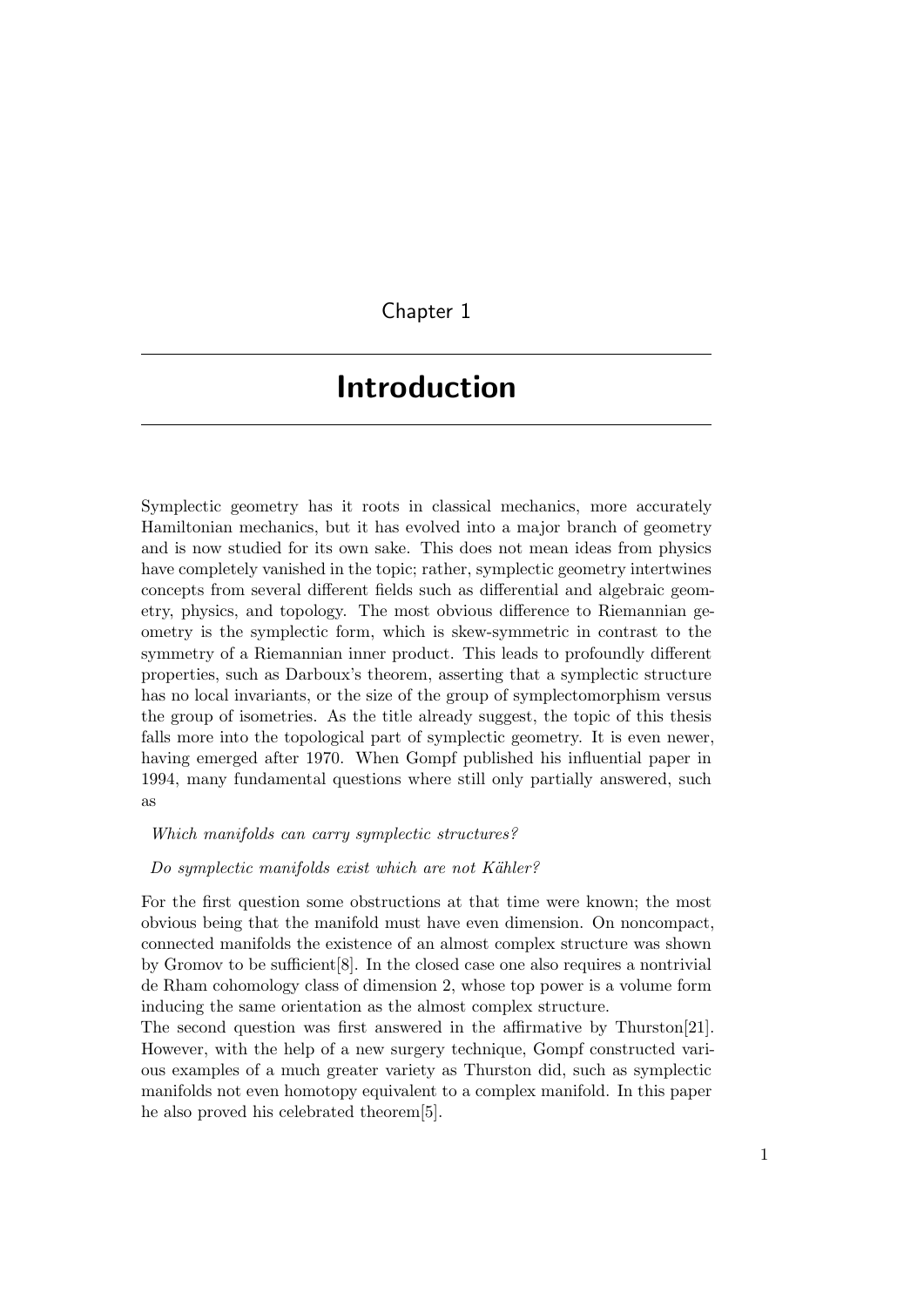# Chapter 1

# Introduction

Symplectic geometry has it roots in classical mechanics, more accurately Hamiltonian mechanics, but it has evolved into a major branch of geometry and is now studied for its own sake. This does not mean ideas from physics have completely vanished in the topic; rather, symplectic geometry intertwines concepts from several different fields such as differential and algebraic geometry, physics, and topology. The most obvious difference to Riemannian geometry is the symplectic form, which is skew-symmetric in contrast to the symmetry of a Riemannian inner product. This leads to profoundly different properties, such as Darboux's theorem, asserting that a symplectic structure has no local invariants, or the size of the group of symplectomorphism versus the group of isometries. As the title already suggest, the topic of this thesis falls more into the topological part of symplectic geometry. It is even newer, having emerged after 1970. When Gompf published his influential paper in 1994, many fundamental questions where still only partially answered, such as

*Which manifolds can carry symplectic structures?*

*Do symplectic manifolds exist which are not Kähler?*

For the first question some obstructions at that time were known; the most obvious being that the manifold must have even dimension. On noncompact, connected manifolds the existence of an almost complex structure was shown by Gromov to be sufficient[8]. In the closed case one also requires a nontrivial de Rham cohomology class of dimension 2, whose top power is a volume form inducing the same orientation as the almost complex structure.

The second question was first answered in the affirmative by Thurston[21]. However, with the help of a new surgery technique, Gompf constructed various examples of a much greater variety as Thurston did, such as symplectic manifolds not even homotopy equivalent to a complex manifold. In this paper he also proved his celebrated theorem[5].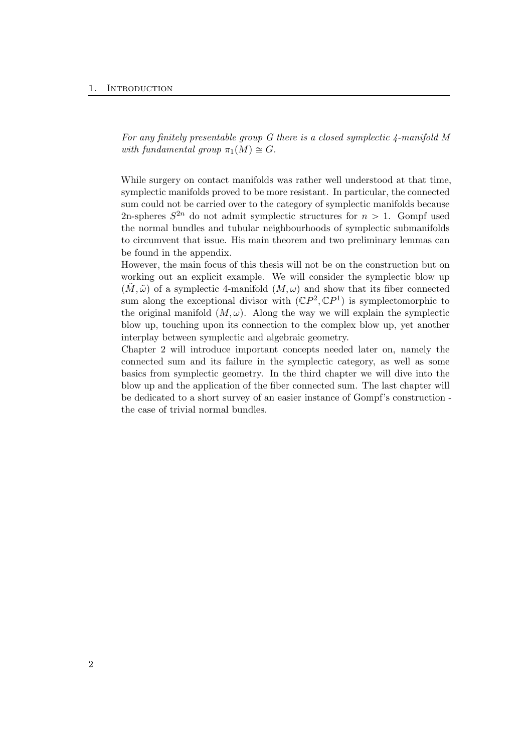*For any finitely presentable group $G$ there is a closed symplectic 4-manifold $M$ with fundamental group $\pi_1(M) \cong G$.*

While surgery on contact manifolds was rather well understood at that time, symplectic manifolds proved to be more resistant. In particular, the connected sum could not be carried over to the category of symplectic manifolds because 2n-spheres $S^{2n}$ do not admit symplectic structures for $n > 1$. Gompf used the normal bundles and tubular neighbourhoods of symplectic submanifolds to circumvent that issue. His main theorem and two preliminary lemmas can be found in the appendix.

However, the main focus of this thesis will not be on the construction but on working out an explicit example. We will consider the symplectic blow up $(\tilde{M}, \tilde{\omega})$ of a symplectic 4-manifold $(M, \omega)$ and show that its fiber connected sum along the exceptional divisor with $(\mathbb{C}P^2, \mathbb{C}P^1)$ is symplectomorphic to the original manifold $(M, \omega)$. Along the way we will explain the symplectic blow up, touching upon its connection to the complex blow up, yet another interplay between symplectic and algebraic geometry.

Chapter 2 will introduce important concepts needed later on, namely the connected sum and its failure in the symplectic category, as well as some basics from symplectic geometry. In the third chapter we will dive into the blow up and the application of the fiber connected sum. The last chapter will be dedicated to a short survey of an easier instance of Gompf's construction - the case of trivial normal bundles.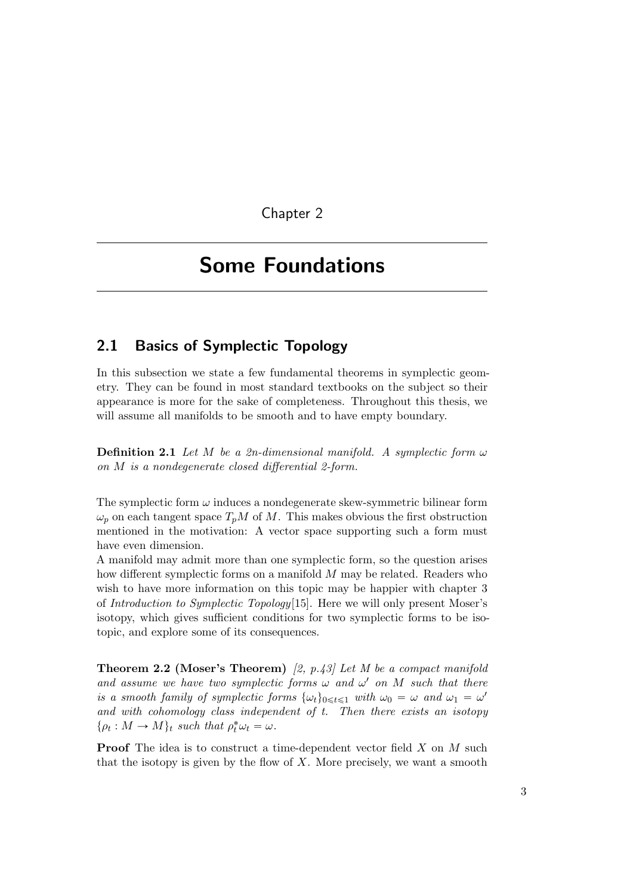Chapter 2

# Some Foundations

## 2.1 Basics of Symplectic Topology

In this subsection we state a few fundamental theorems in symplectic geometry. They can be found in most standard textbooks on the subject so their appearance is more for the sake of completeness. Throughout this thesis, we will assume all manifolds to be smooth and to have empty boundary.

**Definition 2.1** *Let $M$ be a $2n$-dimensional manifold. A symplectic form $\omega$ on $M$ is a nondegenerate closed differential 2-form.*

The symplectic form $\omega$ induces a nondegenerate skew-symmetric bilinear form $\omega_p$ on each tangent space $T_pM$ of $M$. This makes obvious the first obstruction mentioned in the motivation: A vector space supporting such a form must have even dimension.
A manifold may admit more than one symplectic form, so the question arises how different symplectic forms on a manifold $M$ may be related. Readers who wish to have more information on this topic may be happier with chapter 3 of *Introduction to Symplectic Topology*[15]. Here we will only present Moser's isotopy, which gives sufficient conditions for two symplectic forms to be isotopic, and explore some of its consequences.

**Theorem 2.2 (Moser's Theorem)** *[2, p.43] Let $M$ be a compact manifold and assume we have two symplectic forms $\omega$ and $\omega'$ on $M$ such that there is a smooth family of symplectic forms $\{\omega_t\}_{0\leqslant t\leqslant 1}$ with $\omega_0 = \omega$ and $\omega_1 = \omega'$ and with cohomology class independent of $t$. Then there exists an isotopy $\{\rho_t : M \to M\}_t$ such that $\rho_t^*\omega_t = \omega$.*

**Proof** The idea is to construct a time-dependent vector field $X$ on $M$ such that the isotopy is given by the flow of $X$. More precisely, we want a smooth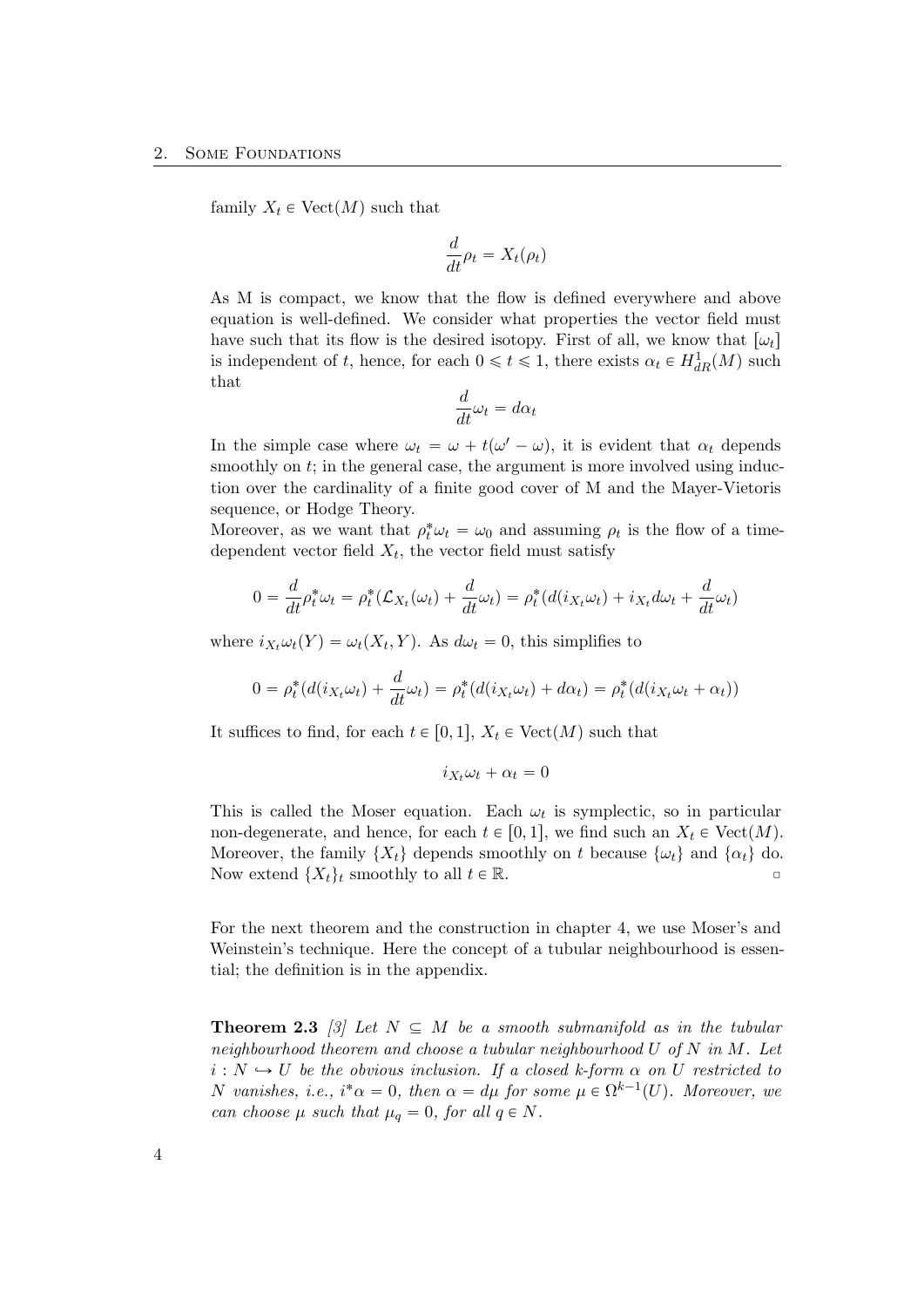family $X_t \in \text{Vect}(M)$ such that

$$\frac{d}{dt}\rho_t = X_t(\rho_t)$$

As M is compact, we know that the flow is defined everywhere and above equation is well-defined. We consider what properties the vector field must have such that its flow is the desired isotopy. First of all, we know that $[\omega_t]$ is independent of $t$, hence, for each $0 \leqslant t \leqslant 1$, there exists $\alpha_t \in H^1_{dR}(M)$ such that

$$\frac{d}{dt}\omega_t = d\alpha_t$$

In the simple case where $\omega_t = \omega + t(\omega' - \omega)$, it is evident that $\alpha_t$ depends smoothly on $t$; in the general case, the argument is more involved using induction over the cardinality of a finite good cover of M and the Mayer-Vietoris sequence, or Hodge Theory.
Moreover, as we want that $\rho_t^*\omega_t = \omega_0$ and assuming $\rho_t$ is the flow of a time-dependent vector field $X_t$, the vector field must satisfy

$$0 = \frac{d}{dt}\rho_t^*\omega_t = \rho_t^*(\mathcal{L}_{X_t}(\omega_t) + \frac{d}{dt}\omega_t) = \rho_t^*(d(i_{X_t}\omega_t) + i_{X_t}d\omega_t + \frac{d}{dt}\omega_t)$$

where $i_{X_t}\omega_t(Y) = \omega_t(X_t, Y)$. As $d\omega_t = 0$, this simplifies to

$$0 = \rho_t^*(d(i_{X_t}\omega_t) + \frac{d}{dt}\omega_t) = \rho_t^*(d(i_{X_t}\omega_t) + d\alpha_t) = \rho_t^*(d(i_{X_t}\omega_t + \alpha_t))$$

It suffices to find, for each $t \in [0,1]$, $X_t \in \text{Vect}(M)$ such that

$$i_{X_t}\omega_t + \alpha_t = 0$$

This is called the Moser equation. Each $\omega_t$ is symplectic, so in particular non-degenerate, and hence, for each $t \in [0,1]$, we find such an $X_t \in \text{Vect}(M)$. Moreover, the family $\{X_t\}$ depends smoothly on $t$ because $\{\omega_t\}$ and $\{\alpha_t\}$ do. Now extend $\{X_t\}_t$ smoothly to all $t \in \mathbb{R}$. □

For the next theorem and the construction in chapter 4, we use Moser's and Weinstein's technique. Here the concept of a tubular neighbourhood is essential; the definition is in the appendix.

**Theorem 2.3** [3] *Let $N \subseteq M$ be a smooth submanifold as in the tubular neighbourhood theorem and choose a tubular neighbourhood $U$ of $N$ in $M$. Let $i : N \hookrightarrow U$ be the obvious inclusion. If a closed k-form $\alpha$ on $U$ restricted to $N$ vanishes, i.e., $i^*\alpha = 0$, then $\alpha = d\mu$ for some $\mu \in \Omega^{k-1}(U)$. Moreover, we can choose $\mu$ such that $\mu_q = 0$, for all $q \in N$.*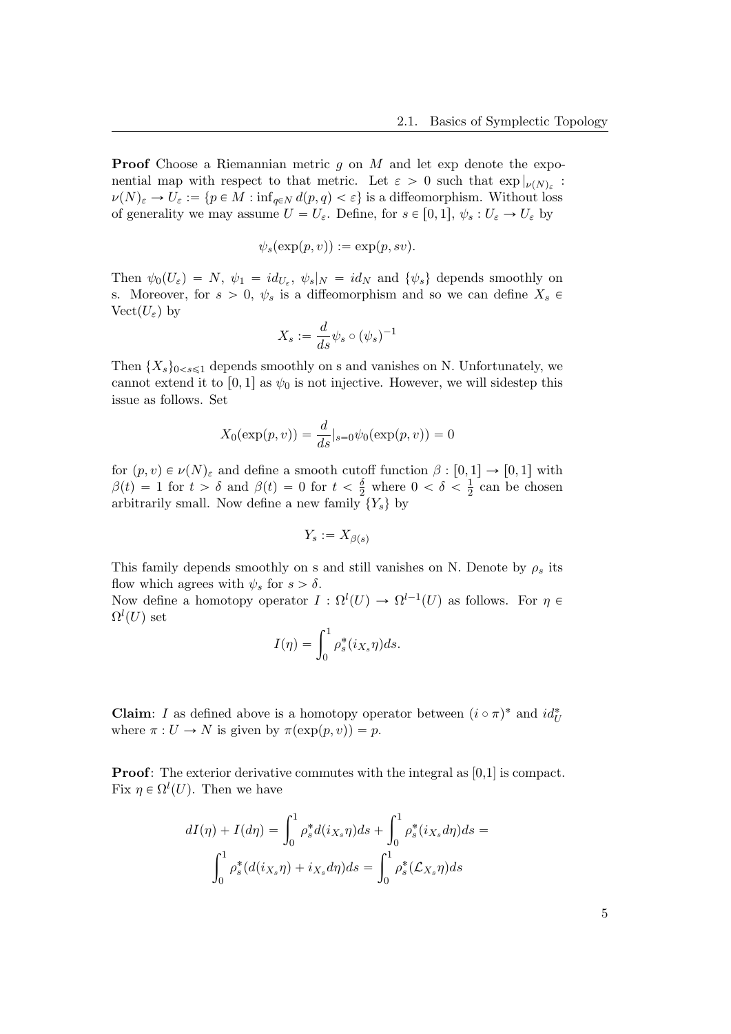**Proof** Choose a Riemannian metric $g$ on $M$ and let exp denote the exponential map with respect to that metric. Let $\varepsilon > 0$ such that $\exp|_{\nu(N)_\varepsilon} : \nu(N)_\varepsilon \to U_\varepsilon := \{p \in M : \inf_{q\in N} d(p,q) < \varepsilon\}$ is a diffeomorphism. Without loss of generality we may assume $U = U_\varepsilon$. Define, for $s \in [0,1]$, $\psi_s : U_\varepsilon \to U_\varepsilon$ by

$$\psi_s(\exp(p,v)) := \exp(p, sv).$$

Then $\psi_0(U_\varepsilon) = N$, $\psi_1 = id_{U_\varepsilon}$, $\psi_s|_N = id_N$ and $\{\psi_s\}$ depends smoothly on s. Moreover, for $s > 0$, $\psi_s$ is a diffeomorphism and so we can define $X_s \in \mathrm{Vect}(U_\varepsilon)$ by

$$X_s := \frac{d}{ds}\psi_s \circ (\psi_s)^{-1}$$

Then $\{X_s\}_{0<s\leqslant 1}$ depends smoothly on s and vanishes on N. Unfortunately, we cannot extend it to $[0,1]$ as $\psi_0$ is not injective. However, we will sidestep this issue as follows. Set

$$X_0(\exp(p,v)) = \frac{d}{ds}|_{s=0}\psi_0(\exp(p,v)) = 0$$

for $(p,v) \in \nu(N)_\varepsilon$ and define a smooth cutoff function $\beta : [0,1] \to [0,1]$ with $\beta(t) = 1$ for $t > \delta$ and $\beta(t) = 0$ for $t < \frac{\delta}{2}$ where $0 < \delta < \frac{1}{2}$ can be chosen arbitrarily small. Now define a new family $\{Y_s\}$ by

$$Y_s := X_{\beta(s)}$$

This family depends smoothly on s and still vanishes on N. Denote by $\rho_s$ its flow which agrees with $\psi_s$ for $s > \delta$.
Now define a homotopy operator $I : \Omega^l(U) \to \Omega^{l-1}(U)$ as follows. For $\eta \in \Omega^l(U)$ set

$$I(\eta) = \int_0^1 \rho_s^*(i_{X_s}\eta)ds.$$

**Claim**: $I$ as defined above is a homotopy operator between $(i \circ \pi)^*$ and $id_U^*$ where $\pi : U \to N$ is given by $\pi(\exp(p,v)) = p$.

**Proof**: The exterior derivative commutes with the integral as [0,1] is compact. Fix $\eta \in \Omega^l(U)$. Then we have

$$dI(\eta) + I(d\eta) = \int_0^1 \rho_s^* d(i_{X_s}\eta)ds + \int_0^1 \rho_s^*(i_{X_s}d\eta)ds =$$

$$\int_0^1 \rho_s^*(d(i_{X_s}\eta) + i_{X_s}d\eta)ds = \int_0^1 \rho_s^*(\mathcal{L}_{X_s}\eta)ds$$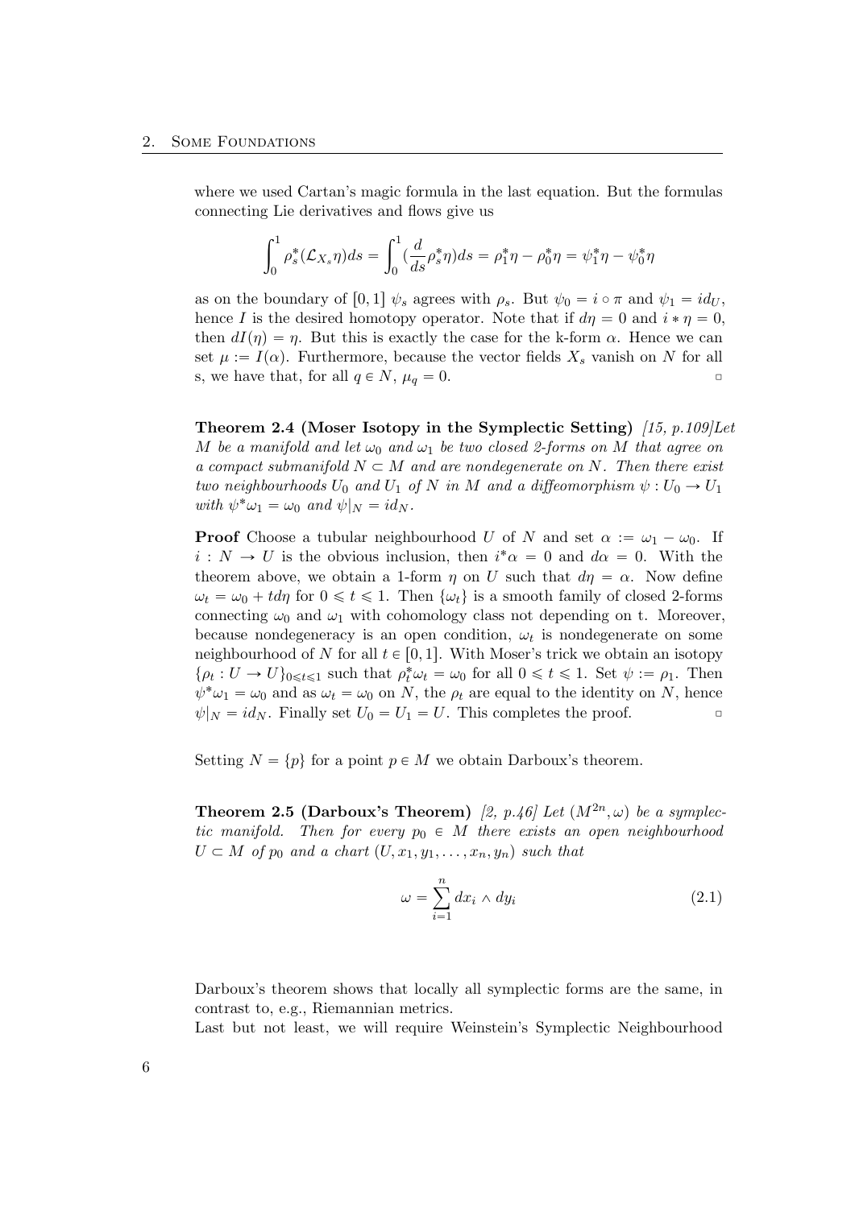where we used Cartan's magic formula in the last equation. But the formulas connecting Lie derivatives and flows give us

$$\int_0^1 \rho_s^*(\mathcal{L}_{X_s}\eta)ds = \int_0^1 (\frac{d}{ds}\rho_s^*\eta)ds = \rho_1^*\eta - \rho_0^*\eta = \psi_1^*\eta - \psi_0^*\eta$$

as on the boundary of $[0,1]$ $\psi_s$ agrees with $\rho_s$. But $\psi_0 = i \circ \pi$ and $\psi_1 = id_U$, hence $I$ is the desired homotopy operator. Note that if $d\eta = 0$ and $i * \eta = 0$, then $dI(\eta) = \eta$. But this is exactly the case for the k-form $\alpha$. Hence we can set $\mu := I(\alpha)$. Furthermore, because the vector fields $X_s$ vanish on $N$ for all s, we have that, for all $q \in N$, $\mu_q = 0$. ▫

**Theorem 2.4 (Moser Isotopy in the Symplectic Setting)** *[15, p.109]Let $M$ be a manifold and let $\omega_0$ and $\omega_1$ be two closed 2-forms on $M$ that agree on a compact submanifold $N \subset M$ and are nondegenerate on $N$. Then there exist two neighbourhoods $U_0$ and $U_1$ of $N$ in $M$ and a diffeomorphism $\psi : U_0 \to U_1$ with $\psi^*\omega_1 = \omega_0$ and $\psi|_N = id_N$.*

**Proof** Choose a tubular neighbourhood $U$ of $N$ and set $\alpha := \omega_1 - \omega_0$. If $i : N \to U$ is the obvious inclusion, then $i^*\alpha = 0$ and $d\alpha = 0$. With the theorem above, we obtain a 1-form $\eta$ on $U$ such that $d\eta = \alpha$. Now define $\omega_t = \omega_0 + td\eta$ for $0 \leqslant t \leqslant 1$. Then $\{\omega_t\}$ is a smooth family of closed 2-forms connecting $\omega_0$ and $\omega_1$ with cohomology class not depending on t. Moreover, because nondegeneracy is an open condition, $\omega_t$ is nondegenerate on some neighbourhood of $N$ for all $t \in [0,1]$. With Moser's trick we obtain an isotopy $\{\rho_t : U \to U\}_{0 \leqslant t \leqslant 1}$ such that $\rho_t^*\omega_t = \omega_0$ for all $0 \leqslant t \leqslant 1$. Set $\psi := \rho_1$. Then $\psi^*\omega_1 = \omega_0$ and as $\omega_t = \omega_0$ on $N$, the $\rho_t$ are equal to the identity on $N$, hence $\psi|_N = id_N$. Finally set $U_0 = U_1 = U$. This completes the proof. ▫

Setting $N = \{p\}$ for a point $p \in M$ we obtain Darboux's theorem.

**Theorem 2.5 (Darboux's Theorem)** *[2, p.46] Let $(M^{2n}, \omega)$ be a symplectic manifold. Then for every $p_0 \in M$ there exists an open neighbourhood $U \subset M$ of $p_0$ and a chart $(U, x_1, y_1, \ldots, x_n, y_n)$ such that*

$$\omega = \sum_{i=1}^{n} dx_i \wedge dy_i \tag{2.1}$$

Darboux's theorem shows that locally all symplectic forms are the same, in contrast to, e.g., Riemannian metrics.
Last but not least, we will require Weinstein's Symplectic Neighbourhood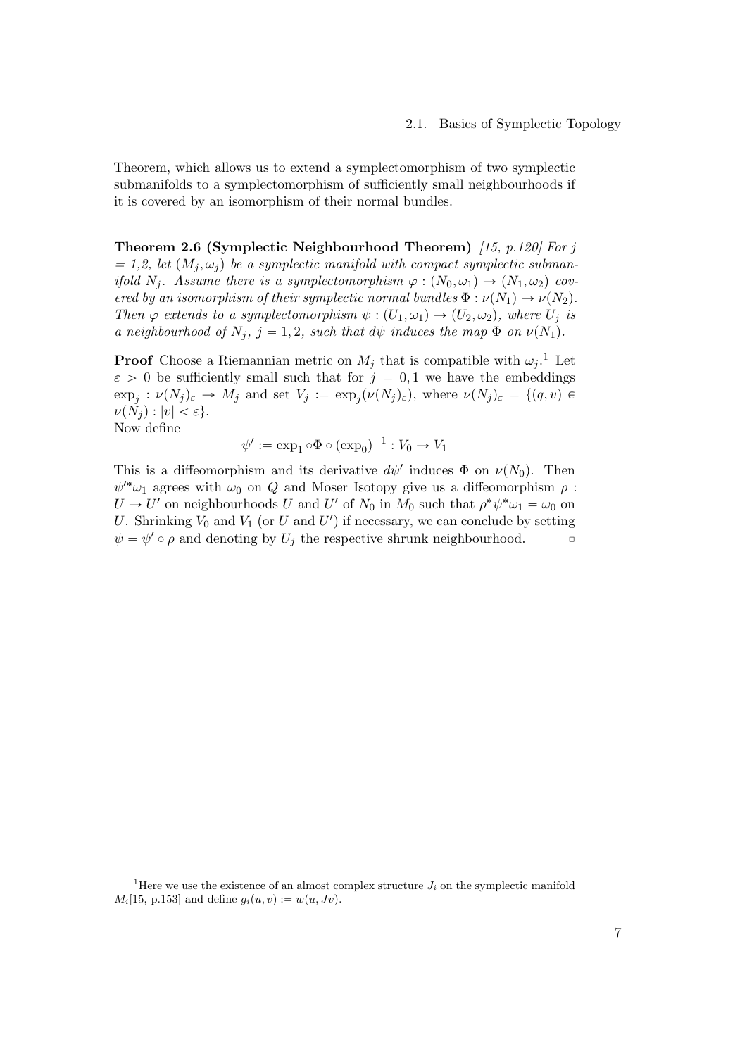Theorem, which allows us to extend a symplectomorphism of two symplectic submanifolds to a symplectomorphism of sufficiently small neighbourhoods if it is covered by an isomorphism of their normal bundles.

**Theorem 2.6 (Symplectic Neighbourhood Theorem)** *[15, p.120] For $j$ = 1,2, let $(M_j, \omega_j)$ be a symplectic manifold with compact symplectic submanifold $N_j$. Assume there is a symplectomorphism $\varphi : (N_0, \omega_1) \to (N_1, \omega_2)$ covered by an isomorphism of their symplectic normal bundles $\Phi : \nu(N_1) \to \nu(N_2)$. Then $\varphi$ extends to a symplectomorphism $\psi : (U_1, \omega_1) \to (U_2, \omega_2)$, where $U_j$ is a neighbourhood of $N_j$, $j = 1, 2$, such that $d\psi$ induces the map $\Phi$ on $\nu(N_1)$.*

**Proof** Choose a Riemannian metric on $M_j$ that is compatible with $\omega_j$.[1] Let $\varepsilon > 0$ be sufficiently small such that for $j = 0, 1$ we have the embeddings $\exp_j : \nu(N_j)_\varepsilon \to M_j$ and set $V_j := \exp_j(\nu(N_j)_\varepsilon)$, where $\nu(N_j)_\varepsilon = \{(q, v) \in \nu(N_j) : |v| < \varepsilon\}$.
Now define

$$\psi' := \exp_1 \circ \Phi \circ (\exp_0)^{-1} : V_0 \to V_1$$

This is a diffeomorphism and its derivative $d\psi'$ induces $\Phi$ on $\nu(N_0)$. Then $\psi'^*\omega_1$ agrees with $\omega_0$ on $Q$ and Moser Isotopy give us a diffeomorphism $\rho : U \to U'$ on neighbourhoods $U$ and $U'$ of $N_0$ in $M_0$ such that $\rho^*\psi^*\omega_1 = \omega_0$ on $U$. Shrinking $V_0$ and $V_1$ (or $U$ and $U'$) if necessary, we can conclude by setting $\psi = \psi' \circ \rho$ and denoting by $U_j$ the respective shrunk neighbourhood. ▫

[1] Here we use the existence of an almost complex structure $J_i$ on the symplectic manifold $M_i$[15, p.153] and define $g_i(u, v) := w(u, Jv)$.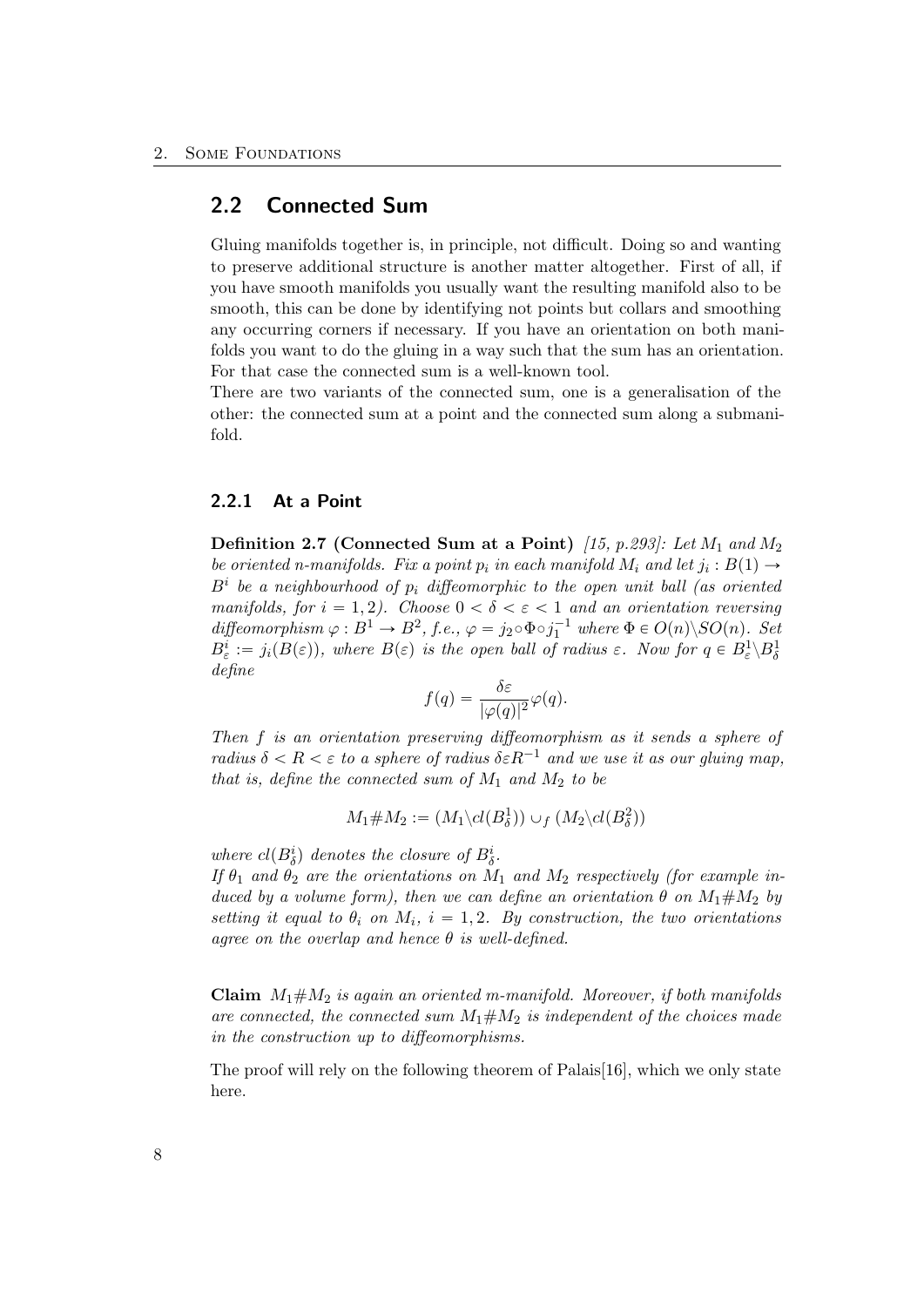## 2.2 Connected Sum

Gluing manifolds together is, in principle, not difficult. Doing so and wanting to preserve additional structure is another matter altogether. First of all, if you have smooth manifolds you usually want the resulting manifold also to be smooth, this can be done by identifying not points but collars and smoothing any occurring corners if necessary. If you have an orientation on both manifolds you want to do the gluing in a way such that the sum has an orientation. For that case the connected sum is a well-known tool.

There are two variants of the connected sum, one is a generalisation of the other: the connected sum at a point and the connected sum along a submanifold.

### 2.2.1 At a Point

**Definition 2.7 (Connected Sum at a Point)** *[15, p.293]: Let $M_1$ and $M_2$ be oriented n-manifolds. Fix a point $p_i$ in each manifold $M_i$ and let $j_i : B(1) \to B^i$ be a neighbourhood of $p_i$ diffeomorphic to the open unit ball (as oriented manifolds, for $i = 1, 2$). Choose $0 < \delta < \varepsilon < 1$ and an orientation reversing diffeomorphism $\varphi : B^1 \to B^2$, f.e., $\varphi = j_2 \circ \Phi \circ j_1^{-1}$ where $\Phi \in O(n) \backslash SO(n)$. Set $B^i_\varepsilon := j_i(B(\varepsilon))$, where $B(\varepsilon)$ is the open ball of radius $\varepsilon$. Now for $q \in B^1_\varepsilon \backslash B^1_\delta$ define*

$$f(q) = \frac{\delta\varepsilon}{|\varphi(q)|^2}\varphi(q).$$

*Then $f$ is an orientation preserving diffeomorphism as it sends a sphere of radius $\delta < R < \varepsilon$ to a sphere of radius $\delta\varepsilon R^{-1}$ and we use it as our gluing map, that is, define the connected sum of $M_1$ and $M_2$ to be*

$$M_1 \# M_2 := (M_1 \backslash cl(B^1_\delta)) \cup_f (M_2 \backslash cl(B^2_\delta))$$

*where $cl(B^i_\delta)$ denotes the closure of $B^i_\delta$.*

*If $\theta_1$ and $\theta_2$ are the orientations on $M_1$ and $M_2$ respectively (for example induced by a volume form), then we can define an orientation $\theta$ on $M_1 \# M_2$ by setting it equal to $\theta_i$ on $M_i$, $i = 1, 2$. By construction, the two orientations agree on the overlap and hence $\theta$ is well-defined.*

**Claim** *$M_1 \# M_2$ is again an oriented m-manifold. Moreover, if both manifolds are connected, the connected sum $M_1 \# M_2$ is independent of the choices made in the construction up to diffeomorphisms.*

The proof will rely on the following theorem of Palais[16], which we only state here.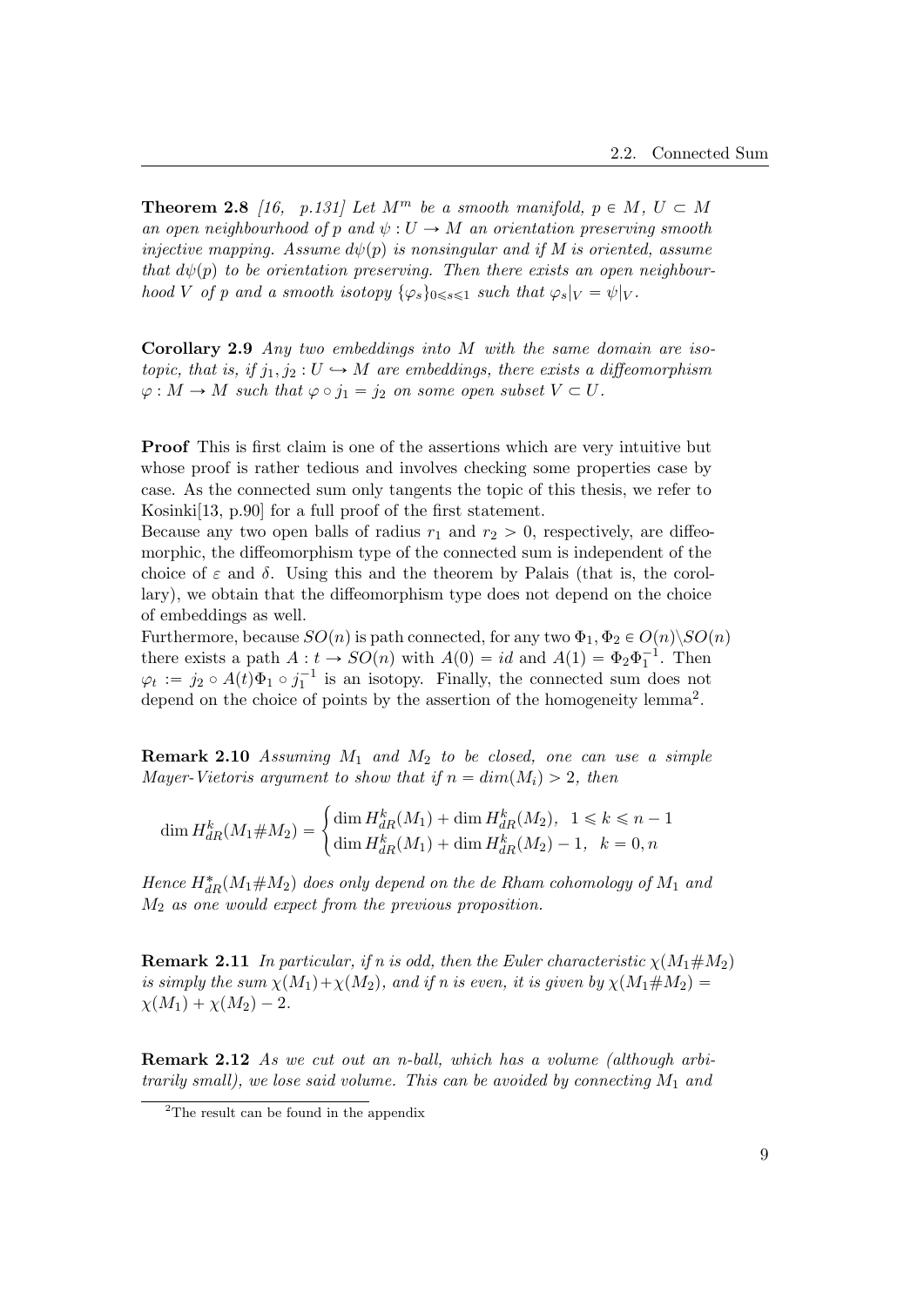**Theorem 2.8** *[16, p.131] Let $M^m$ be a smooth manifold, $p \in M$, $U \subset M$ an open neighbourhood of $p$ and $\psi : U \to M$ an orientation preserving smooth injective mapping. Assume $d\psi(p)$ is nonsingular and if $M$ is oriented, assume that $d\psi(p)$ to be orientation preserving. Then there exists an open neighbourhood $V$ of $p$ and a smooth isotopy $\{\varphi_s\}_{0 \leqslant s \leqslant 1}$ such that $\varphi_s|_V = \psi|_V$.*

**Corollary 2.9** *Any two embeddings into $M$ with the same domain are isotopic, that is, if $j_1, j_2 : U \hookrightarrow M$ are embeddings, there exists a diffeomorphism $\varphi : M \to M$ such that $\varphi \circ j_1 = j_2$ on some open subset $V \subset U$.*

**Proof** This is first claim is one of the assertions which are very intuitive but whose proof is rather tedious and involves checking some properties case by case. As the connected sum only tangents the topic of this thesis, we refer to Kosinki[13, p.90] for a full proof of the first statement.
Because any two open balls of radius $r_1$ and $r_2 > 0$, respectively, are diffeomorphic, the diffeomorphism type of the connected sum is independent of the choice of $\varepsilon$ and $\delta$. Using this and the theorem by Palais (that is, the corollary), we obtain that the diffeomorphism type does not depend on the choice of embeddings as well.
Furthermore, because $SO(n)$ is path connected, for any two $\Phi_1, \Phi_2 \in O(n) \backslash SO(n)$ there exists a path $A : t \to SO(n)$ with $A(0) = id$ and $A(1) = \Phi_2 \Phi_1^{-1}$. Then $\varphi_t := j_2 \circ A(t)\Phi_1 \circ j_1^{-1}$ is an isotopy. Finally, the connected sum does not depend on the choice of points by the assertion of the homogeneity lemma[2].

**Remark 2.10** *Assuming $M_1$ and $M_2$ to be closed, one can use a simple Mayer-Vietoris argument to show that if $n = dim(M_i) > 2$, then*

$$\dim H^k_{dR}(M_1 \# M_2) = \begin{cases} \dim H^k_{dR}(M_1) + \dim H^k_{dR}(M_2), & 1 \leqslant k \leqslant n-1 \\ \dim H^k_{dR}(M_1) + \dim H^k_{dR}(M_2) - 1, & k = 0, n \end{cases}$$

*Hence $H^*_{dR}(M_1 \# M_2)$ does only depend on the de Rham cohomology of $M_1$ and $M_2$ as one would expect from the previous proposition.*

**Remark 2.11** *In particular, if $n$ is odd, then the Euler characteristic $\chi(M_1 \# M_2)$ is simply the sum $\chi(M_1) + \chi(M_2)$, and if $n$ is even, it is given by $\chi(M_1 \# M_2) = \chi(M_1) + \chi(M_2) - 2$.*

**Remark 2.12** *As we cut out an $n$-ball, which has a volume (although arbitrarily small), we lose said volume. This can be avoided by connecting $M_1$ and*

[2] The result can be found in the appendix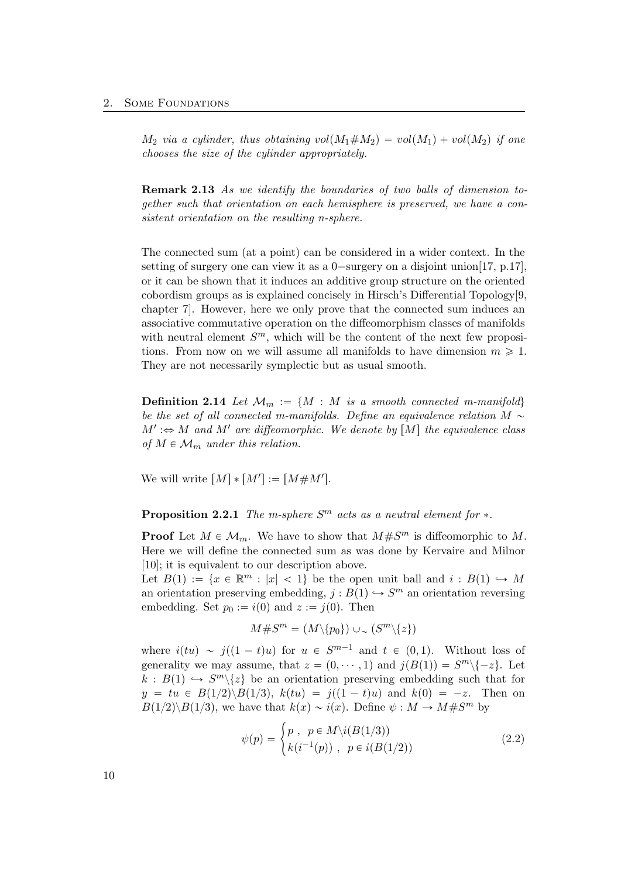*$M_2$ via a cylinder, thus obtaining $vol(M_1 \# M_2) = vol(M_1) + vol(M_2)$ if one chooses the size of the cylinder appropriately.*

**Remark 2.13** *As we identify the boundaries of two balls of dimension together such that orientation on each hemisphere is preserved, we have a consistent orientation on the resulting n-sphere.*

The connected sum (at a point) can be considered in a wider context. In the setting of surgery one can view it as a $0-$surgery on a disjoint union[17, p.17], or it can be shown that it induces an additive group structure on the oriented cobordism groups as is explained concisely in Hirsch's Differential Topology[9, chapter 7]. However, here we only prove that the connected sum induces an associative commutative operation on the diffeomorphism classes of manifolds with neutral element $S^m$, which will be the content of the next few propositions. From now on we will assume all manifolds to have dimension $m \geqslant 1$. They are not necessarily symplectic but as usual smooth.

**Definition 2.14** *Let $\mathcal{M}_m := \{M : M$ is a smooth connected m-manifold$\}$ be the set of all connected m-manifolds. Define an equivalence relation $M \sim M' :\Leftrightarrow M$ and $M'$ are diffeomorphic. We denote by $[M]$ the equivalence class of $M \in \mathcal{M}_m$ under this relation.*

We will write $[M] * [M'] := [M \# M']$.

**Proposition 2.2.1** *The m-sphere $S^m$ acts as a neutral element for $*$.*

**Proof** Let $M \in \mathcal{M}_m$. We have to show that $M \# S^m$ is diffeomorphic to $M$. Here we will define the connected sum as was done by Kervaire and Milnor [10]; it is equivalent to our description above.
Let $B(1) := \{x \in \mathbb{R}^m : |x| < 1\}$ be the open unit ball and $i : B(1) \hookrightarrow M$ an orientation preserving embedding, $j : B(1) \hookrightarrow S^m$ an orientation reversing embedding. Set $p_0 := i(0)$ and $z := j(0)$. Then

$$M \# S^m = (M \backslash \{p_0\}) \cup_\sim (S^m \backslash \{z\})$$

where $i(tu) \sim j((1-t)u)$ for $u \in S^{m-1}$ and $t \in (0,1)$. Without loss of generality we may assume, that $z = (0, \cdots, 1)$ and $j(B(1)) = S^m \backslash \{-z\}$. Let $k : B(1) \hookrightarrow S^m \backslash \{z\}$ be an orientation preserving embedding such that for $y = tu \in B(1/2) \backslash B(1/3)$, $k(tu) = j((1-t)u)$ and $k(0) = -z$. Then on $B(1/2) \backslash B(1/3)$, we have that $k(x) \sim i(x)$. Define $\psi : M \to M \# S^m$ by

$$\psi(p) = \begin{cases} p \ , \ \ p \in M \backslash i(B(1/3)) \\ k(i^{-1}(p)) \ , \ \ p \in i(B(1/2)) \end{cases} \tag{2.2}$$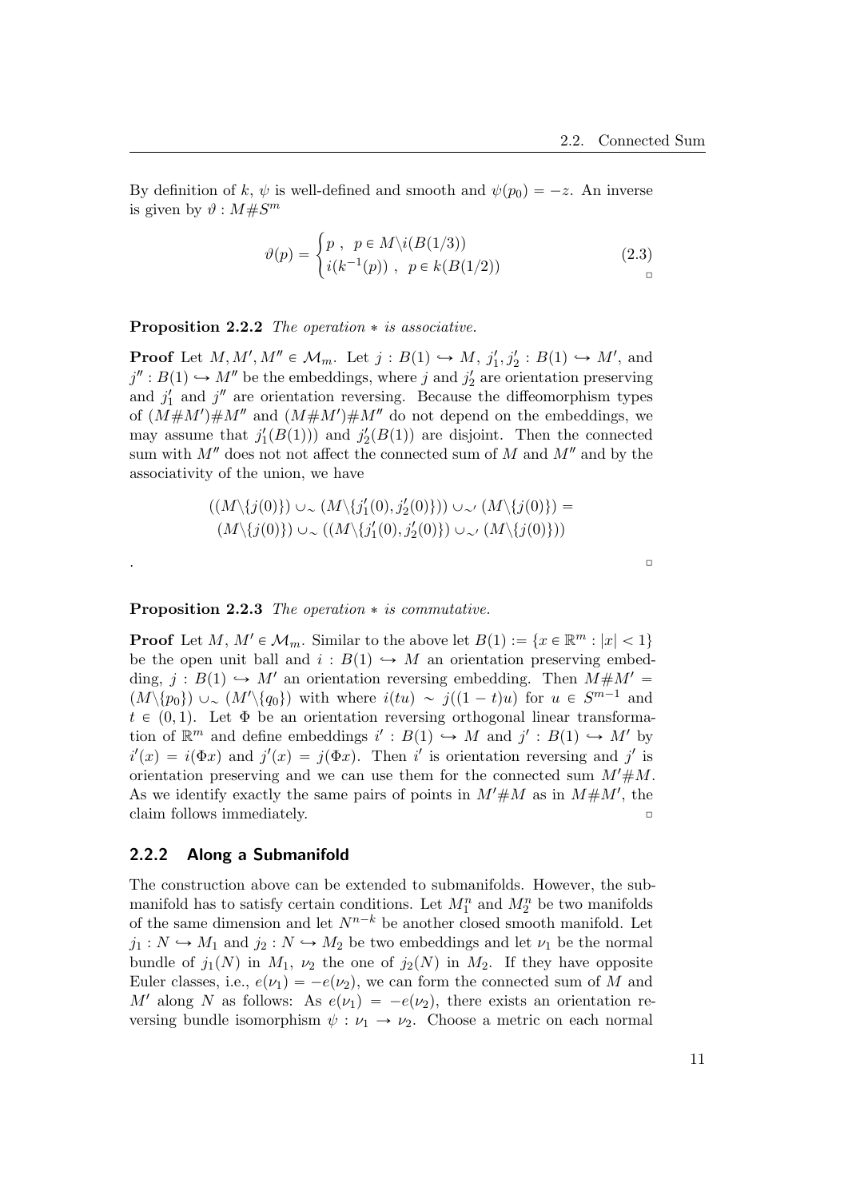By definition of $k$, $\psi$ is well-defined and smooth and $\psi(p_0) = -z$. An inverse is given by $\vartheta : M\#S^m$

$$\vartheta(p) = \begin{cases} p \ , & p \in M\backslash i(B(1/3)) \\ i(k^{-1}(p)) \ , & p \in k(B(1/2)) \end{cases} \tag{2.3}$$

□

**Proposition 2.2.2** *The operation $*$ is associative.*

**Proof** Let $M, M', M'' \in \mathcal{M}_m$. Let $j : B(1) \hookrightarrow M$, $j'_1, j'_2 : B(1) \hookrightarrow M'$, and $j'' : B(1) \hookrightarrow M''$ be the embeddings, where $j$ and $j'_2$ are orientation preserving and $j'_1$ and $j''$ are orientation reversing. Because the diffeomorphism types of $(M\#M')\#M''$ and $(M\#M')\#M''$ do not depend on the embeddings, we may assume that $j'_1(B(1)))$ and $j'_2(B(1))$ are disjoint. Then the connected sum with $M''$ does not not affect the connected sum of $M$ and $M''$ and by the associativity of the union, we have

$$((M\backslash\{j(0)\}) \cup_\sim (M\backslash\{j'_1(0), j'_2(0)\})) \cup_{\sim'} (M\backslash\{j(0)\}) =$$
$$(M\backslash\{j(0)\}) \cup_\sim ((M\backslash\{j'_1(0), j'_2(0)\}) \cup_{\sim'} (M\backslash\{j(0)\}))$$

. □

**Proposition 2.2.3** *The operation $*$ is commutative.*

**Proof** Let $M$, $M' \in \mathcal{M}_m$. Similar to the above let $B(1) := \{x \in \mathbb{R}^m : |x| < 1\}$ be the open unit ball and $i : B(1) \hookrightarrow M$ an orientation preserving embedding, $j : B(1) \hookrightarrow M'$ an orientation reversing embedding. Then $M\#M' = (M\backslash\{p_0\}) \cup_\sim (M'\backslash\{q_0\})$ with where $i(tu) \sim j((1-t)u)$ for $u \in S^{m-1}$ and $t \in (0, 1)$. Let $\Phi$ be an orientation reversing orthogonal linear transformation of $\mathbb{R}^m$ and define embeddings $i' : B(1) \hookrightarrow M$ and $j' : B(1) \hookrightarrow M'$ by $i'(x) = i(\Phi x)$ and $j'(x) = j(\Phi x)$. Then $i'$ is orientation reversing and $j'$ is orientation preserving and we can use them for the connected sum $M'\#M$. As we identify exactly the same pairs of points in $M'\#M$ as in $M\#M'$, the claim follows immediately. □

### 2.2.2 Along a Submanifold

The construction above can be extended to submanifolds. However, the submanifold has to satisfy certain conditions. Let $M_1^n$ and $M_2^n$ be two manifolds of the same dimension and let $N^{n-k}$ be another closed smooth manifold. Let $j_1 : N \hookrightarrow M_1$ and $j_2 : N \hookrightarrow M_2$ be two embeddings and let $\nu_1$ be the normal bundle of $j_1(N)$ in $M_1$, $\nu_2$ the one of $j_2(N)$ in $M_2$. If they have opposite Euler classes, i.e., $e(\nu_1) = -e(\nu_2)$, we can form the connected sum of $M$ and $M'$ along $N$ as follows: As $e(\nu_1) = -e(\nu_2)$, there exists an orientation reversing bundle isomorphism $\psi : \nu_1 \to \nu_2$. Choose a metric on each normal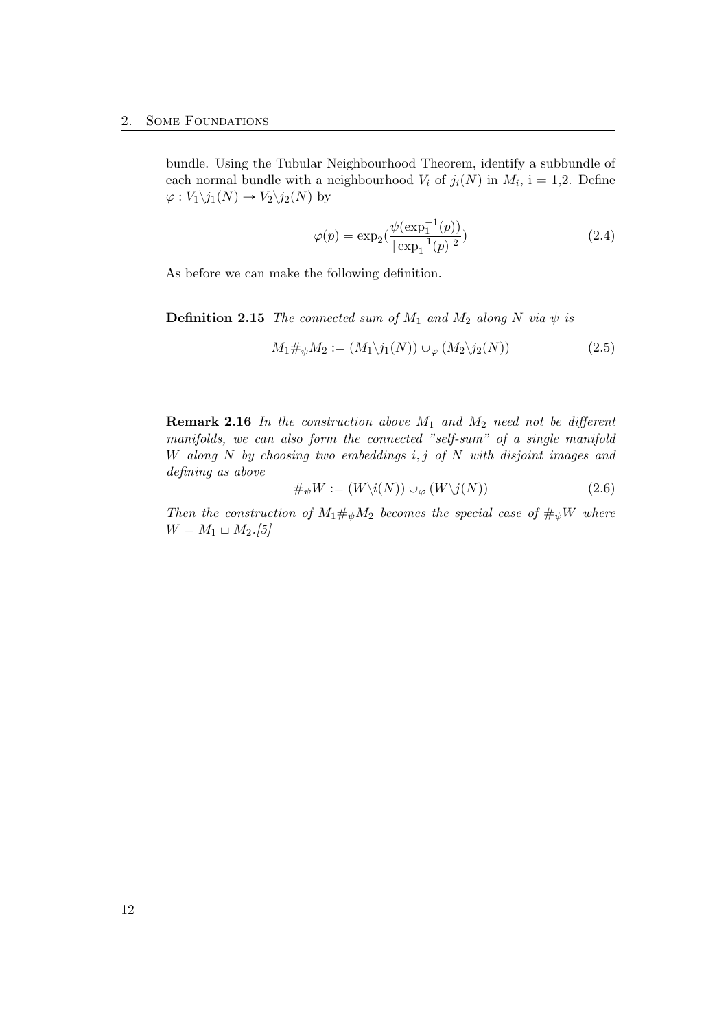bundle. Using the Tubular Neighbourhood Theorem, identify a subbundle of each normal bundle with a neighbourhood $V_i$ of $j_i(N)$ in $M_i$, i = 1,2. Define $\varphi : V_1 \backslash j_1(N) \to V_2 \backslash j_2(N)$ by

$$\varphi(p) = \exp_2\left(\frac{\psi(\exp_1^{-1}(p))}{|\exp_1^{-1}(p)|^2}\right) \tag{2.4}$$

As before we can make the following definition.

**Definition 2.15** *The connected sum of $M_1$ and $M_2$ along $N$ via $\psi$ is*

$$M_1 \#_\psi M_2 := (M_1 \backslash j_1(N)) \cup_\varphi (M_2 \backslash j_2(N)) \tag{2.5}$$

**Remark 2.16** *In the construction above $M_1$ and $M_2$ need not be different manifolds, we can also form the connected "self-sum" of a single manifold $W$ along $N$ by choosing two embeddings $i, j$ of $N$ with disjoint images and defining as above*

$$\#_\psi W := (W \backslash i(N)) \cup_\varphi (W \backslash j(N)) \tag{2.6}$$

*Then the construction of $M_1 \#_\psi M_2$ becomes the special case of $\#_\psi W$ where $W = M_1 \sqcup M_2$.[5]*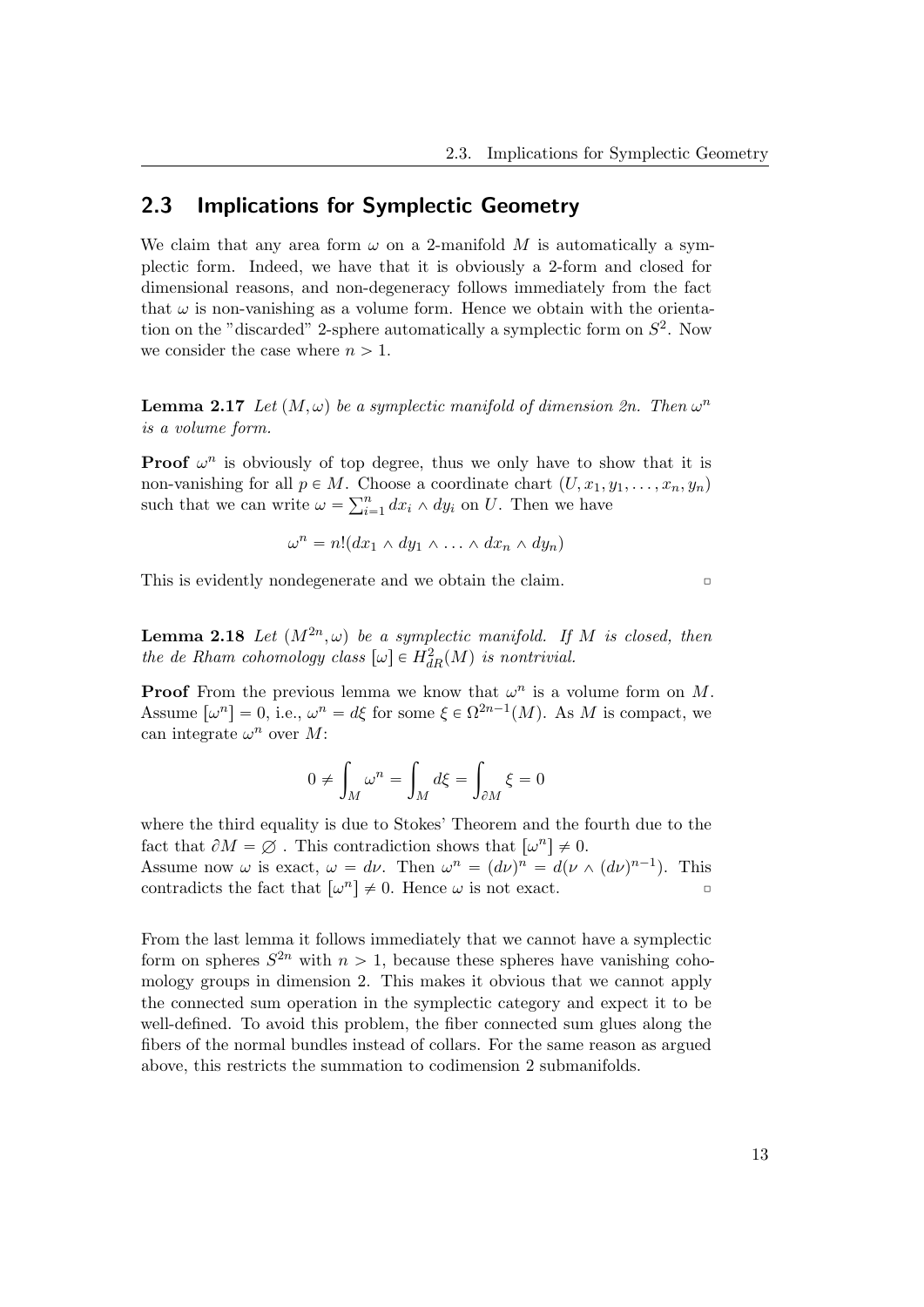## 2.3 Implications for Symplectic Geometry

We claim that any area form $\omega$ on a 2-manifold $M$ is automatically a symplectic form. Indeed, we have that it is obviously a 2-form and closed for dimensional reasons, and non-degeneracy follows immediately from the fact that $\omega$ is non-vanishing as a volume form. Hence we obtain with the orientation on the "discarded" 2-sphere automatically a symplectic form on $S^2$. Now we consider the case where $n > 1$.

**Lemma 2.17** *Let $(M, \omega)$ be a symplectic manifold of dimension $2n$. Then $\omega^n$ is a volume form.*

**Proof** $\omega^n$ is obviously of top degree, thus we only have to show that it is non-vanishing for all $p \in M$. Choose a coordinate chart $(U, x_1, y_1, \dots, x_n, y_n)$ such that we can write $\omega = \sum_{i=1}^n dx_i \wedge dy_i$ on $U$. Then we have

$$\omega^n = n!(dx_1 \wedge dy_1 \wedge \dots \wedge dx_n \wedge dy_n)$$

This is evidently nondegenerate and we obtain the claim. ▫

**Lemma 2.18** *Let $(M^{2n}, \omega)$ be a symplectic manifold. If $M$ is closed, then the de Rham cohomology class $[\omega] \in H^2_{dR}(M)$ is nontrivial.*

**Proof** From the previous lemma we know that $\omega^n$ is a volume form on $M$. Assume $[\omega^n] = 0$, i.e., $\omega^n = d\xi$ for some $\xi \in \Omega^{2n-1}(M)$. As $M$ is compact, we can integrate $\omega^n$ over $M$:

$$0 \neq \int_M \omega^n = \int_M d\xi = \int_{\partial M} \xi = 0$$

where the third equality is due to Stokes' Theorem and the fourth due to the fact that $\partial M = \varnothing$ . This contradiction shows that $[\omega^n] \neq 0$.
Assume now $\omega$ is exact, $\omega = d\nu$. Then $\omega^n = (d\nu)^n = d(\nu \wedge (d\nu)^{n-1})$. This contradicts the fact that $[\omega^n] \neq 0$. Hence $\omega$ is not exact. ▫

From the last lemma it follows immediately that we cannot have a symplectic form on spheres $S^{2n}$ with $n > 1$, because these spheres have vanishing cohomology groups in dimension 2. This makes it obvious that we cannot apply the connected sum operation in the symplectic category and expect it to be well-defined. To avoid this problem, the fiber connected sum glues along the fibers of the normal bundles instead of collars. For the same reason as argued above, this restricts the summation to codimension 2 submanifolds.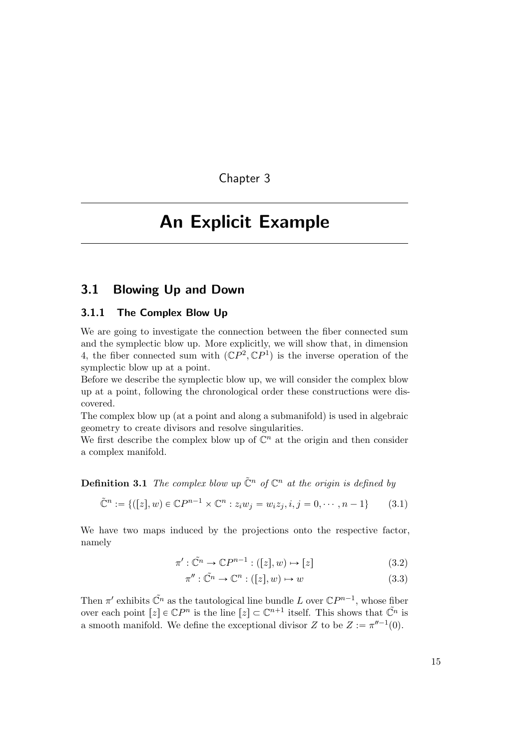# Chapter 3

# An Explicit Example

## 3.1 Blowing Up and Down

### 3.1.1 The Complex Blow Up

We are going to investigate the connection between the fiber connected sum and the symplectic blow up. More explicitly, we will show that, in dimension 4, the fiber connected sum with $(\mathbb{C}P^2, \mathbb{C}P^1)$ is the inverse operation of the symplectic blow up at a point.

Before we describe the symplectic blow up, we will consider the complex blow up at a point, following the chronological order these constructions were discovered.

The complex blow up (at a point and along a submanifold) is used in algebraic geometry to create divisors and resolve singularities.

We first describe the complex blow up of $\mathbb{C}^n$ at the origin and then consider a complex manifold.

**Definition 3.1** *The complex blow up $\tilde{\mathbb{C}}^n$ of $\mathbb{C}^n$ at the origin is defined by*

$$\tilde{\mathbb{C}}^n := \{([z], w) \in \mathbb{C}P^{n-1} \times \mathbb{C}^n : z_i w_j = w_i z_j, i, j = 0, \cdots, n-1\} \tag{3.1}$$

We have two maps induced by the projections onto the respective factor, namely

$$\pi' : \tilde{\mathbb{C}}^n \to \mathbb{C}P^{n-1} : ([z], w) \mapsto [z] \tag{3.2}$$

$$\pi'' : \tilde{\mathbb{C}}^n \to \mathbb{C}^n : ([z], w) \mapsto w \tag{3.3}$$

Then $\pi'$ exhibits $\tilde{\mathbb{C}}^n$ as the tautological line bundle $L$ over $\mathbb{C}P^{n-1}$, whose fiber over each point $[z] \in \mathbb{C}P^n$ is the line $[z] \subset \mathbb{C}^{n+1}$ itself. This shows that $\tilde{\mathbb{C}}^n$ is a smooth manifold. We define the exceptional divisor $Z$ to be $Z := \pi''^{-1}(0)$.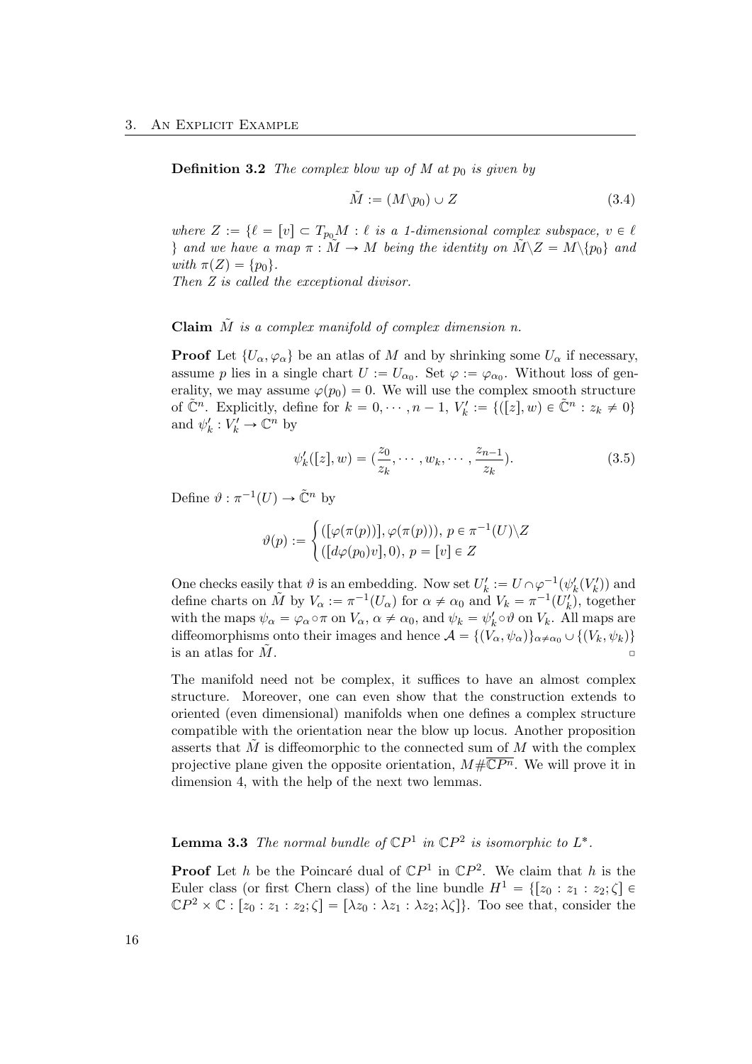**Definition 3.2** *The complex blow up of $M$ at $p_0$ is given by*

$$\tilde{M} := (M \backslash p_0) \cup Z \tag{3.4}$$

*where $Z := \{\ell = [v] \subset T_{p_0}M : \ell$ is a 1-dimensional complex subspace, $v \in \ell$ $\}$ and we have a map $\pi : \tilde{M} \to M$ being the identity on $\tilde{M}\backslash Z = M\backslash\{p_0\}$ and with $\pi(Z) = \{p_0\}$.*
*Then $Z$ is called the exceptional divisor.*

**Claim** *$\tilde{M}$ is a complex manifold of complex dimension $n$.*

**Proof** Let $\{U_\alpha, \varphi_\alpha\}$ be an atlas of $M$ and by shrinking some $U_\alpha$ if necessary, assume $p$ lies in a single chart $U := U_{\alpha_0}$. Set $\varphi := \varphi_{\alpha_0}$. Without loss of generality, we may assume $\varphi(p_0) = 0$. We will use the complex smooth structure of $\tilde{\mathbb{C}}^n$. Explicitly, define for $k = 0, \cdots, n-1$, $V'_k := \{([z], w) \in \tilde{\mathbb{C}}^n : z_k \neq 0\}$ and $\psi'_k : V'_k \to \mathbb{C}^n$ by

$$\psi'_k([z], w) = (\frac{z_0}{z_k}, \cdots, w_k, \cdots, \frac{z_{n-1}}{z_k}). \tag{3.5}$$

Define $\vartheta : \pi^{-1}(U) \to \tilde{\mathbb{C}}^n$ by

$$\vartheta(p) := \begin{cases} ([\varphi(\pi(p))], \varphi(\pi(p))),\ p \in \pi^{-1}(U)\backslash Z \\ ([d\varphi(p_0)v], 0),\ p = [v] \in Z \end{cases}$$

One checks easily that $\vartheta$ is an embedding. Now set $U'_k := U \cap \varphi^{-1}(\psi'_k(V'_k))$ and define charts on $\tilde{M}$ by $V_\alpha := \pi^{-1}(U_\alpha)$ for $\alpha \neq \alpha_0$ and $V_k = \pi^{-1}(U'_k)$, together with the maps $\psi_\alpha = \varphi_\alpha \circ \pi$ on $V_\alpha$, $\alpha \neq \alpha_0$, and $\psi_k = \psi'_k \circ \vartheta$ on $V_k$. All maps are diffeomorphisms onto their images and hence $\mathcal{A} = \{(V_\alpha, \psi_\alpha)\}_{\alpha \neq \alpha_0} \cup \{(V_k, \psi_k)\}$ is an atlas for $\tilde{M}$. $\square$

The manifold need not be complex, it suffices to have an almost complex structure. Moreover, one can even show that the construction extends to oriented (even dimensional) manifolds when one defines a complex structure compatible with the orientation near the blow up locus. Another proposition asserts that $\tilde{M}$ is diffeomorphic to the connected sum of $M$ with the complex projective plane given the opposite orientation, $M \# \overline{\mathbb{C}P^n}$. We will prove it in dimension 4, with the help of the next two lemmas.

**Lemma 3.3** *The normal bundle of $\mathbb{C}P^1$ in $\mathbb{C}P^2$ is isomorphic to $L^*$.*

**Proof** Let $h$ be the Poincaré dual of $\mathbb{C}P^1$ in $\mathbb{C}P^2$. We claim that $h$ is the Euler class (or first Chern class) of the line bundle $H^1 = \{[z_0 : z_1 : z_2; \zeta] \in \mathbb{C}P^2 \times \mathbb{C} : [z_0 : z_1 : z_2; \zeta] = [\lambda z_0 : \lambda z_1 : \lambda z_2; \lambda\zeta]\}$. Too see that, consider the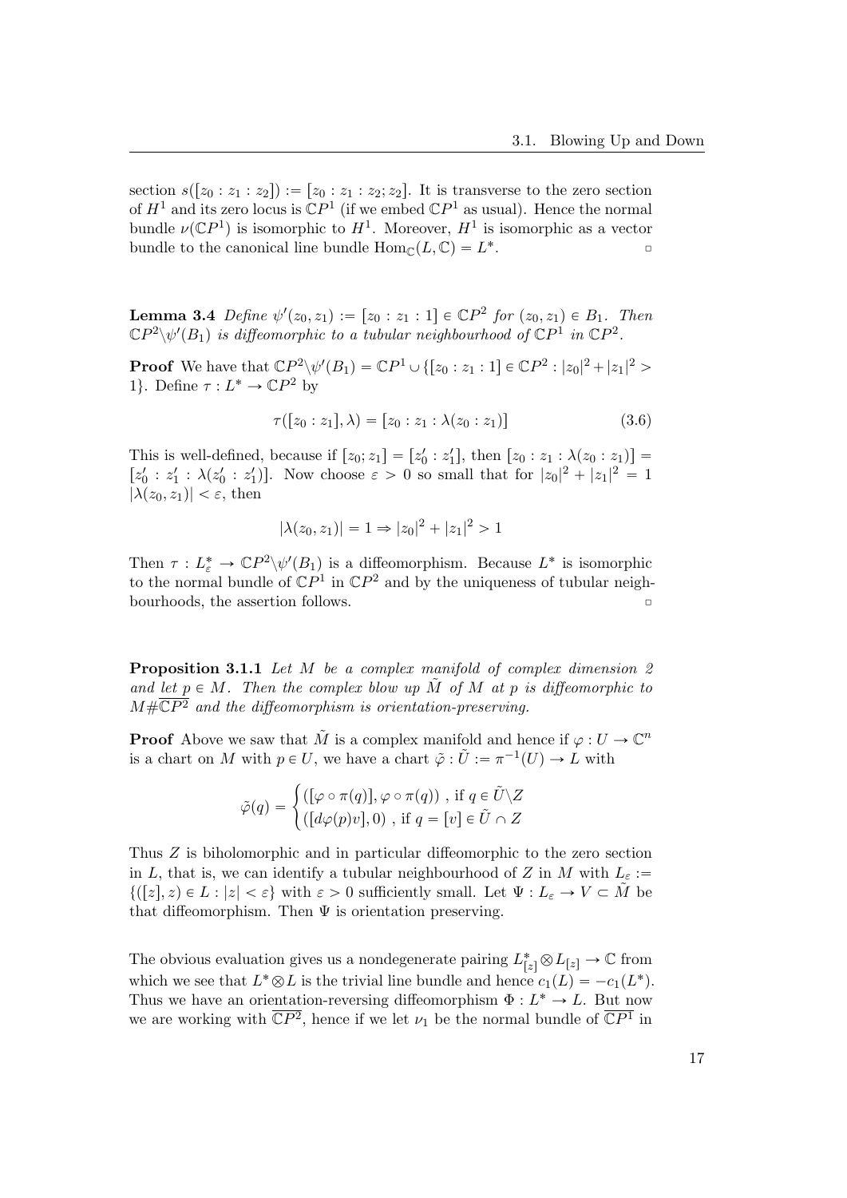section $s([z_0 : z_1 : z_2]) := [z_0 : z_1 : z_2; z_2]$. It is transverse to the zero section of $H^1$ and its zero locus is $\mathbb{C}P^1$ (if we embed $\mathbb{C}P^1$ as usual). Hence the normal bundle $\nu(\mathbb{C}P^1)$ is isomorphic to $H^1$. Moreover, $H^1$ is isomorphic as a vector bundle to the canonical line bundle $\mathrm{Hom}_{\mathbb{C}}(L, \mathbb{C}) = L^*$. ▫

**Lemma 3.4** *Define $\psi'(z_0, z_1) := [z_0 : z_1 : 1] \in \mathbb{C}P^2$ for $(z_0, z_1) \in B_1$. Then $\mathbb{C}P^2 \backslash \psi'(B_1)$ is diffeomorphic to a tubular neighbourhood of $\mathbb{C}P^1$ in $\mathbb{C}P^2$.*

**Proof** We have that $\mathbb{C}P^2 \backslash \psi'(B_1) = \mathbb{C}P^1 \cup \{[z_0 : z_1 : 1] \in \mathbb{C}P^2 : |z_0|^2 + |z_1|^2 > 1\}$. Define $\tau : L^* \to \mathbb{C}P^2$ by

$$\tau([z_0 : z_1], \lambda) = [z_0 : z_1 : \lambda(z_0 : z_1)] \tag{3.6}$$

This is well-defined, because if $[z_0; z_1] = [z_0' : z_1']$, then $[z_0 : z_1 : \lambda(z_0 : z_1)] = [z_0' : z_1' : \lambda(z_0' : z_1')]$. Now choose $\varepsilon > 0$ so small that for $|z_0|^2 + |z_1|^2 = 1$ $|\lambda(z_0, z_1)| < \varepsilon$, then

$$|\lambda(z_0, z_1)| = 1 \Rightarrow |z_0|^2 + |z_1|^2 > 1$$

Then $\tau : L^*_\varepsilon \to \mathbb{C}P^2 \backslash \psi'(B_1)$ is a diffeomorphism. Because $L^*$ is isomorphic to the normal bundle of $\mathbb{C}P^1$ in $\mathbb{C}P^2$ and by the uniqueness of tubular neighbourhoods, the assertion follows. ▫

**Proposition 3.1.1** *Let $M$ be a complex manifold of complex dimension 2 and let $p \in M$. Then the complex blow up $\tilde{M}$ of $M$ at $p$ is diffeomorphic to $M \# \overline{\mathbb{C}P^2}$ and the diffeomorphism is orientation-preserving.*

**Proof** Above we saw that $\tilde{M}$ is a complex manifold and hence if $\varphi : U \to \mathbb{C}^n$ is a chart on $M$ with $p \in U$, we have a chart $\tilde{\varphi} : \tilde{U} := \pi^{-1}(U) \to L$ with

$$\tilde{\varphi}(q) = \begin{cases} ([\varphi \circ \pi(q)], \varphi \circ \pi(q)) \text{ , if } q \in \tilde{U} \backslash Z \\ ([d\varphi(p)v], 0) \text{ , if } q = [v] \in \tilde{U} \cap Z \end{cases}$$

Thus $Z$ is biholomorphic and in particular diffeomorphic to the zero section in $L$, that is, we can identify a tubular neighbourhood of $Z$ in $M$ with $L_\varepsilon := \{([z], z) \in L : |z| < \varepsilon\}$ with $\varepsilon > 0$ sufficiently small. Let $\Psi : L_\varepsilon \to V \subset \tilde{M}$ be that diffeomorphism. Then $\Psi$ is orientation preserving.

The obvious evaluation gives us a nondegenerate pairing $L^*_{[z]} \otimes L_{[z]} \to \mathbb{C}$ from which we see that $L^* \otimes L$ is the trivial line bundle and hence $c_1(L) = -c_1(L^*)$. Thus we have an orientation-reversing diffeomorphism $\Phi : L^* \to L$. But now we are working with $\overline{\mathbb{C}P^2}$, hence if we let $\nu_1$ be the normal bundle of $\overline{\mathbb{C}P^1}$ in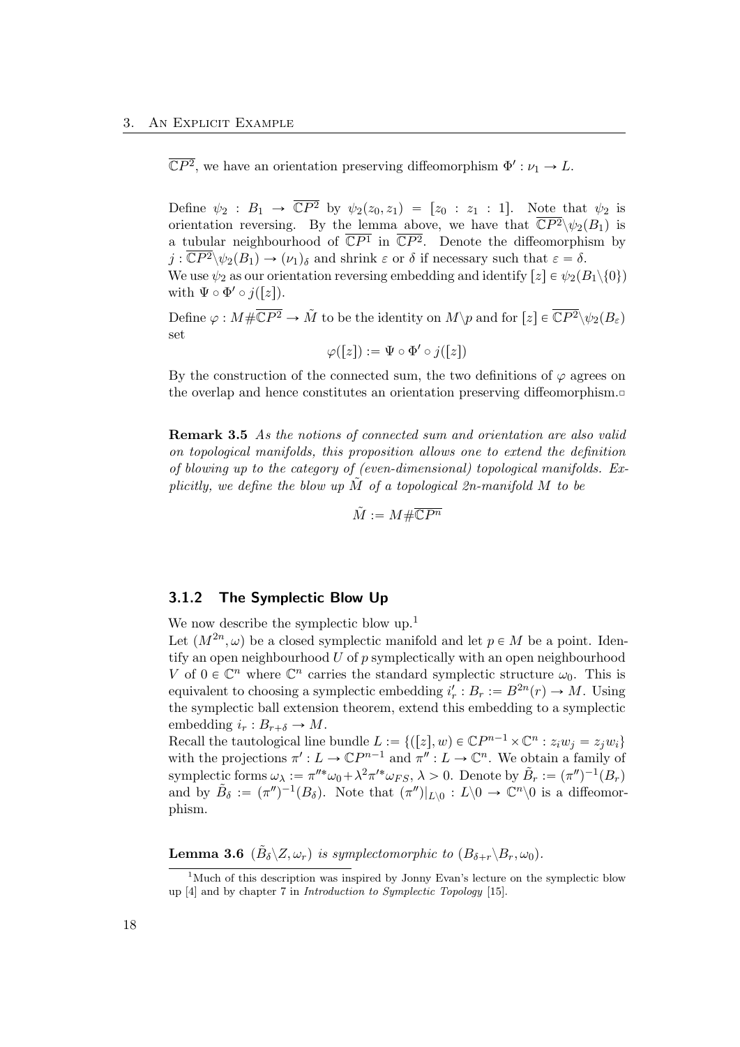$\overline{\mathbb{C}P^2}$, we have an orientation preserving diffeomorphism $\Phi' : \nu_1 \to L$.

Define $\psi_2 : B_1 \to \overline{\mathbb{C}P^2}$ by $\psi_2(z_0, z_1) = [z_0 : z_1 : 1]$. Note that $\psi_2$ is orientation reversing. By the lemma above, we have that $\overline{\mathbb{C}P^2} \backslash \psi_2(B_1)$ is a tubular neighbourhood of $\overline{\mathbb{C}P^1}$ in $\overline{\mathbb{C}P^2}$. Denote the diffeomorphism by $j : \overline{\mathbb{C}P^2} \backslash \psi_2(B_1) \to (\nu_1)_\delta$ and shrink $\varepsilon$ or $\delta$ if necessary such that $\varepsilon = \delta$.
We use $\psi_2$ as our orientation reversing embedding and identify $[z] \in \psi_2(B_1 \backslash \{0\})$ with $\Psi \circ \Phi' \circ j([z])$.

Define $\varphi : M \# \overline{\mathbb{C}P^2} \to \tilde{M}$ to be the identity on $M \backslash p$ and for $[z] \in \overline{\mathbb{C}P^2} \backslash \psi_2(B_\varepsilon)$ set

$$\varphi([z]) := \Psi \circ \Phi' \circ j([z])$$

By the construction of the connected sum, the two definitions of $\varphi$ agrees on the overlap and hence constitutes an orientation preserving diffeomorphism.□

**Remark 3.5** *As the notions of connected sum and orientation are also valid on topological manifolds, this proposition allows one to extend the definition of blowing up to the category of (even-dimensional) topological manifolds. Explicitly, we define the blow up $\tilde{M}$ of a topological 2n-manifold $M$ to be*

$$\tilde{M} := M \# \overline{\mathbb{C}P^n}$$

### 3.1.2 The Symplectic Blow Up

We now describe the symplectic blow up.[1]

Let $(M^{2n}, \omega)$ be a closed symplectic manifold and let $p \in M$ be a point. Identify an open neighbourhood $U$ of $p$ symplectically with an open neighbourhood $V$ of $0 \in \mathbb{C}^n$ where $\mathbb{C}^n$ carries the standard symplectic structure $\omega_0$. This is equivalent to choosing a symplectic embedding $i'_r : B_r := B^{2n}(r) \to M$. Using the symplectic ball extension theorem, extend this embedding to a symplectic embedding $i_r : B_{r+\delta} \to M$.

Recall the tautological line bundle $L := \{([z], w) \in \mathbb{C}P^{n-1} \times \mathbb{C}^n : z_i w_j = z_j w_i\}$ with the projections $\pi' : L \to \mathbb{C}P^{n-1}$ and $\pi'' : L \to \mathbb{C}^n$. We obtain a family of symplectic forms $\omega_\lambda := \pi''^* \omega_0 + \lambda^2 \pi'^* \omega_{FS}$, $\lambda > 0$. Denote by $\tilde{B}_r := (\pi'')^{-1}(B_r)$ and by $\tilde{B}_\delta := (\pi'')^{-1}(B_\delta)$. Note that $(\pi'')|_{L \backslash 0} : L \backslash 0 \to \mathbb{C}^n \backslash 0$ is a diffeomorphism.

**Lemma 3.6** *$(\tilde{B}_\delta \backslash Z, \omega_r)$ is symplectomorphic to $(B_{\delta+r} \backslash B_r, \omega_0)$.*

[1] Much of this description was inspired by Jonny Evan's lecture on the symplectic blow up [4] and by chapter 7 in *Introduction to Symplectic Topology* [15].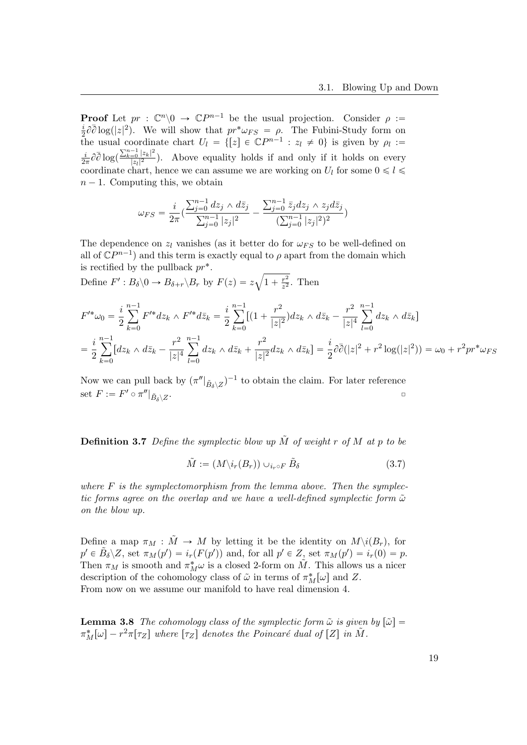**Proof** Let $pr : \mathbb{C}^n\backslash 0 \to \mathbb{C}P^{n-1}$ be the usual projection. Consider $\rho := \frac{i}{2}\partial\bar{\partial}\log(|z|^2)$. We will show that $pr^*\omega_{FS} = \rho$. The Fubini-Study form on the usual coordinate chart $U_l = \{[z] \in \mathbb{C}P^{n-1} : z_l \neq 0\}$ is given by $\rho_l := \frac{i}{2\pi}\partial\bar{\partial}\log(\frac{\sum_{k=0}^{n-1}|z_k|^2}{|z_l|^2})$. Above equality holds if and only if it holds on every coordinate chart, hence we can assume we are working on $U_l$ for some $0 \leqslant l \leqslant n-1$. Computing this, we obtain

$$\omega_{FS} = \frac{i}{2\pi}\left(\frac{\sum_{j=0}^{n-1} dz_j \wedge d\bar{z}_j}{\sum_{j=0}^{n-1}|z_j|^2} - \frac{\sum_{j=0}^{n-1}\bar{z}_j dz_j \wedge z_j d\bar{z}_j}{(\sum_{j=0}^{n-1}|z_j|^2)^2}\right)$$

The dependence on $z_l$ vanishes (as it better do for $\omega_{FS}$ to be well-defined on all of $\mathbb{C}P^{n-1}$) and this term is exactly equal to $\rho$ apart from the domain which is rectified by the pullback $pr^*$.

Define $F' : B_\delta\backslash 0 \to B_{\delta+r}\backslash B_r$ by $F(z) = z\sqrt{1+\frac{r^2}{z^2}}$. Then

$$F'^*\omega_0 = \frac{i}{2}\sum_{k=0}^{n-1} F'^*dz_k \wedge F'^*d\bar{z}_k = \frac{i}{2}\sum_{k=0}^{n-1}\left[(1+\frac{r^2}{|z|^2})dz_k \wedge d\bar{z}_k - \frac{r^2}{|z|^4}\sum_{l=0}^{n-1} dz_k \wedge d\bar{z}_k\right]$$

$$= \frac{i}{2}\sum_{k=0}^{n-1}\left[dz_k \wedge d\bar{z}_k - \frac{r^2}{|z|^4}\sum_{l=0}^{n-1} dz_k \wedge d\bar{z}_k + \frac{r^2}{|z|^2}dz_k \wedge d\bar{z}_k\right] = \frac{i}{2}\partial\bar{\partial}(|z|^2 + r^2\log(|z|^2)) = \omega_0 + r^2 pr^*\omega_{FS}$$

Now we can pull back by $(\pi''|_{\tilde{B}_\delta\backslash Z})^{-1}$ to obtain the claim. For later reference set $F := F' \circ \pi''|_{\tilde{B}_\delta\backslash Z}$. □

**Definition 3.7** *Define the symplectic blow up $\tilde{M}$ of weight $r$ of $M$ at $p$ to be*

$$\tilde{M} := (M\backslash i_r(B_r)) \cup_{i_r\circ F} \tilde{B}_\delta \tag{3.7}$$

*where $F$ is the symplectomorphism from the lemma above. Then the symplectic forms agree on the overlap and we have a well-defined symplectic form $\tilde{\omega}$ on the blow up.*

Define a map $\pi_M : \tilde{M} \to M$ by letting it be the identity on $M\backslash i(B_r)$, for $p' \in \tilde{B}_\delta\backslash Z$, set $\pi_M(p') = i_r(F(p'))$ and, for all $p' \in Z$, set $\pi_M(p') = i_r(0) = p$. Then $\pi_M$ is smooth and $\pi_M^*\omega$ is a closed 2-form on $\tilde{M}$. This allows us a nicer description of the cohomology class of $\tilde{\omega}$ in terms of $\pi_M^*[\omega]$ and $Z$.

From now on we assume our manifold to have real dimension 4.

**Lemma 3.8** *The cohomology class of the symplectic form $\tilde{\omega}$ is given by $[\tilde{\omega}] = \pi_M^*[\omega] - r^2\pi[\tau_Z]$ where $[\tau_Z]$ denotes the Poincaré dual of $[Z]$ in $\tilde{M}$.*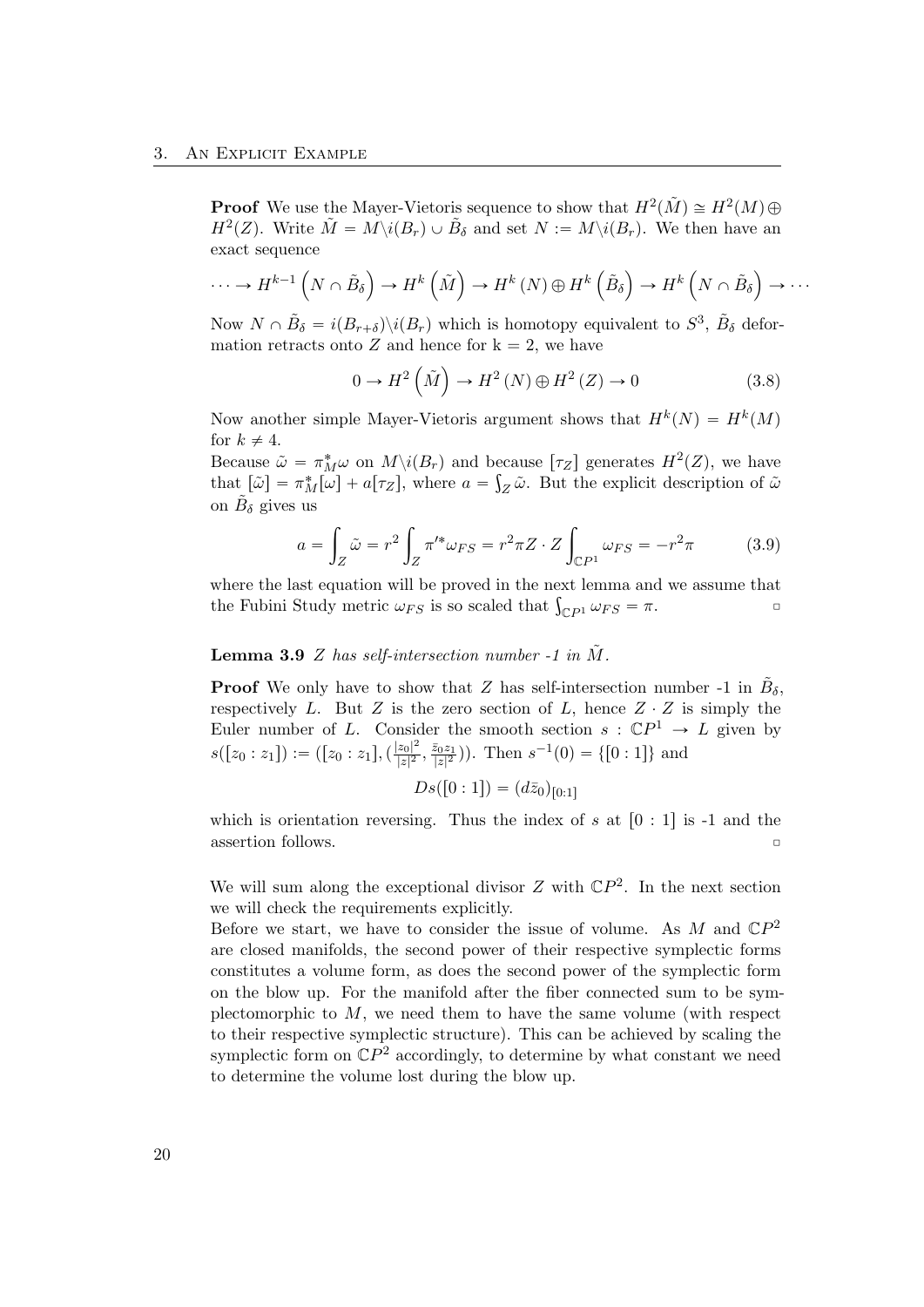**Proof** We use the Mayer-Vietoris sequence to show that $H^2(\tilde{M}) \cong H^2(M) \oplus H^2(Z)$. Write $\tilde{M} = M \backslash i(B_r) \cup \tilde{B}_\delta$ and set $N := M \backslash i(B_r)$. We then have an exact sequence

$$\cdots \to H^{k-1}\left(N \cap \tilde{B}_\delta\right) \to H^k\left(\tilde{M}\right) \to H^k\left(N\right) \oplus H^k\left(\tilde{B}_\delta\right) \to H^k\left(N \cap \tilde{B}_\delta\right) \to \cdots$$

Now $N \cap \tilde{B}_\delta = i(B_{r+\delta}) \backslash i(B_r)$ which is homotopy equivalent to $S^3$, $\tilde{B}_\delta$ deformation retracts onto $Z$ and hence for k = 2, we have

$$0 \to H^2\left(\tilde{M}\right) \to H^2\left(N\right) \oplus H^2\left(Z\right) \to 0 \tag{3.8}$$

Now another simple Mayer-Vietoris argument shows that $H^k(N) = H^k(M)$ for $k \neq 4$.
Because $\tilde{\omega} = \pi_M^* \omega$ on $M \backslash i(B_r)$ and because $[\tau_Z]$ generates $H^2(Z)$, we have that $[\tilde{\omega}] = \pi_M^*[\omega] + a[\tau_Z]$, where $a = \int_Z \tilde{\omega}$. But the explicit description of $\tilde{\omega}$ on $\tilde{B}_\delta$ gives us

$$a = \int_Z \tilde{\omega} = r^2 \int_Z \pi'^* \omega_{FS} = r^2 \pi Z \cdot Z \int_{\mathbb{C}P^1} \omega_{FS} = -r^2 \pi \tag{3.9}$$

where the last equation will be proved in the next lemma and we assume that the Fubini Study metric $\omega_{FS}$ is so scaled that $\int_{\mathbb{C}P^1} \omega_{FS} = \pi$. ▫

**Lemma 3.9** *$Z$ has self-intersection number -1 in $\tilde{M}$.*

**Proof** We only have to show that $Z$ has self-intersection number -1 in $\tilde{B}_\delta$, respectively $L$. But $Z$ is the zero section of $L$, hence $Z \cdot Z$ is simply the Euler number of $L$. Consider the smooth section $s : \mathbb{C}P^1 \to L$ given by $s([z_0 : z_1]) := ([z_0 : z_1], (\frac{|z_0|^2}{|z|^2}, \frac{\bar{z}_0 z_1}{|z|^2}))$. Then $s^{-1}(0) = \{[0 : 1]\}$ and

$$Ds([0:1]) = (d\bar{z}_0)_{[0:1]}$$

which is orientation reversing. Thus the index of $s$ at $[0 : 1]$ is -1 and the assertion follows. ▫

We will sum along the exceptional divisor $Z$ with $\mathbb{C}P^2$. In the next section we will check the requirements explicitly.
Before we start, we have to consider the issue of volume. As $M$ and $\mathbb{C}P^2$ are closed manifolds, the second power of their respective symplectic forms constitutes a volume form, as does the second power of the symplectic form on the blow up. For the manifold after the fiber connected sum to be symplectomorphic to $M$, we need them to have the same volume (with respect to their respective symplectic structure). This can be achieved by scaling the symplectic form on $\mathbb{C}P^2$ accordingly, to determine by what constant we need to determine the volume lost during the blow up.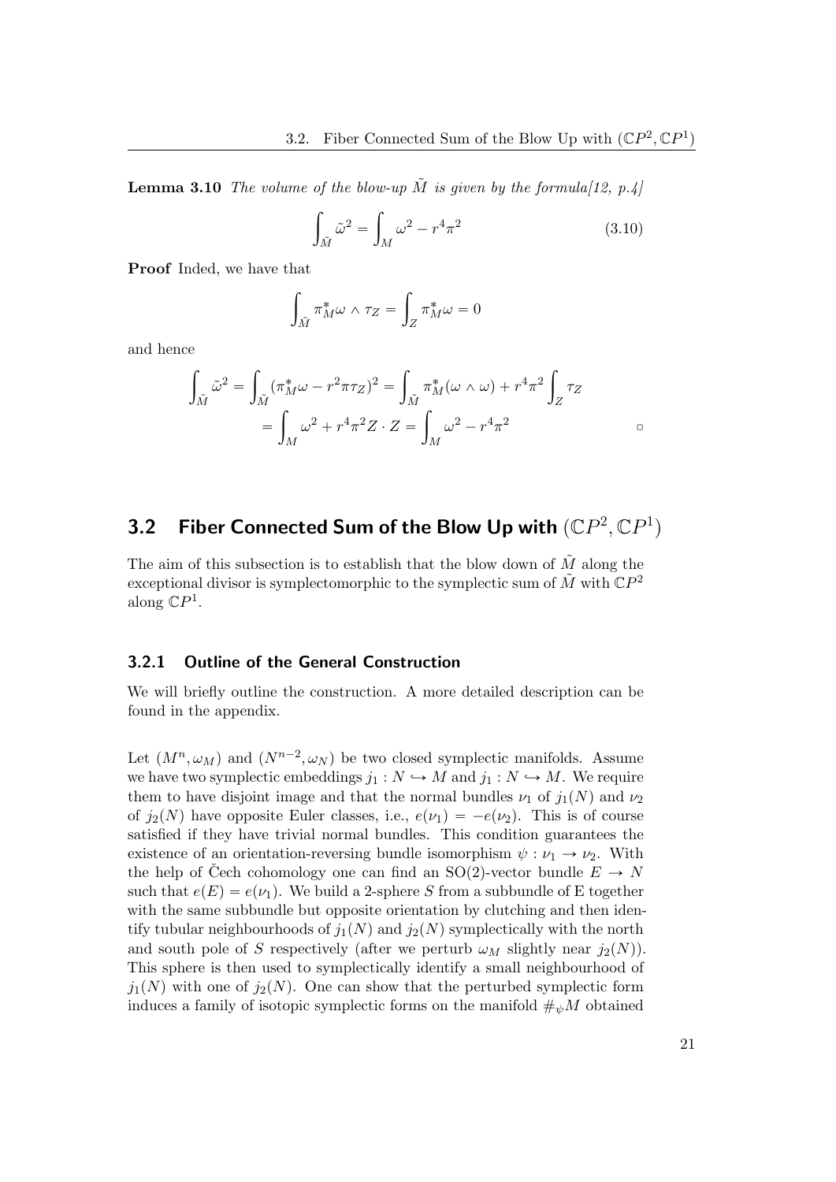**Lemma 3.10** *The volume of the blow-up $\tilde{M}$ is given by the formula[12, p.4]*

$$\int_{\tilde{M}} \tilde{\omega}^2 = \int_M \omega^2 - r^4\pi^2 \tag{3.10}$$

**Proof** Inded, we have that

$$\int_{\tilde{M}} \pi_M^* \omega \wedge \tau_Z = \int_Z \pi_M^* \omega = 0$$

and hence

$$\begin{aligned}\int_{\tilde{M}} \tilde{\omega}^2 &= \int_{\tilde{M}} (\pi_M^*\omega - r^2\pi\tau_Z)^2 = \int_{\tilde{M}} \pi_M^*(\omega \wedge \omega) + r^4\pi^2 \int_Z \tau_Z \\ &= \int_M \omega^2 + r^4\pi^2 Z \cdot Z = \int_M \omega^2 - r^4\pi^2\end{aligned}$$

□

## 3.2 Fiber Connected Sum of the Blow Up with $(\mathbb{C}P^2, \mathbb{C}P^1)$

The aim of this subsection is to establish that the blow down of $\tilde{M}$ along the exceptional divisor is symplectomorphic to the symplectic sum of $\tilde{M}$ with $\mathbb{C}P^2$ along $\mathbb{C}P^1$.

### 3.2.1 Outline of the General Construction

We will briefly outline the construction. A more detailed description can be found in the appendix.

Let $(M^n, \omega_M)$ and $(N^{n-2}, \omega_N)$ be two closed symplectic manifolds. Assume we have two symplectic embeddings $j_1 : N \hookrightarrow M$ and $j_1 : N \hookrightarrow M$. We require them to have disjoint image and that the normal bundles $\nu_1$ of $j_1(N)$ and $\nu_2$ of $j_2(N)$ have opposite Euler classes, i.e., $e(\nu_1) = -e(\nu_2)$. This is of course satisfied if they have trivial normal bundles. This condition guarantees the existence of an orientation-reversing bundle isomorphism $\psi : \nu_1 \to \nu_2$. With the help of Čech cohomology one can find an SO(2)-vector bundle $E \to N$ such that $e(E) = e(\nu_1)$. We build a 2-sphere $S$ from a subbundle of E together with the same subbundle but opposite orientation by clutching and then identify tubular neighbourhoods of $j_1(N)$ and $j_2(N)$ symplectically with the north and south pole of $S$ respectively (after we perturb $\omega_M$ slightly near $j_2(N)$). This sphere is then used to symplectically identify a small neighbourhood of $j_1(N)$ with one of $j_2(N)$. One can show that the perturbed symplectic form induces a family of isotopic symplectic forms on the manifold $\#_\psi M$ obtained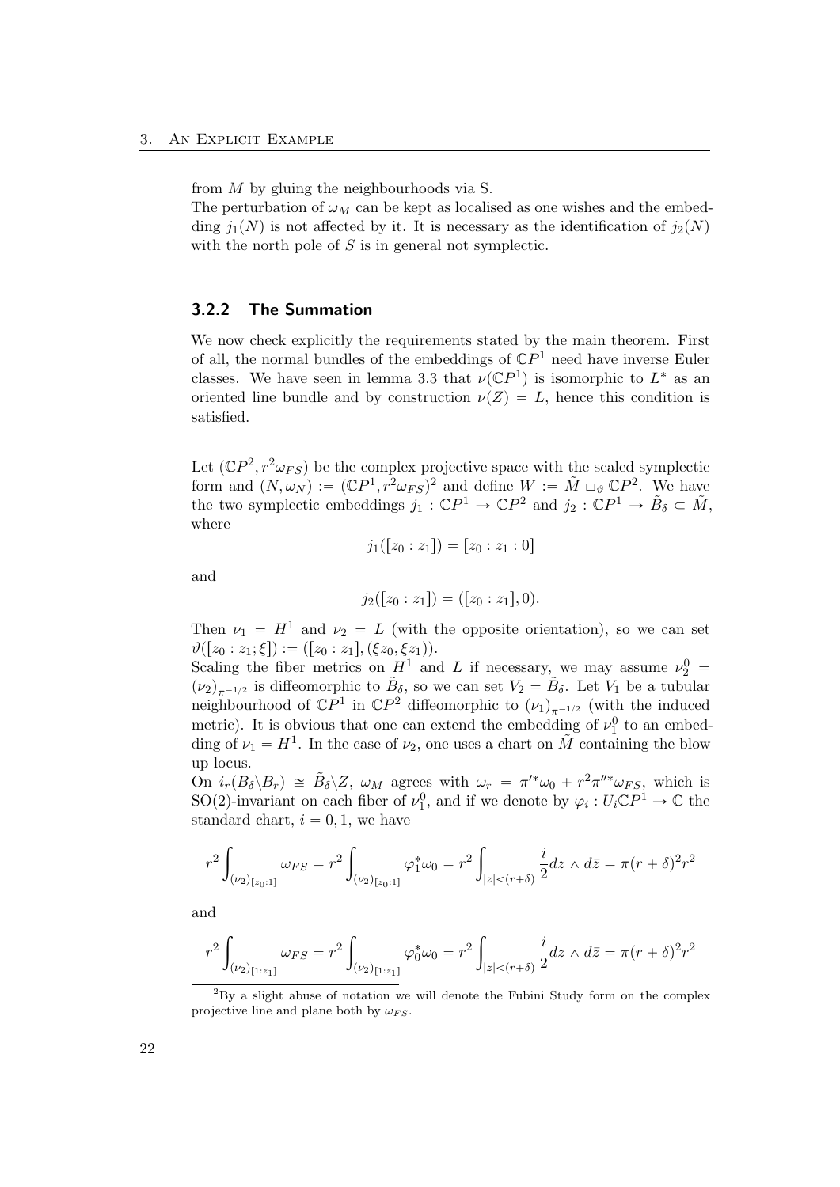from $M$ by gluing the neighbourhoods via S.

The perturbation of $\omega_M$ can be kept as localised as one wishes and the embedding $j_1(N)$ is not affected by it. It is necessary as the identification of $j_2(N)$ with the north pole of $S$ is in general not symplectic.

### 3.2.2 The Summation

We now check explicitly the requirements stated by the main theorem. First of all, the normal bundles of the embeddings of $\mathbb{C}P^1$ need have inverse Euler classes. We have seen in lemma 3.3 that $\nu(\mathbb{C}P^1)$ is isomorphic to $L^*$ as an oriented line bundle and by construction $\nu(Z) = L$, hence this condition is satisfied.

Let $(\mathbb{C}P^2, r^2\omega_{FS})$ be the complex projective space with the scaled symplectic form and $(N, \omega_N) := (\mathbb{C}P^1, r^2\omega_{FS})$[2] and define $W := \tilde{M} \sqcup_\vartheta \mathbb{C}P^2$. We have the two symplectic embeddings $j_1 : \mathbb{C}P^1 \to \mathbb{C}P^2$ and $j_2 : \mathbb{C}P^1 \to \tilde{B}_\delta \subset \tilde{M}$, where

$$j_1([z_0 : z_1]) = [z_0 : z_1 : 0]$$

and

$$j_2([z_0 : z_1]) = ([z_0 : z_1], 0).$$

Then $\nu_1 = H^1$ and $\nu_2 = L$ (with the opposite orientation), so we can set $\vartheta([z_0 : z_1; \xi]) := ([z_0 : z_1], (\xi z_0, \xi z_1))$.

Scaling the fiber metrics on $H^1$ and $L$ if necessary, we may assume $\nu_2^0 = (\nu_2)_{\pi^{-1/2}}$ is diffeomorphic to $\tilde{B}_\delta$, so we can set $V_2 = \tilde{B}_\delta$. Let $V_1$ be a tubular neighbourhood of $\mathbb{C}P^1$ in $\mathbb{C}P^2$ diffeomorphic to $(\nu_1)_{\pi^{-1/2}}$ (with the induced metric). It is obvious that one can extend the embedding of $\nu_1^0$ to an embedding of $\nu_1 = H^1$. In the case of $\nu_2$, one uses a chart on $\tilde{M}$ containing the blow up locus.

On $i_r(B_\delta \backslash B_r) \cong \tilde{B}_\delta \backslash Z$, $\omega_M$ agrees with $\omega_r = \pi'^*\omega_0 + r^2\pi''^*\omega_{FS}$, which is SO(2)-invariant on each fiber of $\nu_1^0$, and if we denote by $\varphi_i : U_i\mathbb{C}P^1 \to \mathbb{C}$ the standard chart, $i = 0, 1$, we have

$$r^2 \int_{(\nu_2)_{[z_0:1]}} \omega_{FS} = r^2 \int_{(\nu_2)_{[z_0:1]}} \varphi_1^*\omega_0 = r^2 \int_{|z|<(r+\delta)} \frac{i}{2} dz \wedge d\bar{z} = \pi(r+\delta)^2 r^2$$

and

$$r^2 \int_{(\nu_2)_{[1:z_1]}} \omega_{FS} = r^2 \int_{(\nu_2)_{[1:z_1]}} \varphi_0^*\omega_0 = r^2 \int_{|z|<(r+\delta)} \frac{i}{2} dz \wedge d\bar{z} = \pi(r+\delta)^2 r^2$$

[2] By a slight abuse of notation we will denote the Fubini Study form on the complex projective line and plane both by $\omega_{FS}$.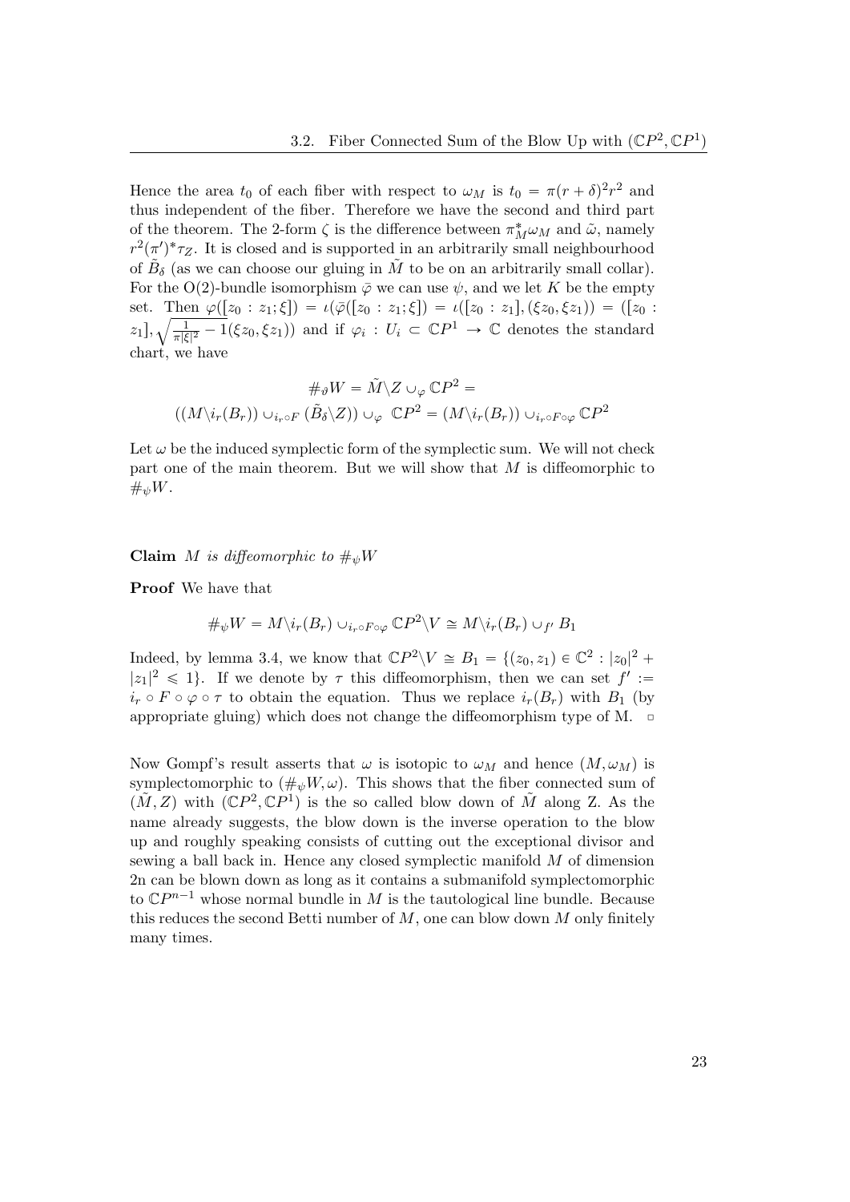Hence the area $t_0$ of each fiber with respect to $\omega_M$ is $t_0 = \pi(r+\delta)^2 r^2$ and thus independent of the fiber. Therefore we have the second and third part of the theorem. The 2-form $\zeta$ is the difference between $\pi_M^* \omega_M$ and $\tilde{\omega}$, namely $r^2(\pi')^* \tau_Z$. It is closed and is supported in an arbitrarily small neighbourhood of $\tilde{B}_\delta$ (as we can choose our gluing in $\tilde{M}$ to be on an arbitrarily small collar). For the O(2)-bundle isomorphism $\bar{\varphi}$ we can use $\psi$, and we let $K$ be the empty set. Then $\varphi([z_0 : z_1; \xi]) = \iota(\bar{\varphi}([z_0 : z_1; \xi]) = \iota([z_0 : z_1], (\xi z_0, \xi z_1)) = ([z_0 : z_1], \sqrt{\frac{1}{\pi|\xi|^2} - 1}(\xi z_0, \xi z_1))$ and if $\varphi_i : U_i \subset \mathbb{C}P^1 \to \mathbb{C}$ denotes the standard chart, we have

$$\#_\vartheta W = \tilde{M} \backslash Z \cup_\varphi \mathbb{C}P^2 =$$

$$((M \backslash i_r(B_r)) \cup_{i_r \circ F} (\tilde{B}_\delta \backslash Z)) \cup_\varphi \mathbb{C}P^2 = (M \backslash i_r(B_r)) \cup_{i_r \circ F \circ \varphi} \mathbb{C}P^2$$

Let $\omega$ be the induced symplectic form of the symplectic sum. We will not check part one of the main theorem. But we will show that $M$ is diffeomorphic to $\#_\psi W$.

**Claim** *$M$ is diffeomorphic to $\#_\psi W$*

**Proof** We have that

$$\#_\psi W = M \backslash i_r(B_r) \cup_{i_r \circ F \circ \varphi} \mathbb{C}P^2 \backslash V \cong M \backslash i_r(B_r) \cup_{f'} B_1$$

Indeed, by lemma 3.4, we know that $\mathbb{C}P^2 \backslash V \cong B_1 = \{(z_0, z_1) \in \mathbb{C}^2 : |z_0|^2 + |z_1|^2 \leqslant 1\}$. If we denote by $\tau$ this diffeomorphism, then we can set $f' := i_r \circ F \circ \varphi \circ \tau$ to obtain the equation. Thus we replace $i_r(B_r)$ with $B_1$ (by appropriate gluing) which does not change the diffeomorphism type of M. ▫

Now Gompf's result asserts that $\omega$ is isotopic to $\omega_M$ and hence $(M, \omega_M)$ is symplectomorphic to $(\#_\psi W, \omega)$. This shows that the fiber connected sum of $(\tilde{M}, Z)$ with $(\mathbb{C}P^2, \mathbb{C}P^1)$ is the so called blow down of $\tilde{M}$ along Z. As the name already suggests, the blow down is the inverse operation to the blow up and roughly speaking consists of cutting out the exceptional divisor and sewing a ball back in. Hence any closed symplectic manifold $M$ of dimension 2n can be blown down as long as it contains a submanifold symplectomorphic to $\mathbb{C}P^{n-1}$ whose normal bundle in $M$ is the tautological line bundle. Because this reduces the second Betti number of $M$, one can blow down $M$ only finitely many times.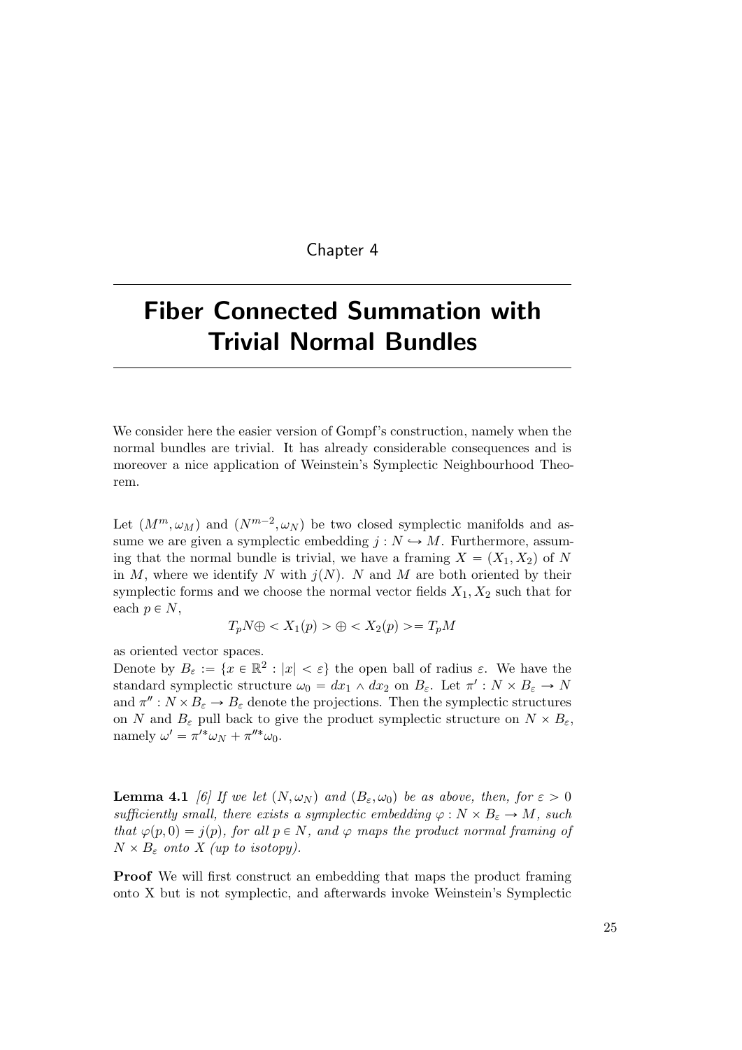Chapter 4

# Fiber Connected Summation with Trivial Normal Bundles

We consider here the easier version of Gompf's construction, namely when the normal bundles are trivial. It has already considerable consequences and is moreover a nice application of Weinstein's Symplectic Neighbourhood Theorem.

Let $(M^m, \omega_M)$ and $(N^{m-2}, \omega_N)$ be two closed symplectic manifolds and assume we are given a symplectic embedding $j : N \hookrightarrow M$. Furthermore, assuming that the normal bundle is trivial, we have a framing $X = (X_1, X_2)$ of $N$ in $M$, where we identify $N$ with $j(N)$. $N$ and $M$ are both oriented by their symplectic forms and we choose the normal vector fields $X_1, X_2$ such that for each $p \in N$,

$$T_pN \oplus < X_1(p) > \oplus < X_2(p) >= T_pM$$

as oriented vector spaces.
Denote by $B_\varepsilon := \{x \in \mathbb{R}^2 : |x| < \varepsilon\}$ the open ball of radius $\varepsilon$. We have the standard symplectic structure $\omega_0 = dx_1 \wedge dx_2$ on $B_\varepsilon$. Let $\pi' : N \times B_\varepsilon \to N$ and $\pi'' : N \times B_\varepsilon \to B_\varepsilon$ denote the projections. Then the symplectic structures on $N$ and $B_\varepsilon$ pull back to give the product symplectic structure on $N \times B_\varepsilon$, namely $\omega' = \pi'^* \omega_N + \pi''^* \omega_0$.

**Lemma 4.1** *[6] If we let $(N, \omega_N)$ and $(B_\varepsilon, \omega_0)$ be as above, then, for $\varepsilon > 0$ sufficiently small, there exists a symplectic embedding $\varphi : N \times B_\varepsilon \to M$, such that $\varphi(p, 0) = j(p)$, for all $p \in N$, and $\varphi$ maps the product normal framing of $N \times B_\varepsilon$ onto $X$ (up to isotopy).*

**Proof** We will first construct an embedding that maps the product framing onto X but is not symplectic, and afterwards invoke Weinstein's Symplectic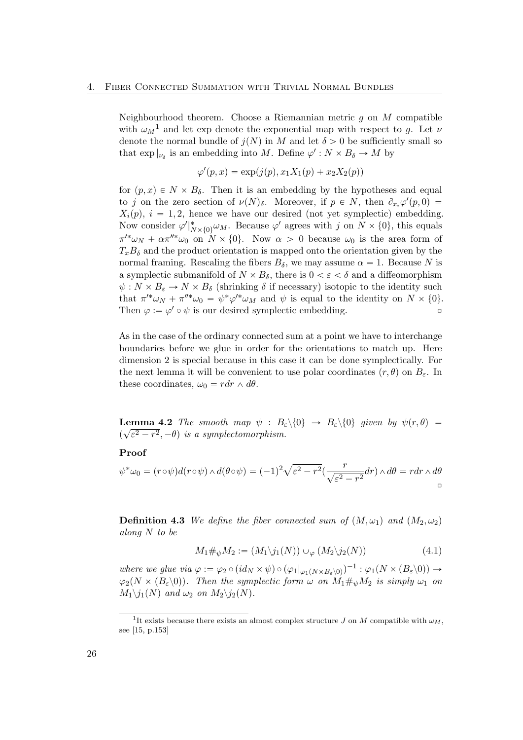Neighbourhood theorem. Choose a Riemannian metric $g$ on $M$ compatible with $\omega_M$[1] and let exp denote the exponential map with respect to $g$. Let $\nu$ denote the normal bundle of $j(N)$ in $M$ and let $\delta > 0$ be sufficiently small so that $\exp|_{\nu_\delta}$ is an embedding into $M$. Define $\varphi' : N \times B_\delta \to M$ by

$$\varphi'(p, x) = \exp(j(p), x_1 X_1(p) + x_2 X_2(p))$$

for $(p, x) \in N \times B_\delta$. Then it is an embedding by the hypotheses and equal to $j$ on the zero section of $\nu(N)_\delta$. Moreover, if $p \in N$, then $\partial_{x_i}\varphi'(p, 0) = X_i(p)$, $i = 1, 2$, hence we have our desired (not yet symplectic) embedding. Now consider $\varphi'|^*_{N\times\{0\}}\omega_M$. Because $\varphi'$ agrees with $j$ on $N \times \{0\}$, this equals $\pi'^*\omega_N + \alpha\pi''^*\omega_0$ on $N \times \{0\}$. Now $\alpha > 0$ because $\omega_0$ is the area form of $T_x B_\delta$ and the product orientation is mapped onto the orientation given by the normal framing. Rescaling the fibers $B_\delta$, we may assume $\alpha = 1$. Because $N$ is a symplectic submanifold of $N \times B_\delta$, there is $0 < \varepsilon < \delta$ and a diffeomorphism $\psi : N \times B_\varepsilon \to N \times B_\delta$ (shrinking $\delta$ if necessary) isotopic to the identity such that $\pi'^*\omega_N + \pi''^*\omega_0 = \psi^*\varphi'^*\omega_M$ and $\psi$ is equal to the identity on $N \times \{0\}$. Then $\varphi := \varphi' \circ \psi$ is our desired symplectic embedding. ▫

As in the case of the ordinary connected sum at a point we have to interchange boundaries before we glue in order for the orientations to match up. Here dimension 2 is special because in this case it can be done symplectically. For the next lemma it will be convenient to use polar coordinates $(r, \theta)$ on $B_\varepsilon$. In these coordinates, $\omega_0 = r dr \wedge d\theta$.

**Lemma 4.2** *The smooth map $\psi : B_\varepsilon\backslash\{0\} \to B_\varepsilon\backslash\{0\}$ given by $\psi(r, \theta) = (\sqrt{\varepsilon^2 - r^2}, -\theta)$ is a symplectomorphism.*

**Proof**

$$\psi^*\omega_0 = (r\circ\psi)d(r\circ\psi) \wedge d(\theta\circ\psi) = (-1)^2\sqrt{\varepsilon^2 - r^2}\left(\frac{r}{\sqrt{\varepsilon^2 - r^2}}dr\right) \wedge d\theta = r dr \wedge d\theta$$

▫

**Definition 4.3** *We define the fiber connected sum of $(M, \omega_1)$ and $(M_2, \omega_2)$ along $N$ to be*

$$M_1\#_\psi M_2 := (M_1\backslash j_1(N)) \cup_\varphi (M_2\backslash j_2(N)) \tag{4.1}$$

*where we glue via $\varphi := \varphi_2 \circ (id_N \times \psi) \circ (\varphi_1|_{\varphi_1(N\times B_\varepsilon\backslash 0)})^{-1} : \varphi_1(N \times (B_\varepsilon\backslash 0)) \to \varphi_2(N \times (B_\varepsilon\backslash 0))$. Then the symplectic form $\omega$ on $M_1\#_\psi M_2$ is simply $\omega_1$ on $M_1\backslash j_1(N)$ and $\omega_2$ on $M_2\backslash j_2(N)$.*

---

[1] It exists because there exists an almost complex structure $J$ on $M$ compatible with $\omega_M$, see [15, p.153]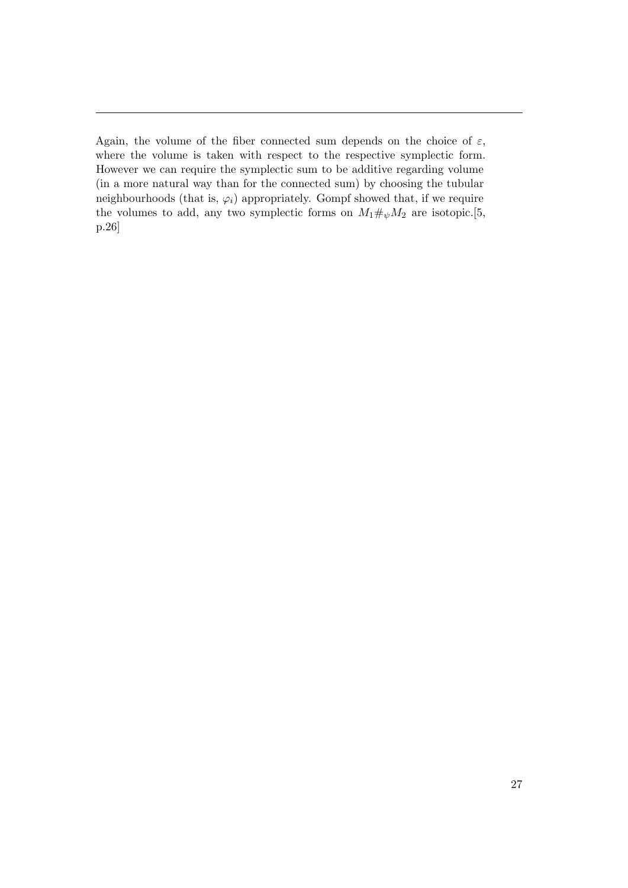Again, the volume of the fiber connected sum depends on the choice of $\varepsilon$, where the volume is taken with respect to the respective symplectic form. However we can require the symplectic sum to be additive regarding volume (in a more natural way than for the connected sum) by choosing the tubular neighbourhoods (that is, $\varphi_i$) appropriately. Gompf showed that, if we require the volumes to add, any two symplectic forms on $M_1 \#_\psi M_2$ are isotopic.[5, p.26]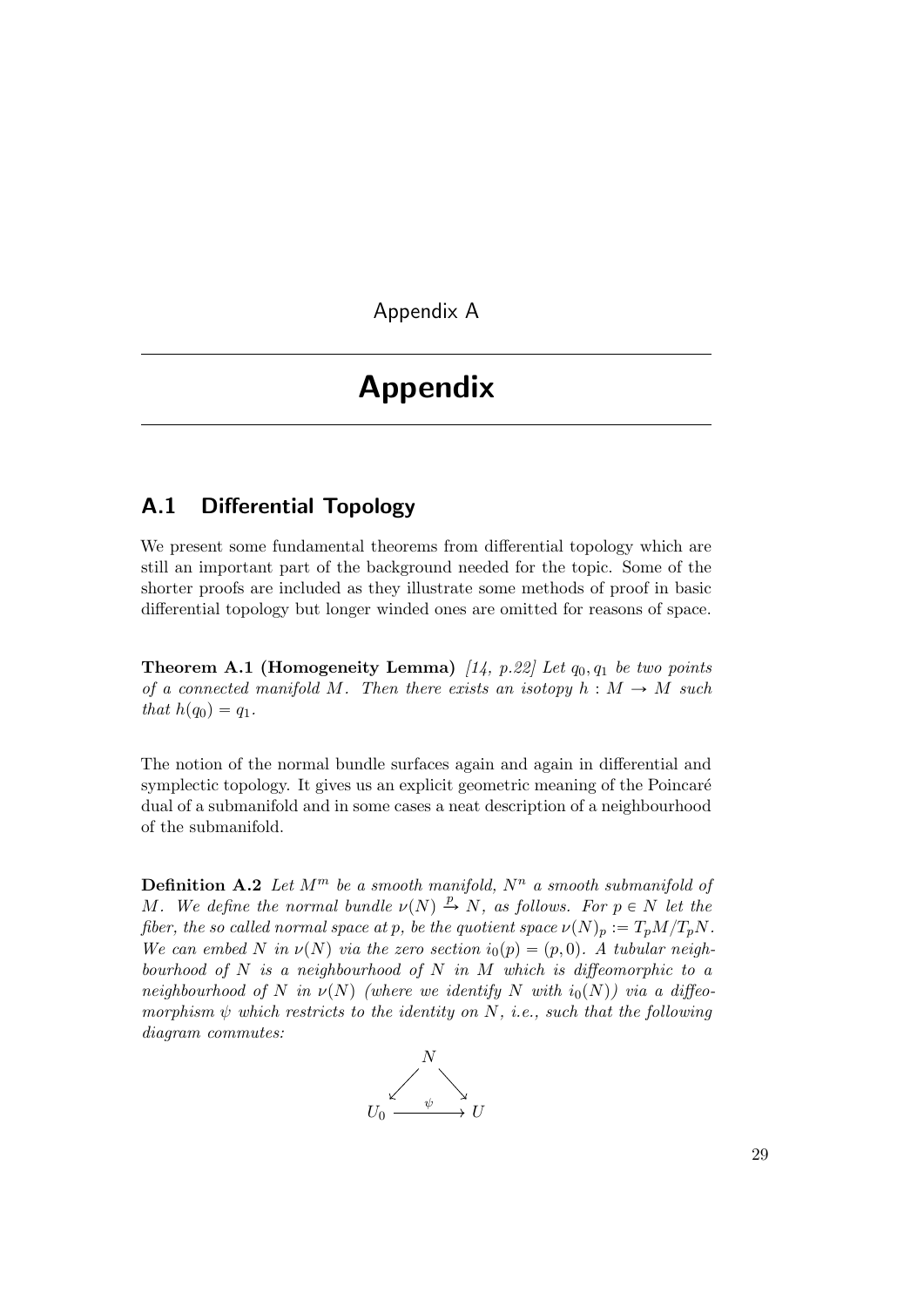Appendix A

# Appendix

## A.1 Differential Topology

We present some fundamental theorems from differential topology which are still an important part of the background needed for the topic. Some of the shorter proofs are included as they illustrate some methods of proof in basic differential topology but longer winded ones are omitted for reasons of space.

**Theorem A.1 (Homogeneity Lemma)** *[14, p.22] Let $q_0, q_1$ be two points of a connected manifold $M$. Then there exists an isotopy $h : M \to M$ such that $h(q_0) = q_1$.*

The notion of the normal bundle surfaces again and again in differential and symplectic topology. It gives us an explicit geometric meaning of the Poincaré dual of a submanifold and in some cases a neat description of a neighbourhood of the submanifold.

**Definition A.2** *Let $M^m$ be a smooth manifold, $N^n$ a smooth submanifold of $M$. We define the normal bundle $\nu(N) \xrightarrow{p} N$, as follows. For $p \in N$ let the fiber, the so called normal space at $p$, be the quotient space $\nu(N)_p := T_pM/T_pN$. We can embed $N$ in $\nu(N)$ via the zero section $i_0(p) = (p, 0)$. A tubular neighbourhood of $N$ is a neighbourhood of $N$ in $M$ which is diffeomorphic to a neighbourhood of $N$ in $\nu(N)$ (where we identify $N$ with $i_0(N)$) via a diffeomorphism $\psi$ which restricts to the identity on $N$, i.e., such that the following diagram commutes:*

$$\begin{array}{ccc} & N & \\ \swarrow & & \searrow \\ U_0 & \xrightarrow{\psi} & U \end{array}$$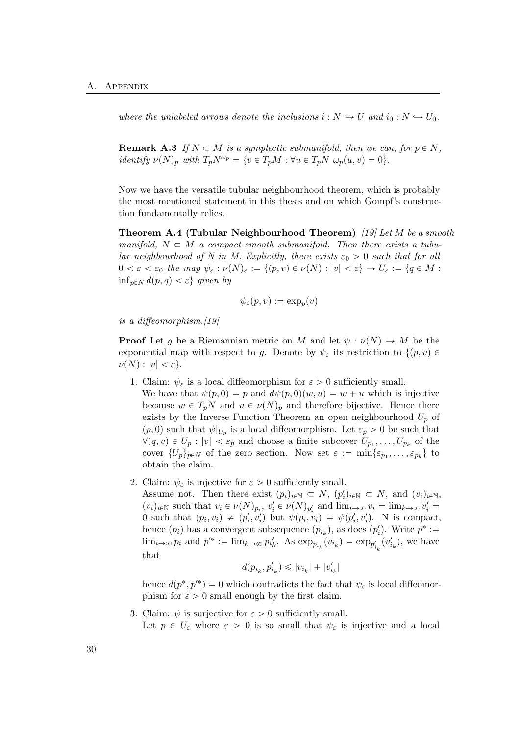*where the unlabeled arrows denote the inclusions $i : N \hookrightarrow U$ and $i_0 : N \hookrightarrow U_0$.*

**Remark A.3** *If $N \subset M$ is a symplectic submanifold, then we can, for $p \in N$, identify $\nu(N)_p$ with $T_pN^{\omega_p} = \{v \in T_pM : \forall u \in T_pN \ \omega_p(u, v) = 0\}$.*

Now we have the versatile tubular neighbourhood theorem, which is probably the most mentioned statement in this thesis and on which Gompf's construction fundamentally relies.

**Theorem A.4 (Tubular Neighbourhood Theorem)** *[19] Let $M$ be a smooth manifold, $N \subset M$ a compact smooth submanifold. Then there exists a tubular neighbourhood of $N$ in $M$. Explicitly, there exists $\varepsilon_0 > 0$ such that for all $0 < \varepsilon < \varepsilon_0$ the map $\psi_\varepsilon : \nu(N)_\varepsilon := \{(p, v) \in \nu(N) : |v| < \varepsilon\} \to U_\varepsilon := \{q \in M : \inf_{p \in N} d(p, q) < \varepsilon\}$ given by*

$$\psi_\varepsilon(p, v) := \exp_p(v)$$

*is a diffeomorphism.[19]*

**Proof** Let $g$ be a Riemannian metric on $M$ and let $\psi : \nu(N) \to M$ be the exponential map with respect to $g$. Denote by $\psi_\varepsilon$ its restriction to $\{(p, v) \in \nu(N) : |v| < \varepsilon\}$.

1. Claim: $\psi_\varepsilon$ is a local diffeomorphism for $\varepsilon > 0$ sufficiently small.
   We have that $\psi(p, 0) = p$ and $d\psi(p, 0)(w, u) = w + u$ which is injective because $w \in T_pN$ and $u \in \nu(N)_p$ and therefore bijective. Hence there exists by the Inverse Function Theorem an open neighbourhood $U_p$ of $(p, 0)$ such that $\psi|_{U_p}$ is a local diffeomorphism. Let $\varepsilon_p > 0$ be such that $\forall (q, v) \in U_p : |v| < \varepsilon_p$ and choose a finite subcover $U_{p_1}, \ldots, U_{p_k}$ of the cover $\{U_p\}_{p \in N}$ of the zero section. Now set $\varepsilon := \min\{\varepsilon_{p_1}, \ldots, \varepsilon_{p_k}\}$ to obtain the claim.

2. Claim: $\psi_\varepsilon$ is injective for $\varepsilon > 0$ sufficiently small.
   Assume not. Then there exist $(p_i)_{i \in \mathbb{N}} \subset N$, $(p'_i)_{i \in \mathbb{N}} \subset N$, and $(v_i)_{i \in \mathbb{N}}$, $(v_i)_{i \in \mathbb{N}}$ such that $v_i \in \nu(N)_{p_i}$, $v'_i \in \nu(N)_{p'_i}$ and $\lim_{i \to \infty} v_i = \lim_{k \to \infty} v'_i = 0$ such that $(p_i, v_i) \neq (p'_i, v'_i)$ but $\psi(p_i, v_i) = \psi(p'_i, v'_i)$. N is compact, hence $(p_i)$ has a convergent subsequence $(p_{i_k})$, as does $(p'_i)$. Write $p^* := \lim_{i \to \infty} p_i$ and $p'^* := \lim_{k \to \infty} p'_{ik}$. As $\exp_{p_{i_k}}(v_{i_k}) = \exp_{p'_{i_k}}(v'_{i_k})$, we have that

   $$d(p_{i_k}, p'_{i_k}) \leqslant |v_{i_k}| + |v'_{i_k}|$$

   hence $d(p^*, p'^*) = 0$ which contradicts the fact that $\psi_\varepsilon$ is local diffeomorphism for $\varepsilon > 0$ small enough by the first claim.

3. Claim: $\psi$ is surjective for $\varepsilon > 0$ sufficiently small.
   Let $p \in U_\varepsilon$ where $\varepsilon > 0$ is so small that $\psi_\varepsilon$ is injective and a local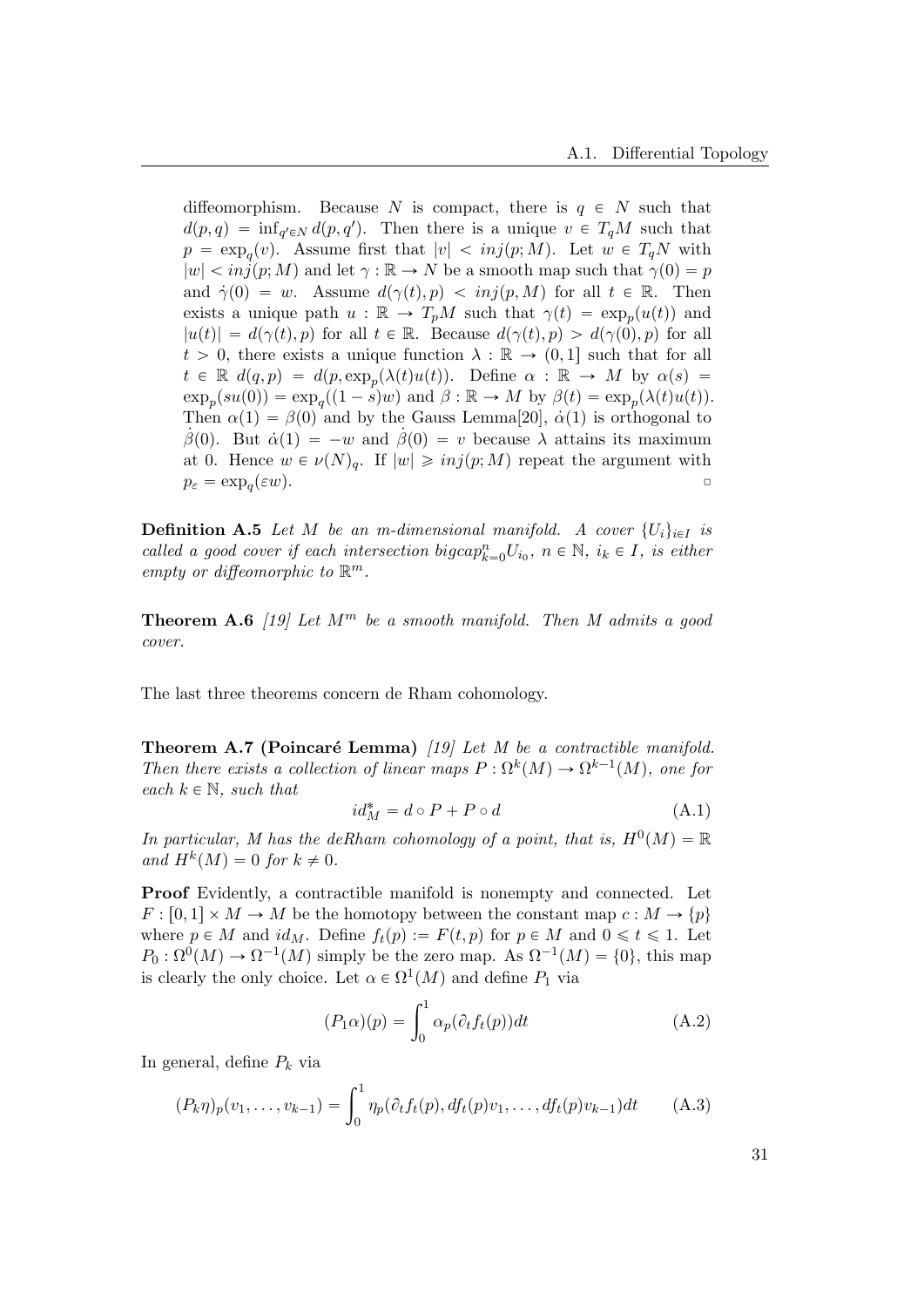diffeomorphism. Because $N$ is compact, there is $q \in N$ such that $d(p, q) = \inf_{q' \in N} d(p, q')$. Then there is a unique $v \in T_qM$ such that $p = \exp_q(v)$. Assume first that $|v| < inj(p; M)$. Let $w \in T_qN$ with $|w| < inj(p; M)$ and let $\gamma : \mathbb{R} \to N$ be a smooth map such that $\gamma(0) = p$ and $\dot{\gamma}(0) = w$. Assume $d(\gamma(t), p) < inj(p, M)$ for all $t \in \mathbb{R}$. Then exists a unique path $u : \mathbb{R} \to T_pM$ such that $\gamma(t) = \exp_p(u(t))$ and $|u(t)| = d(\gamma(t), p)$ for all $t \in \mathbb{R}$. Because $d(\gamma(t), p) > d(\gamma(0), p)$ for all $t > 0$, there exists a unique function $\lambda : \mathbb{R} \to (0, 1]$ such that for all $t \in \mathbb{R}$ $d(q, p) = d(p, \exp_p(\lambda(t)u(t))$. Define $\alpha : \mathbb{R} \to M$ by $\alpha(s) = \exp_p(su(0)) = \exp_q((1-s)w)$ and $\beta : \mathbb{R} \to M$ by $\beta(t) = \exp_p(\lambda(t)u(t))$. Then $\alpha(1) = \beta(0)$ and by the Gauss Lemma[20], $\dot{\alpha}(1)$ is orthogonal to $\dot{\beta}(0)$. But $\dot{\alpha}(1) = -w$ and $\dot{\beta}(0) = v$ because $\lambda$ attains its maximum at 0. Hence $w \in \nu(N)_q$. If $|w| \geqslant inj(p; M)$ repeat the argument with $p_\varepsilon = \exp_q(\varepsilon w)$. ▫

**Definition A.5** *Let $M$ be an $m$-dimensional manifold. A cover $\{U_i\}_{i \in I}$ is called a good cover if each intersection bigcap$^n_{k=0} U_{i_0}$, $n \in \mathbb{N}$, $i_k \in I$, is either empty or diffeomorphic to $\mathbb{R}^m$.*

**Theorem A.6** *[19] Let $M^m$ be a smooth manifold. Then $M$ admits a good cover.*

The last three theorems concern de Rham cohomology.

**Theorem A.7 (Poincaré Lemma)** *[19] Let $M$ be a contractible manifold. Then there exists a collection of linear maps $P : \Omega^k(M) \to \Omega^{k-1}(M)$, one for each $k \in \mathbb{N}$, such that*

$$id_M^* = d \circ P + P \circ d \tag{A.1}$$

*In particular, $M$ has the deRham cohomology of a point, that is, $H^0(M) = \mathbb{R}$ and $H^k(M) = 0$ for $k \neq 0$.*

**Proof** Evidently, a contractible manifold is nonempty and connected. Let $F : [0, 1] \times M \to M$ be the homotopy between the constant map $c : M \to \{p\}$ where $p \in M$ and $id_M$. Define $f_t(p) := F(t, p)$ for $p \in M$ and $0 \leqslant t \leqslant 1$. Let $P_0 : \Omega^0(M) \to \Omega^{-1}(M)$ simply be the zero map. As $\Omega^{-1}(M) = \{0\}$, this map is clearly the only choice. Let $\alpha \in \Omega^1(M)$ and define $P_1$ via

$$(P_1\alpha)(p) = \int_0^1 \alpha_p(\partial_t f_t(p))dt \tag{A.2}$$

In general, define $P_k$ via

$$(P_k\eta)_p(v_1, \ldots, v_{k-1}) = \int_0^1 \eta_p(\partial_t f_t(p), df_t(p)v_1, \ldots, df_t(p)v_{k-1})dt \tag{A.3}$$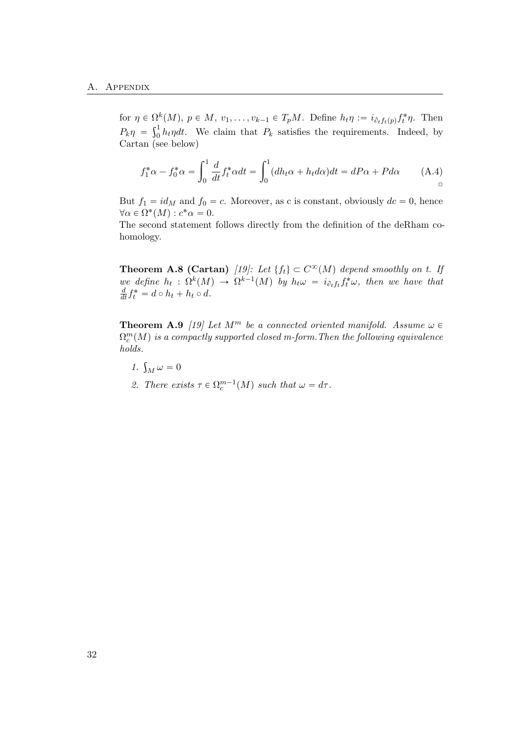for $\eta \in \Omega^k(M)$, $p \in M$, $v_1, \ldots, v_{k-1} \in T_pM$. Define $h_t\eta := i_{\partial_t f_t(p)} f_t^* \eta$. Then $P_k\eta = \int_0^1 h_t\eta dt$. We claim that $P_k$ satisfies the requirements. Indeed, by Cartan (see below)

$$f_1^*\alpha - f_0^*\alpha = \int_0^1 \frac{d}{dt} f_t^*\alpha dt = \int_0^1 (dh_t\alpha + h_t d\alpha)dt = dP\alpha + Pd\alpha \tag{A.4}$$

□

But $f_1 = id_M$ and $f_0 = c$. Moreover, as c is constant, obviously $dc = 0$, hence $\forall \alpha \in \Omega^*(M) : c^*\alpha = 0$.
The second statement follows directly from the definition of the deRham cohomology.

**Theorem A.8 (Cartan)** *[19]: Let $\{f_t\} \subset C^\infty(M)$ depend smoothly on t. If we define $h_t : \Omega^k(M) \to \Omega^{k-1}(M)$ by $h_t\omega = i_{\partial_t f_t} f_t^*\omega$, then we have that $\frac{d}{dt} f_t^* = d \circ h_t + h_t \circ d$.*

**Theorem A.9** *[19] Let $M^m$ be a connected oriented manifold. Assume $\omega \in \Omega_c^m(M)$ is a compactly supported closed m-form.Then the following equivalence holds.*

1. *$\int_M \omega = 0$*
2. *There exists $\tau \in \Omega_c^{m-1}(M)$ such that $\omega = d\tau$.*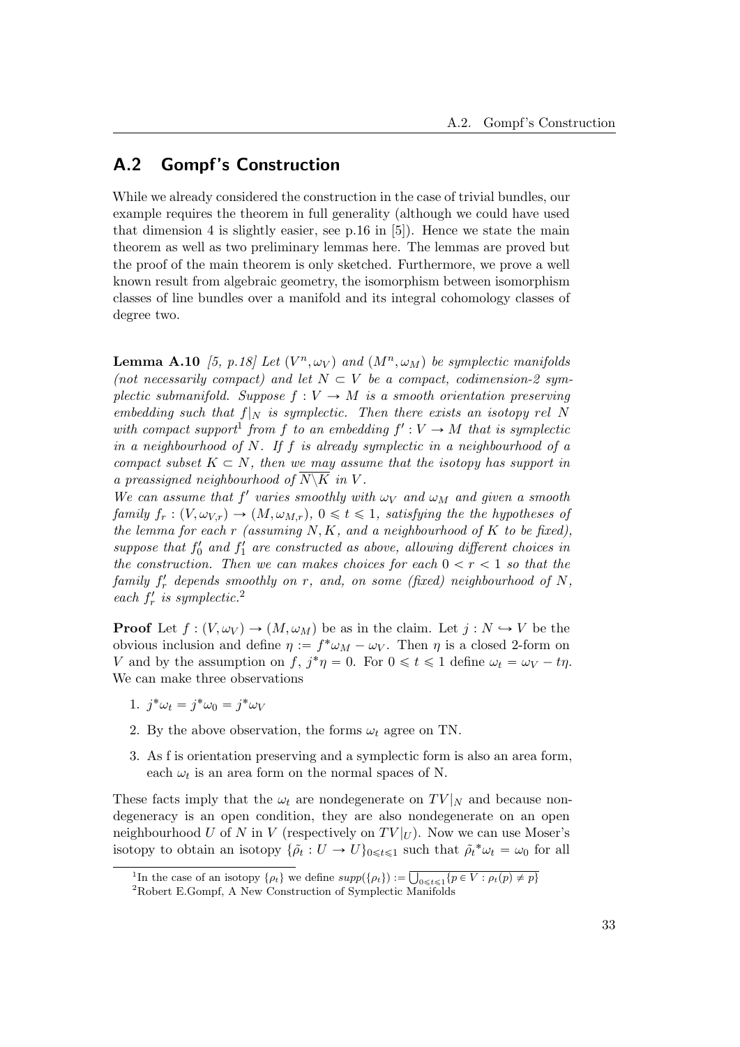## A.2 Gompf's Construction

While we already considered the construction in the case of trivial bundles, our example requires the theorem in full generality (although we could have used that dimension 4 is slightly easier, see p.16 in [5]). Hence we state the main theorem as well as two preliminary lemmas here. The lemmas are proved but the proof of the main theorem is only sketched. Furthermore, we prove a well known result from algebraic geometry, the isomorphism between isomorphism classes of line bundles over a manifold and its integral cohomology classes of degree two.

**Lemma A.10** *[5, p.18] Let $(V^n, \omega_V)$ and $(M^n, \omega_M)$ be symplectic manifolds (not necessarily compact) and let $N \subset V$ be a compact, codimension-2 symplectic submanifold. Suppose $f : V \to M$ is a smooth orientation preserving embedding such that $f|_N$ is symplectic. Then there exists an isotopy rel $N$ with compact support*[1] *from $f$ to an embedding $f' : V \to M$ that is symplectic in a neighbourhood of $N$. If $f$ is already symplectic in a neighbourhood of a compact subset $K \subset N$, then we may assume that the isotopy has support in a preassigned neighbourhood of $\overline{N \backslash K}$ in $V$.*
*We can assume that $f'$ varies smoothly with $\omega_V$ and $\omega_M$ and given a smooth family $f_r : (V, \omega_{V,r}) \to (M, \omega_{M,r})$, $0 \leqslant t \leqslant 1$, satisfying the the hypotheses of the lemma for each $r$ (assuming $N, K$, and a neighbourhood of $K$ to be fixed), suppose that $f'_0$ and $f'_1$ are constructed as above, allowing different choices in the construction. Then we can makes choices for each $0 < r < 1$ so that the family $f'_r$ depends smoothly on $r$, and, on some (fixed) neighbourhood of $N$, each $f'_r$ is symplectic.*[2]

**Proof** Let $f : (V, \omega_V) \to (M, \omega_M)$ be as in the claim. Let $j : N \hookrightarrow V$ be the obvious inclusion and define $\eta := f^*\omega_M - \omega_V$. Then $\eta$ is a closed 2-form on $V$ and by the assumption on $f$, $j^*\eta = 0$. For $0 \leqslant t \leqslant 1$ define $\omega_t = \omega_V - t\eta$. We can make three observations

1. $j^*\omega_t = j^*\omega_0 = j^*\omega_V$
2. By the above observation, the forms $\omega_t$ agree on TN.
3. As f is orientation preserving and a symplectic form is also an area form, each $\omega_t$ is an area form on the normal spaces of N.

These facts imply that the $\omega_t$ are nondegenerate on $TV|_N$ and because nondegeneracy is an open condition, they are also nondegenerate on an open neighbourhood $U$ of $N$ in $V$ (respectively on $TV|_U$). Now we can use Moser's isotopy to obtain an isotopy $\{\tilde{\rho}_t : U \to U\}_{0 \leqslant t \leqslant 1}$ such that $\tilde{\rho}_t{}^*\omega_t = \omega_0$ for all

[1] In the case of an isotopy $\{\rho_t\}$ we define $supp(\{\rho_t\}) := \overline{\bigcup_{0 \leqslant t \leqslant 1} \{p \in V : \rho_t(p) \neq p\}}$

[2] Robert E.Gompf, A New Construction of Symplectic Manifolds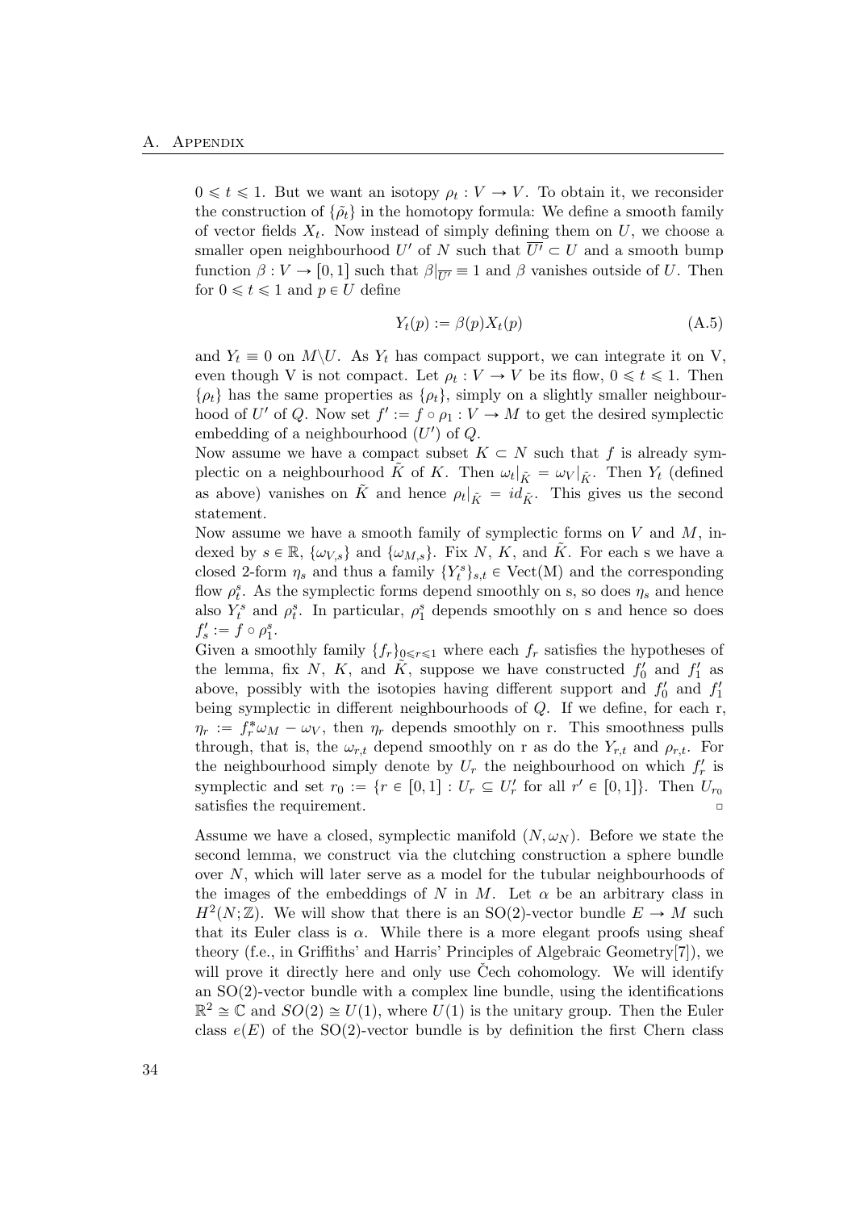$0 \leqslant t \leqslant 1$. But we want an isotopy $\rho_t : V \to V$. To obtain it, we reconsider the construction of $\{\tilde{\rho}_t\}$ in the homotopy formula: We define a smooth family of vector fields $X_t$. Now instead of simply defining them on $U$, we choose a smaller open neighbourhood $U'$ of $N$ such that $\overline{U'} \subset U$ and a smooth bump function $\beta : V \to [0, 1]$ such that $\beta|_{\overline{U'}} \equiv 1$ and $\beta$ vanishes outside of $U$. Then for $0 \leqslant t \leqslant 1$ and $p \in U$ define

$$Y_t(p) := \beta(p) X_t(p) \tag{A.5}$$

and $Y_t \equiv 0$ on $M \backslash U$. As $Y_t$ has compact support, we can integrate it on V, even though V is not compact. Let $\rho_t : V \to V$ be its flow, $0 \leqslant t \leqslant 1$. Then $\{\rho_t\}$ has the same properties as $\{\rho_t\}$, simply on a slightly smaller neighbourhood of $U'$ of $Q$. Now set $f' := f \circ \rho_1 : V \to M$ to get the desired symplectic embedding of a neighbourhood $(U')$ of $Q$.

Now assume we have a compact subset $K \subset N$ such that $f$ is already symplectic on a neighbourhood $\tilde{K}$ of $K$. Then $\omega_t|_{\tilde{K}} = \omega_V|_{\tilde{K}}$. Then $Y_t$ (defined as above) vanishes on $\tilde{K}$ and hence $\rho_t|_{\tilde{K}} = id_{\tilde{K}}$. This gives us the second statement.

Now assume we have a smooth family of symplectic forms on $V$ and $M$, indexed by $s \in \mathbb{R}$, $\{\omega_{V,s}\}$ and $\{\omega_{M,s}\}$. Fix $N$, $K$, and $\tilde{K}$. For each s we have a closed 2-form $\eta_s$ and thus a family $\{Y_t^s\}_{s,t} \in \text{Vect(M)}$ and the corresponding flow $\rho_t^s$. As the symplectic forms depend smoothly on s, so does $\eta_s$ and hence also $Y_t^s$ and $\rho_t^s$. In particular, $\rho_1^s$ depends smoothly on s and hence so does $f_s' := f \circ \rho_1^s$.

Given a smoothly family $\{f_r\}_{0 \leqslant r \leqslant 1}$ where each $f_r$ satisfies the hypotheses of the lemma, fix $N$, $K$, and $\tilde{K}$, suppose we have constructed $f_0'$ and $f_1'$ as above, possibly with the isotopies having different support and $f_0'$ and $f_1'$ being symplectic in different neighbourhoods of $Q$. If we define, for each r, $\eta_r := f_r^* \omega_M - \omega_V$, then $\eta_r$ depends smoothly on r. This smoothness pulls through, that is, the $\omega_{r,t}$ depend smoothly on r as do the $Y_{r,t}$ and $\rho_{r,t}$. For the neighbourhood simply denote by $U_r$ the neighbourhood on which $f_r'$ is symplectic and set $r_0 := \{r \in [0, 1] : U_r \subseteq U_r' \text{ for all } r' \in [0, 1]\}$. Then $U_{r_0}$ satisfies the requirement. □

Assume we have a closed, symplectic manifold $(N, \omega_N)$. Before we state the second lemma, we construct via the clutching construction a sphere bundle over $N$, which will later serve as a model for the tubular neighbourhoods of the images of the embeddings of $N$ in $M$. Let $\alpha$ be an arbitrary class in $H^2(N; \mathbb{Z})$. We will show that there is an SO(2)-vector bundle $E \to M$ such that its Euler class is $\alpha$. While there is a more elegant proofs using sheaf theory (f.e., in Griffiths' and Harris' Principles of Algebraic Geometry[7]), we will prove it directly here and only use Čech cohomology. We will identify an SO(2)-vector bundle with a complex line bundle, using the identifications $\mathbb{R}^2 \cong \mathbb{C}$ and $SO(2) \cong U(1)$, where $U(1)$ is the unitary group. Then the Euler class $e(E)$ of the SO(2)-vector bundle is by definition the first Chern class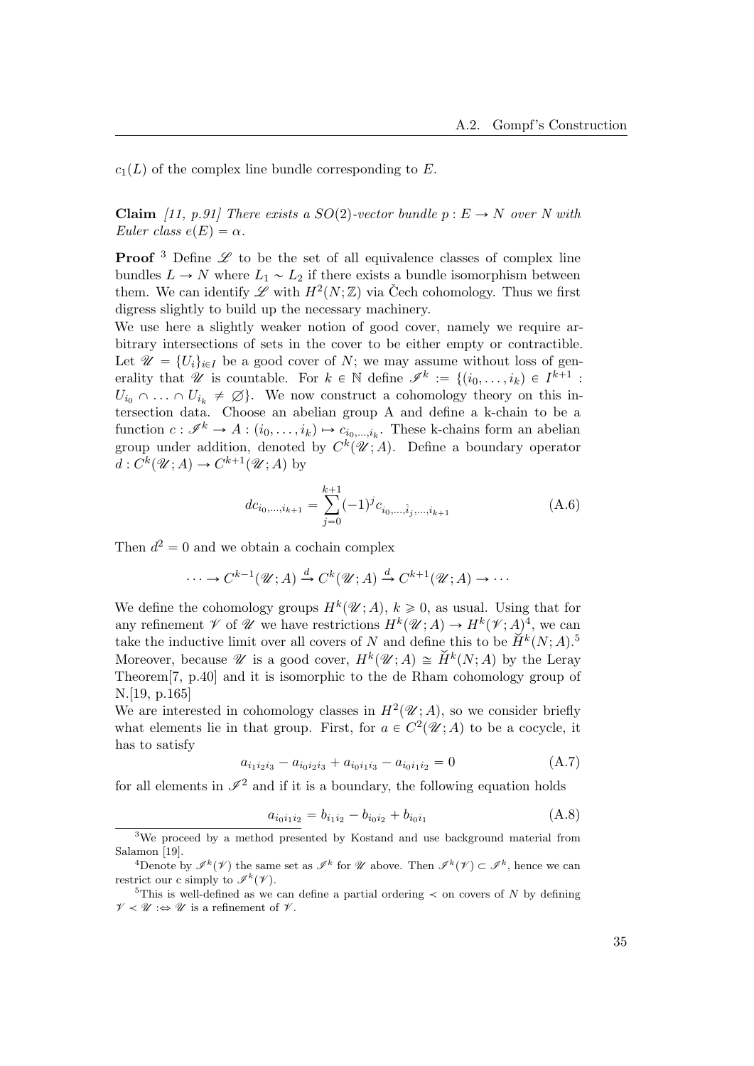$c_1(L)$ of the complex line bundle corresponding to $E$.

**Claim** *[11, p.91] There exists a $SO(2)$-vector bundle $p : E \to N$ over $N$ with Euler class $e(E) = \alpha$.*

**Proof** [3] Define $\mathscr{L}$ to be the set of all equivalence classes of complex line bundles $L \to N$ where $L_1 \sim L_2$ if there exists a bundle isomorphism between them. We can identify $\mathscr{L}$ with $H^2(N;\mathbb{Z})$ via Čech cohomology. Thus we first digress slightly to build up the necessary machinery.

We use here a slightly weaker notion of good cover, namely we require arbitrary intersections of sets in the cover to be either empty or contractible. Let $\mathscr{U} = \{U_i\}_{i\in I}$ be a good cover of $N$; we may assume without loss of generality that $\mathscr{U}$ is countable. For $k \in \mathbb{N}$ define $\mathscr{I}^k := \{(i_0, \ldots, i_k) \in I^{k+1} : U_{i_0} \cap \ldots \cap U_{i_k} \neq \varnothing\}$. We now construct a cohomology theory on this intersection data. Choose an abelian group A and define a k-chain to be a function $c : \mathscr{I}^k \to A : (i_0, \ldots, i_k) \mapsto c_{i_0,\ldots,i_k}$. These k-chains form an abelian group under addition, denoted by $C^k(\mathscr{U}; A)$. Define a boundary operator $d : C^k(\mathscr{U}; A) \to C^{k+1}(\mathscr{U}; A)$ by

$$dc_{i_0,\ldots,i_{k+1}} = \sum_{j=0}^{k+1} (-1)^j c_{i_0,\ldots,\hat{i}_j,\ldots,i_{k+1}} \tag{A.6}$$

Then $d^2 = 0$ and we obtain a cochain complex

$$\cdots \to C^{k-1}(\mathscr{U}; A) \xrightarrow{d} C^k(\mathscr{U}; A) \xrightarrow{d} C^{k+1}(\mathscr{U}; A) \to \cdots$$

We define the cohomology groups $H^k(\mathscr{U}; A)$, $k \geqslant 0$, as usual. Using that for any refinement $\mathscr{V}$ of $\mathscr{U}$ we have restrictions $H^k(\mathscr{U}; A) \to H^k(\mathscr{V}; A)$[4], we can take the inductive limit over all covers of $N$ and define this to be $\check{H}^k(N; A)$.[5] Moreover, because $\mathscr{U}$ is a good cover, $H^k(\mathscr{U}; A) \cong \check{H}^k(N; A)$ by the Leray Theorem[7, p.40] and it is isomorphic to the de Rham cohomology group of N.[19, p.165]

We are interested in cohomology classes in $H^2(\mathscr{U}; A)$, so we consider briefly what elements lie in that group. First, for $a \in C^2(\mathscr{U}; A)$ to be a cocycle, it has to satisfy

$$a_{i_1 i_2 i_3} - a_{i_0 i_2 i_3} + a_{i_0 i_1 i_3} - a_{i_0 i_1 i_2} = 0 \tag{A.7}$$

for all elements in $\mathscr{I}^2$ and if it is a boundary, the following equation holds

$$a_{i_0 i_1 i_2} = b_{i_1 i_2} - b_{i_0 i_2} + b_{i_0 i_1} \tag{A.8}$$

[3] We proceed by a method presented by Kostand and use background material from Salamon [19].

[4] Denote by $\mathscr{I}^k(\mathscr{V})$ the same set as $\mathscr{I}^k$ for $\mathscr{U}$ above. Then $\mathscr{I}^k(\mathscr{V}) \subset \mathscr{I}^k$, hence we can restrict our c simply to $\mathscr{I}^k(\mathscr{V})$.

[5] This is well-defined as we can define a partial ordering $\prec$ on covers of $N$ by defining $\mathscr{V} \prec \mathscr{U} :\Leftrightarrow \mathscr{U}$ is a refinement of $\mathscr{V}$.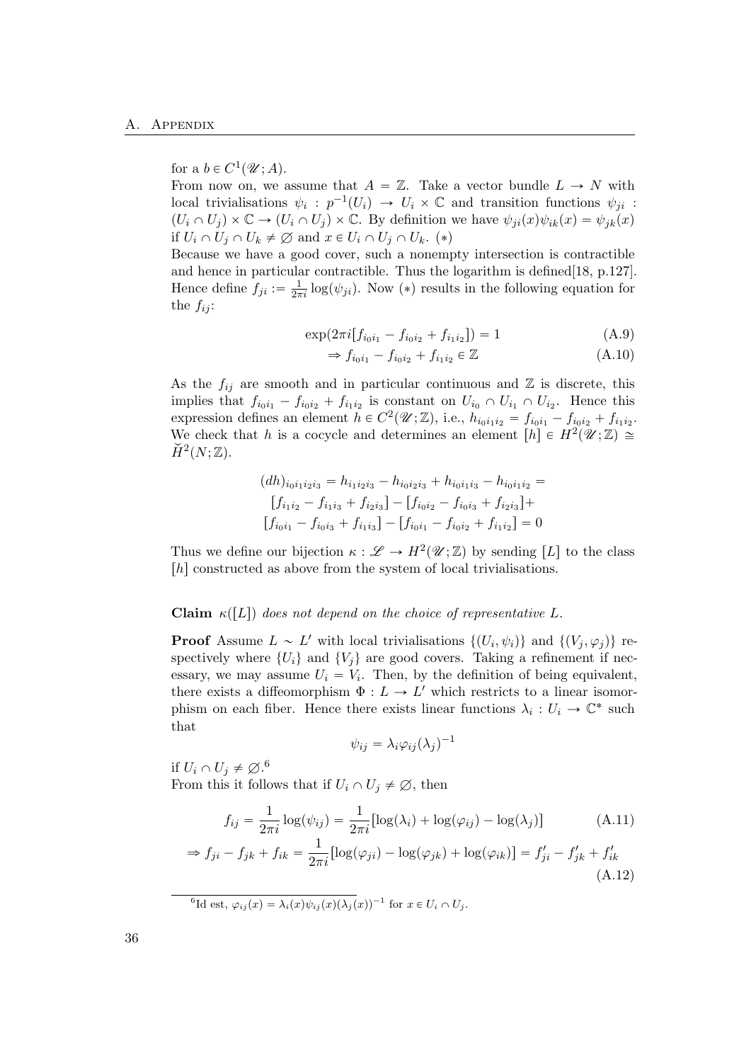for a $b \in C^1(\mathscr{U}; A)$.
From now on, we assume that $A = \mathbb{Z}$. Take a vector bundle $L \to N$ with local trivialisations $\psi_i : p^{-1}(U_i) \to U_i \times \mathbb{C}$ and transition functions $\psi_{ji} : (U_i \cap U_j) \times \mathbb{C} \to (U_i \cap U_j) \times \mathbb{C}$. By definition we have $\psi_{ji}(x)\psi_{ik}(x) = \psi_{jk}(x)$ if $U_i \cap U_j \cap U_k \neq \varnothing$ and $x \in U_i \cap U_j \cap U_k$. $(*)$
Because we have a good cover, such a nonempty intersection is contractible and hence in particular contractible. Thus the logarithm is defined[18, p.127]. Hence define $f_{ji} := \frac{1}{2\pi i}\log(\psi_{ji})$. Now $(*)$ results in the following equation for the $f_{ij}$:

$$\exp(2\pi i[f_{i_0i_1} - f_{i_0i_2} + f_{i_1i_2}]) = 1 \tag{A.9}$$

$$\Rightarrow f_{i_0i_1} - f_{i_0i_2} + f_{i_1i_2} \in \mathbb{Z} \tag{A.10}$$

As the $f_{ij}$ are smooth and in particular continuous and $\mathbb{Z}$ is discrete, this implies that $f_{i_0i_1} - f_{i_0i_2} + f_{i_1i_2}$ is constant on $U_{i_0} \cap U_{i_1} \cap U_{i_2}$. Hence this expression defines an element $h \in C^2(\mathscr{U}; \mathbb{Z})$, i.e., $h_{i_0i_1i_2} = f_{i_0i_1} - f_{i_0i_2} + f_{i_1i_2}$. We check that $h$ is a cocycle and determines an element $[h] \in H^2(\mathscr{U}; \mathbb{Z}) \cong \check{H}^2(N; \mathbb{Z})$.

$$(dh)_{i_0i_1i_2i_3} = h_{i_1i_2i_3} - h_{i_0i_2i_3} + h_{i_0i_1i_3} - h_{i_0i_1i_2} =$$
$$[f_{i_1i_2} - f_{i_1i_3} + f_{i_2i_3}] - [f_{i_0i_2} - f_{i_0i_3} + f_{i_2i_3}] +$$
$$[f_{i_0i_1} - f_{i_0i_3} + f_{i_1i_3}] - [f_{i_0i_1} - f_{i_0i_2} + f_{i_1i_2}] = 0$$

Thus we define our bijection $\kappa : \mathscr{L} \to H^2(\mathscr{U}; \mathbb{Z})$ by sending $[L]$ to the class $[h]$ constructed as above from the system of local trivialisations.

**Claim** *$\kappa([L])$ does not depend on the choice of representative $L$.*

**Proof** Assume $L \sim L'$ with local trivialisations $\{(U_i, \psi_i)\}$ and $\{(V_j, \varphi_j)\}$ respectively where $\{U_i\}$ and $\{V_j\}$ are good covers. Taking a refinement if necessary, we may assume $U_i = V_i$. Then, by the definition of being equivalent, there exists a diffeomorphism $\Phi : L \to L'$ which restricts to a linear isomorphism on each fiber. Hence there exists linear functions $\lambda_i : U_i \to \mathbb{C}^*$ such that

$$\psi_{ij} = \lambda_i \varphi_{ij}(\lambda_j)^{-1}$$

if $U_i \cap U_j \neq \varnothing$.[6]
From this it follows that if $U_i \cap U_j \neq \varnothing$, then

$$f_{ij} = \frac{1}{2\pi i}\log(\psi_{ij}) = \frac{1}{2\pi i}[\log(\lambda_i) + \log(\varphi_{ij}) - \log(\lambda_j)] \tag{A.11}$$

$$\Rightarrow f_{ji} - f_{jk} + f_{ik} = \frac{1}{2\pi i}[\log(\varphi_{ji}) - \log(\varphi_{jk}) + \log(\varphi_{ik})] = f'_{ji} - f'_{jk} + f'_{ik} \tag{A.12}$$

[6] Id est, $\varphi_{ij}(x) = \lambda_i(x)\psi_{ij}(x)(\lambda_j(x))^{-1}$ for $x \in U_i \cap U_j$.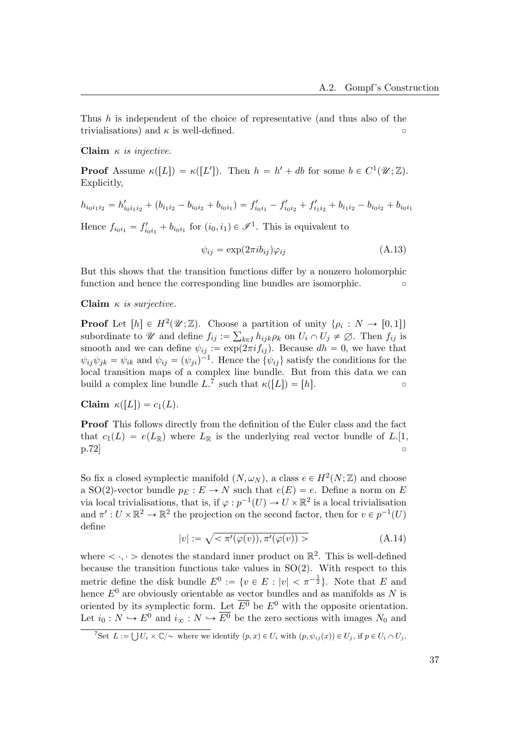Thus $h$ is independent of the choice of representative (and thus also of the trivialisations) and $\kappa$ is well-defined. ▫

**Claim** *$\kappa$ is injective.*

**Proof** Assume $\kappa([L]) = \kappa([L'])$. Then $h = h' + db$ for some $b \in C^1(\mathscr{U};\mathbb{Z})$. Explicitly,

$$h_{i_0 i_1 i_2} = h'_{i_0 i_1 i_2} + (b_{i_1 i_2} - b_{i_0 i_2} + b_{i_0 i_1}) = f'_{i_0 i_1} - f'_{i_0 i_2} + f'_{i_1 i_2} + b_{i_1 i_2} - b_{i_0 i_2} + b_{i_0 i_1}$$

Hence $f_{i_0 i_1} = f'_{i_0 i_1} + b_{i_0 i_1}$ for $(i_0, i_1) \in \mathscr{I}^1$. This is equivalent to

$$\psi_{ij} = \exp(2\pi i b_{ij})\varphi_{ij} \tag{A.13}$$

But this shows that the transition functions differ by a nonzero holomorphic function and hence the corresponding line bundles are isomorphic. ▫

**Claim** *$\kappa$ is surjective.*

**Proof** Let $[h] \in H^2(\mathscr{U};\mathbb{Z})$. Choose a partition of unity $\{\rho_i : N \to [0,1]\}$ subordinate to $\mathscr{U}$ and define $f_{ij} := \sum_{k \in I} h_{ijk}\rho_k$ on $U_i \cap U_j \neq \varnothing$. Then $f_{ij}$ is smooth and we can define $\psi_{ij} := \exp(2\pi i f_{ij})$. Because $dh = 0$, we have that $\psi_{ij}\psi_{jk} = \psi_{ik}$ and $\psi_{ij} = (\psi_{ji})^{-1}$. Hence the $\{\psi_{ij}\}$ satisfy the conditions for the local transition maps of a complex line bundle. But from this data we can build a complex line bundle $L$.[7] such that $\kappa([L]) = [h]$. ▫

**Claim** $\kappa([L]) = c_1(L)$.

**Proof** This follows directly from the definition of the Euler class and the fact that $c_1(L) = e(L_\mathbb{R})$ where $L_\mathbb{R}$ is the underlying real vector bundle of $L$.[1, p.72] ▫

So fix a closed symplectic manifold $(N, \omega_N)$, a class $e \in H^2(N;\mathbb{Z})$ and choose a SO(2)-vector bundle $p_E : E \to N$ such that $e(E) = e$. Define a norm on $E$ via local trivialisations, that is, if $\varphi : p^{-1}(U) \to U \times \mathbb{R}^2$ is a local trivialisation and $\pi' : U \times \mathbb{R}^2 \to \mathbb{R}^2$ the projection on the second factor, then for $v \in p^{-1}(U)$ define

$$|v| := \sqrt{<\pi'(\varphi(v)), \pi'(\varphi(v))>} \tag{A.14}$$

where $< \cdot, \cdot >$ denotes the standard inner product on $\mathbb{R}^2$. This is well-defined because the transition functions take values in SO(2). With respect to this metric define the disk bundle $E^0 := \{v \in E : |v| < \pi^{-\frac{1}{2}}\}$. Note that $E$ and hence $E^0$ are obviously orientable as vector bundles and as manifolds as $N$ is oriented by its symplectic form. Let $\overline{E^0}$ be $E^0$ with the opposite orientation. Let $i_0 : N \hookrightarrow E^0$ and $i_\infty : N \hookrightarrow \overline{E^0}$ be the zero sections with images $N_0$ and

[7] Set $L := \bigcup U_i \times \mathbb{C}/\sim$ where we identify $(p,x) \in U_i$ with $(p, \psi_{ij}(x)) \in U_j$, if $p \in U_i \cap U_j$.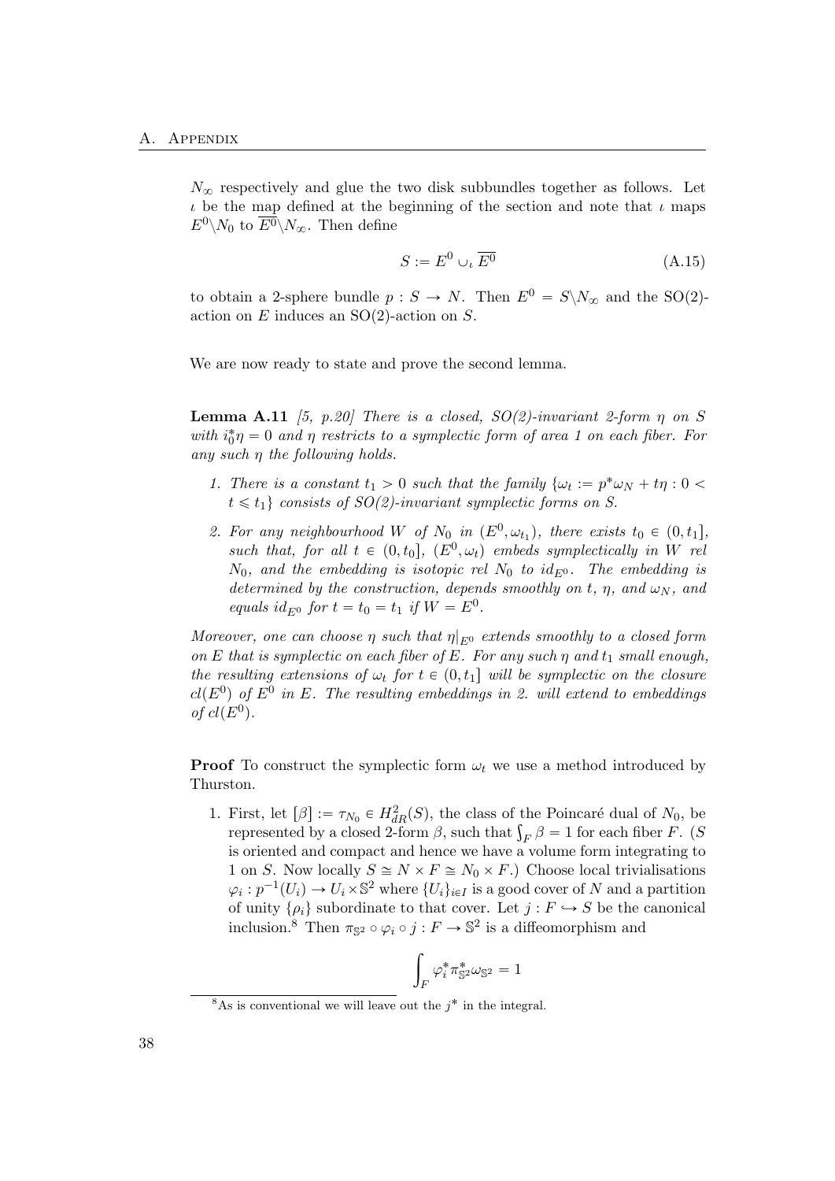$N_\infty$ respectively and glue the two disk subbundles together as follows. Let $\iota$ be the map defined at the beginning of the section and note that $\iota$ maps $E^0 \backslash N_0$ to $\overline{E^0} \backslash N_\infty$. Then define

$$S := E^0 \cup_\iota \overline{E^0} \tag{A.15}$$

to obtain a 2-sphere bundle $p : S \to N$. Then $E^0 = S \backslash N_\infty$ and the SO(2)-action on $E$ induces an SO(2)-action on $S$.

We are now ready to state and prove the second lemma.

**Lemma A.11** *[5, p.20] There is a closed, SO(2)-invariant 2-form $\eta$ on $S$ with $i_0^* \eta = 0$ and $\eta$ restricts to a symplectic form of area 1 on each fiber. For any such $\eta$ the following holds.*

1. *There is a constant $t_1 > 0$ such that the family $\{\omega_t := p^*\omega_N + t\eta : 0 < t \leqslant t_1\}$ consists of SO(2)-invariant symplectic forms on $S$.*
2. *For any neighbourhood $W$ of $N_0$ in $(E^0, \omega_{t_1})$, there exists $t_0 \in (0, t_1]$, such that, for all $t \in (0, t_0]$, $(E^0, \omega_t)$ embeds symplectically in $W$ rel $N_0$, and the embedding is isotopic rel $N_0$ to $id_{E^0}$. The embedding is determined by the construction, depends smoothly on $t$, $\eta$, and $\omega_N$, and equals $id_{E^0}$ for $t = t_0 = t_1$ if $W = E^0$.*

*Moreover, one can choose $\eta$ such that $\eta|_{E^0}$ extends smoothly to a closed form on $E$ that is symplectic on each fiber of $E$. For any such $\eta$ and $t_1$ small enough, the resulting extensions of $\omega_t$ for $t \in (0, t_1]$ will be symplectic on the closure $cl(E^0)$ of $E^0$ in $E$. The resulting embeddings in 2. will extend to embeddings of $cl(E^0)$.*

**Proof** To construct the symplectic form $\omega_t$ we use a method introduced by Thurston.

1. First, let $[\beta] := \tau_{N_0} \in H^2_{dR}(S)$, the class of the Poincaré dual of $N_0$, be represented by a closed 2-form $\beta$, such that $\int_F \beta = 1$ for each fiber $F$. ($S$ is oriented and compact and hence we have a volume form integrating to 1 on $S$. Now locally $S \cong N \times F \cong N_0 \times F$.) Choose local trivialisations $\varphi_i : p^{-1}(U_i) \to U_i \times \mathbb{S}^2$ where $\{U_i\}_{i \in I}$ is a good cover of $N$ and a partition of unity $\{\rho_i\}$ subordinate to that cover. Let $j : F \hookrightarrow S$ be the canonical inclusion.[8] Then $\pi_{\mathbb{S}^2} \circ \varphi_i \circ j : F \to \mathbb{S}^2$ is a diffeomorphism and

$$\int_F \varphi_i^* \pi_{\mathbb{S}^2}^* \omega_{\mathbb{S}^2} = 1$$

[8] As is conventional we will leave out the $j^*$ in the integral.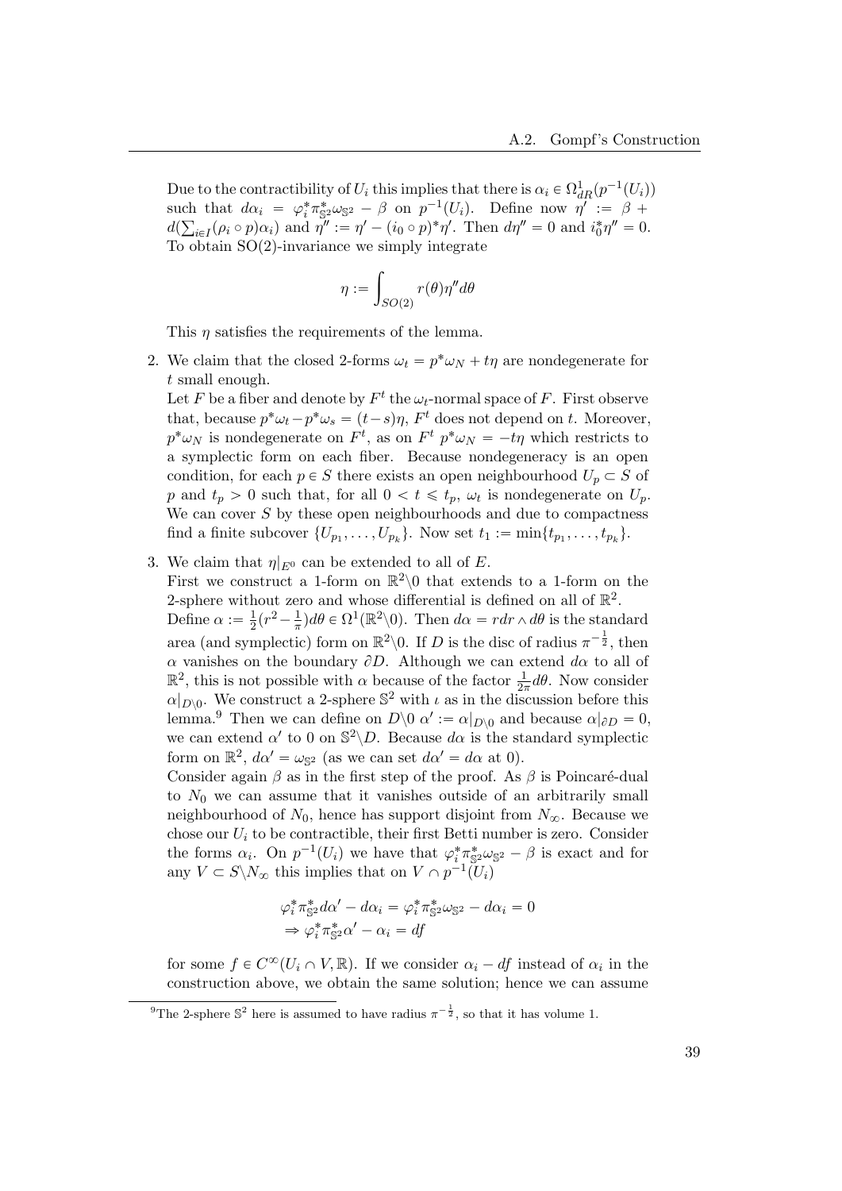Due to the contractibility of $U_i$ this implies that there is $\alpha_i \in \Omega^1_{dR}(p^{-1}(U_i))$ such that $d\alpha_i = \varphi_i^* \pi_{\mathbb{S}^2}^* \omega_{\mathbb{S}^2} - \beta$ on $p^{-1}(U_i)$. Define now $\eta' := \beta + d(\sum_{i \in I} (\rho_i \circ p)\alpha_i)$ and $\eta'' := \eta' - (i_0 \circ p)^* \eta'$. Then $d\eta'' = 0$ and $i_0^* \eta'' = 0$. To obtain SO(2)-invariance we simply integrate

$$\eta := \int_{SO(2)} r(\theta)\eta'' d\theta$$

This $\eta$ satisfies the requirements of the lemma.

2. We claim that the closed 2-forms $\omega_t = p^*\omega_N + t\eta$ are nondegenerate for $t$ small enough.
   Let $F$ be a fiber and denote by $F^t$ the $\omega_t$-normal space of $F$. First observe that, because $p^*\omega_t - p^*\omega_s = (t-s)\eta$, $F^t$ does not depend on $t$. Moreover, $p^*\omega_N$ is nondegenerate on $F^t$, as on $F^t$ $p^*\omega_N = -t\eta$ which restricts to a symplectic form on each fiber. Because nondegeneracy is an open condition, for each $p \in S$ there exists an open neighbourhood $U_p \subset S$ of $p$ and $t_p > 0$ such that, for all $0 < t \leqslant t_p$, $\omega_t$ is nondegenerate on $U_p$. We can cover $S$ by these open neighbourhoods and due to compactness find a finite subcover $\{U_{p_1}, \ldots, U_{p_k}\}$. Now set $t_1 := \min\{t_{p_1}, \ldots, t_{p_k}\}$.

3. We claim that $\eta|_{E^0}$ can be extended to all of $E$.
   First we construct a 1-form on $\mathbb{R}^2\backslash 0$ that extends to a 1-form on the 2-sphere without zero and whose differential is defined on all of $\mathbb{R}^2$.
   Define $\alpha := \frac{1}{2}(r^2 - \frac{1}{\pi})d\theta \in \Omega^1(\mathbb{R}^2\backslash 0)$. Then $d\alpha = rdr \wedge d\theta$ is the standard area (and symplectic) form on $\mathbb{R}^2\backslash 0$. If $D$ is the disc of radius $\pi^{-\frac{1}{2}}$, then $\alpha$ vanishes on the boundary $\partial D$. Although we can extend $d\alpha$ to all of $\mathbb{R}^2$, this is not possible with $\alpha$ because of the factor $\frac{1}{2\pi}d\theta$. Now consider $\alpha|_{D\backslash 0}$. We construct a 2-sphere $\mathbb{S}^2$ with $\iota$ as in the discussion before this lemma.[9] Then we can define on $D\backslash 0$ $\alpha' := \alpha|_{D\backslash 0}$ and because $\alpha|_{\partial D} = 0$, we can extend $\alpha'$ to 0 on $\mathbb{S}^2\backslash D$. Because $d\alpha$ is the standard symplectic form on $\mathbb{R}^2$, $d\alpha' = \omega_{\mathbb{S}^2}$ (as we can set $d\alpha' = d\alpha$ at 0).
   Consider again $\beta$ as in the first step of the proof. As $\beta$ is Poincaré-dual to $N_0$ we can assume that it vanishes outside of an arbitrarily small neighbourhood of $N_0$, hence has support disjoint from $N_\infty$. Because we chose our $U_i$ to be contractible, their first Betti number is zero. Consider the forms $\alpha_i$. On $p^{-1}(U_i)$ we have that $\varphi_i^* \pi_{\mathbb{S}^2}^* \omega_{\mathbb{S}^2} - \beta$ is exact and for any $V \subset S\backslash N_\infty$ this implies that on $V \cap p^{-1}(U_i)$

$$\varphi_i^* \pi_{\mathbb{S}^2}^* d\alpha' - d\alpha_i = \varphi_i^* \pi_{\mathbb{S}^2}^* \omega_{\mathbb{S}^2} - d\alpha_i = 0$$
$$\Rightarrow \varphi_i^* \pi_{\mathbb{S}^2}^* \alpha' - \alpha_i = df$$

   for some $f \in C^\infty(U_i \cap V, \mathbb{R})$. If we consider $\alpha_i - df$ instead of $\alpha_i$ in the construction above, we obtain the same solution; hence we can assume

[9] The 2-sphere $\mathbb{S}^2$ here is assumed to have radius $\pi^{-\frac{1}{2}}$, so that it has volume 1.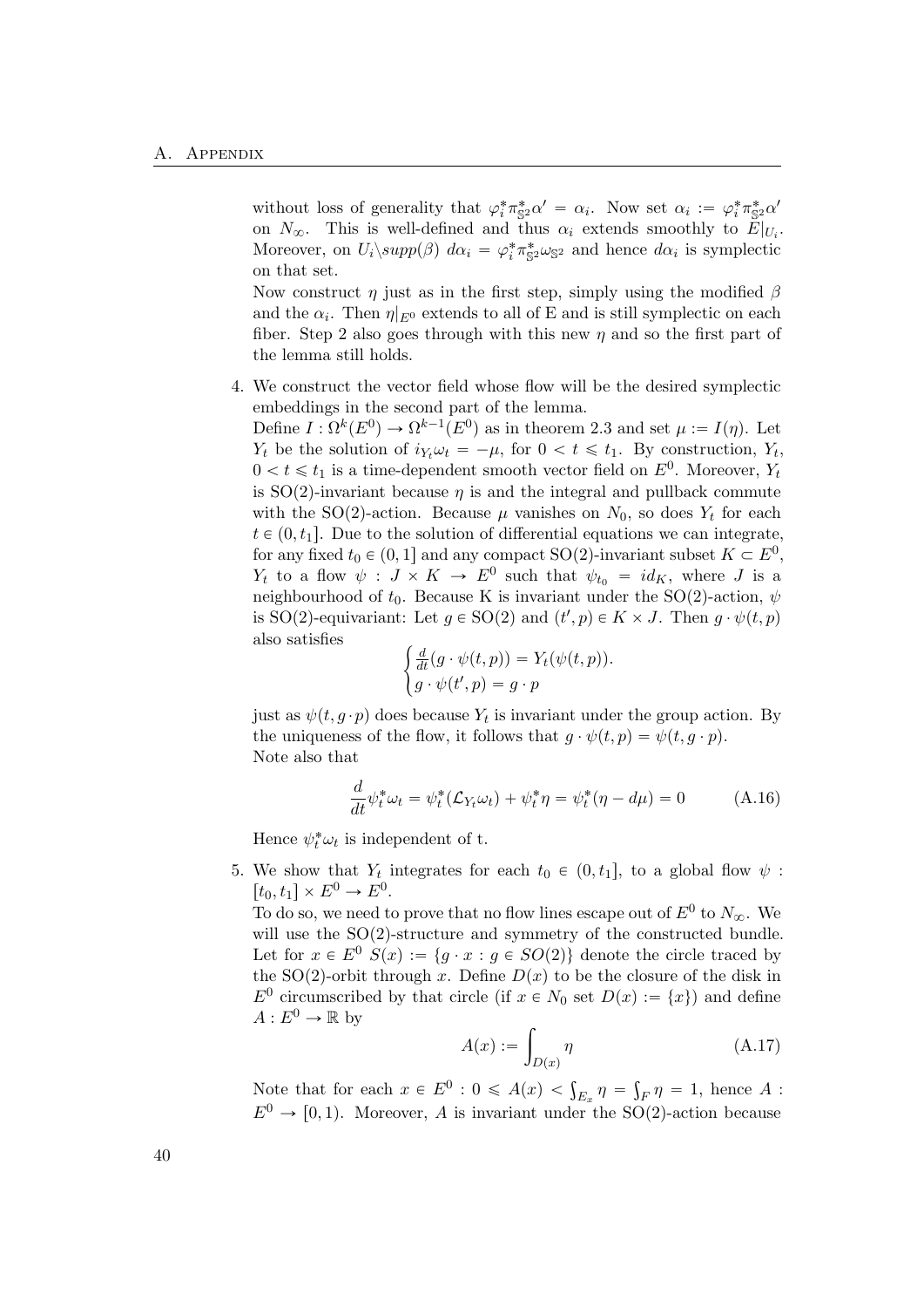without loss of generality that $\varphi_i^* \pi_{\mathbb{S}^2}^* \alpha' = \alpha_i$. Now set $\alpha_i := \varphi_i^* \pi_{\mathbb{S}^2}^* \alpha'$ on $N_\infty$. This is well-defined and thus $\alpha_i$ extends smoothly to $E|_{U_i}$. Moreover, on $U_i \backslash supp(\beta)$ $d\alpha_i = \varphi_i^* \pi_{\mathbb{S}^2}^* \omega_{\mathbb{S}^2}$ and hence $d\alpha_i$ is symplectic on that set.

Now construct $\eta$ just as in the first step, simply using the modified $\beta$ and the $\alpha_i$. Then $\eta|_{E^0}$ extends to all of E and is still symplectic on each fiber. Step 2 also goes through with this new $\eta$ and so the first part of the lemma still holds.

4. We construct the vector field whose flow will be the desired symplectic embeddings in the second part of the lemma.
   Define $I : \Omega^k(E^0) \to \Omega^{k-1}(E^0)$ as in theorem 2.3 and set $\mu := I(\eta)$. Let $Y_t$ be the solution of $i_{Y_t}\omega_t = -\mu$, for $0 < t \leqslant t_1$. By construction, $Y_t$, $0 < t \leqslant t_1$ is a time-dependent smooth vector field on $E^0$. Moreover, $Y_t$ is SO(2)-invariant because $\eta$ is and the integral and pullback commute with the SO(2)-action. Because $\mu$ vanishes on $N_0$, so does $Y_t$ for each $t \in (0, t_1]$. Due to the solution of differential equations we can integrate, for any fixed $t_0 \in (0, 1]$ and any compact SO(2)-invariant subset $K \subset E^0$, $Y_t$ to a flow $\psi : J \times K \to E^0$ such that $\psi_{t_0} = id_K$, where $J$ is a neighbourhood of $t_0$. Because K is invariant under the SO(2)-action, $\psi$ is SO(2)-equivariant: Let $g \in \mathrm{SO}(2)$ and $(t', p) \in K \times J$. Then $g \cdot \psi(t, p)$ also satisfies
$$\begin{cases} \frac{d}{dt}(g \cdot \psi(t, p)) = Y_t(\psi(t, p)). \\ g \cdot \psi(t', p) = g \cdot p \end{cases}$$
   just as $\psi(t, g \cdot p)$ does because $Y_t$ is invariant under the group action. By the uniqueness of the flow, it follows that $g \cdot \psi(t, p) = \psi(t, g \cdot p)$.
   Note also that
$$\frac{d}{dt}\psi_t^* \omega_t = \psi_t^*(\mathcal{L}_{Y_t}\omega_t) + \psi_t^* \eta = \psi_t^*(\eta - d\mu) = 0 \qquad \text{(A.16)}$$
   Hence $\psi_t^* \omega_t$ is independent of t.

5. We show that $Y_t$ integrates for each $t_0 \in (0, t_1]$, to a global flow $\psi : [t_0, t_1] \times E^0 \to E^0$.
   To do so, we need to prove that no flow lines escape out of $E^0$ to $N_\infty$. We will use the SO(2)-structure and symmetry of the constructed bundle. Let for $x \in E^0$ $S(x) := \{g \cdot x : g \in SO(2)\}$ denote the circle traced by the SO(2)-orbit through $x$. Define $D(x)$ to be the closure of the disk in $E^0$ circumscribed by that circle (if $x \in N_0$ set $D(x) := \{x\}$) and define $A : E^0 \to \mathbb{R}$ by
$$A(x) := \int_{D(x)} \eta \qquad \text{(A.17)}$$
   Note that for each $x \in E^0 : 0 \leqslant A(x) < \int_{E_x} \eta = \int_F \eta = 1$, hence $A : E^0 \to [0, 1)$. Moreover, $A$ is invariant under the SO(2)-action because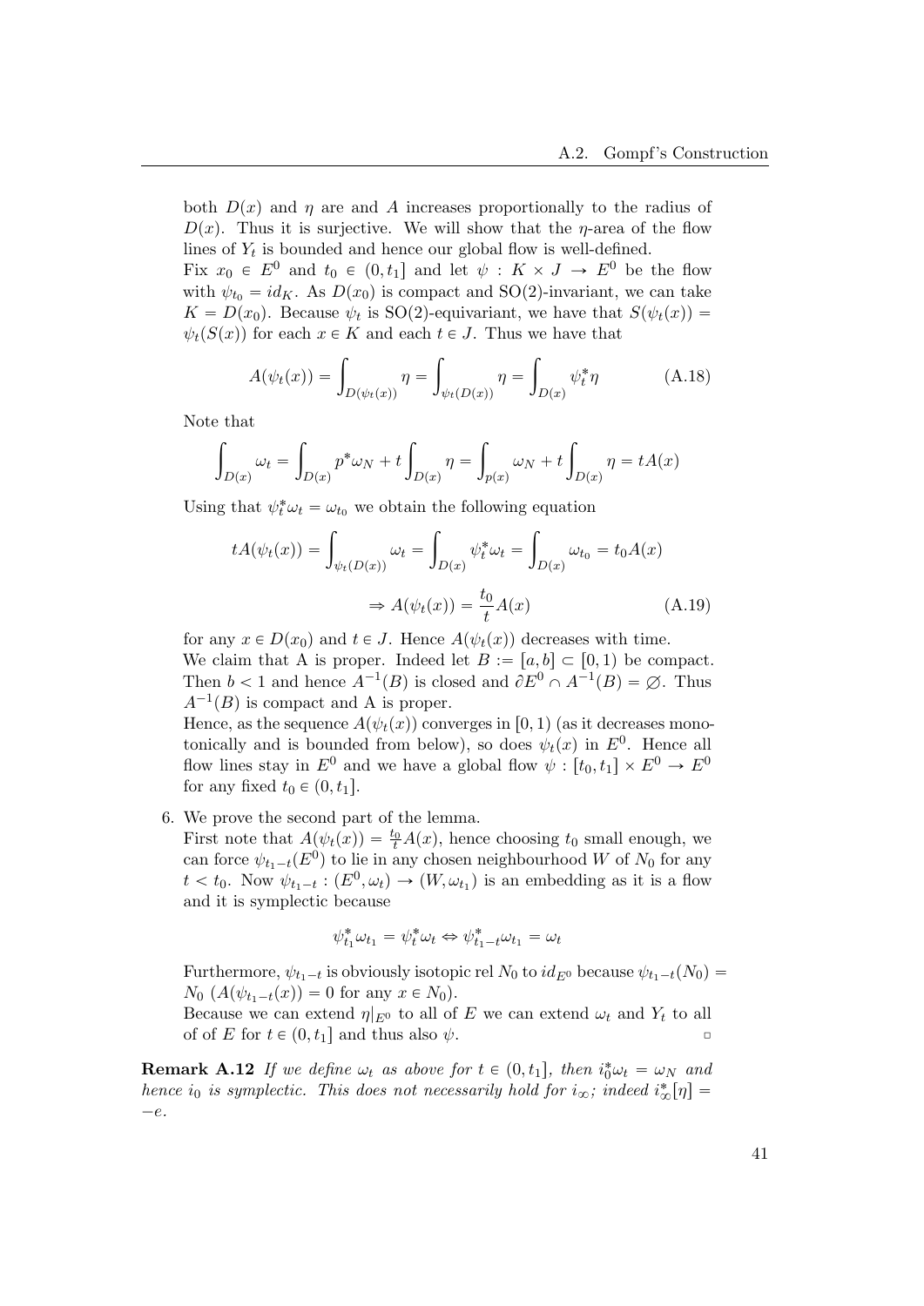both $D(x)$ and $\eta$ are and $A$ increases proportionally to the radius of $D(x)$. Thus it is surjective. We will show that the $\eta$-area of the flow lines of $Y_t$ is bounded and hence our global flow is well-defined.
Fix $x_0 \in E^0$ and $t_0 \in (0, t_1]$ and let $\psi : K \times J \to E^0$ be the flow with $\psi_{t_0} = id_K$. As $D(x_0)$ is compact and SO(2)-invariant, we can take $K = D(x_0)$. Because $\psi_t$ is SO(2)-equivariant, we have that $S(\psi_t(x)) = \psi_t(S(x))$ for each $x \in K$ and each $t \in J$. Thus we have that

$$A(\psi_t(x)) = \int_{D(\psi_t(x))} \eta = \int_{\psi_t(D(x))} \eta = \int_{D(x)} \psi_t^* \eta \tag{A.18}$$

Note that

$$\int_{D(x)} \omega_t = \int_{D(x)} p^* \omega_N + t \int_{D(x)} \eta = \int_{p(x)} \omega_N + t \int_{D(x)} \eta = tA(x)$$

Using that $\psi_t^* \omega_t = \omega_{t_0}$ we obtain the following equation

$$tA(\psi_t(x)) = \int_{\psi_t(D(x))} \omega_t = \int_{D(x)} \psi_t^* \omega_t = \int_{D(x)} \omega_{t_0} = t_0 A(x)$$

$$\Rightarrow A(\psi_t(x)) = \frac{t_0}{t} A(x) \tag{A.19}$$

for any $x \in D(x_0)$ and $t \in J$. Hence $A(\psi_t(x))$ decreases with time.
We claim that A is proper. Indeed let $B := [a, b] \subset [0, 1)$ be compact. Then $b < 1$ and hence $A^{-1}(B)$ is closed and $\partial E^0 \cap A^{-1}(B) = \varnothing$. Thus $A^{-1}(B)$ is compact and A is proper.
Hence, as the sequence $A(\psi_t(x))$ converges in $[0, 1)$ (as it decreases monotonically and is bounded from below), so does $\psi_t(x)$ in $E^0$. Hence all flow lines stay in $E^0$ and we have a global flow $\psi : [t_0, t_1] \times E^0 \to E^0$ for any fixed $t_0 \in (0, t_1]$.

6. We prove the second part of the lemma.
First note that $A(\psi_t(x)) = \frac{t_0}{t} A(x)$, hence choosing $t_0$ small enough, we can force $\psi_{t_1 - t}(E^0)$ to lie in any chosen neighbourhood $W$ of $N_0$ for any $t < t_0$. Now $\psi_{t_1 - t} : (E^0, \omega_t) \to (W, \omega_{t_1})$ is an embedding as it is a flow and it is symplectic because

$$\psi_{t_1}^* \omega_{t_1} = \psi_t^* \omega_t \Leftrightarrow \psi_{t_1 - t}^* \omega_{t_1} = \omega_t$$

Furthermore, $\psi_{t_1 - t}$ is obviously isotopic rel $N_0$ to $id_{E^0}$ because $\psi_{t_1 - t}(N_0) = N_0$ ($A(\psi_{t_1 - t}(x)) = 0$ for any $x \in N_0$).
Because we can extend $\eta|_{E^0}$ to all of $E$ we can extend $\omega_t$ and $Y_t$ to all of of $E$ for $t \in (0, t_1]$ and thus also $\psi$. ▫

**Remark A.12** *If we define $\omega_t$ as above for $t \in (0, t_1]$, then $i_0^* \omega_t = \omega_N$ and hence $i_0$ is symplectic. This does not necessarily hold for $i_\infty$; indeed $i_\infty^*[\eta] = -e$.*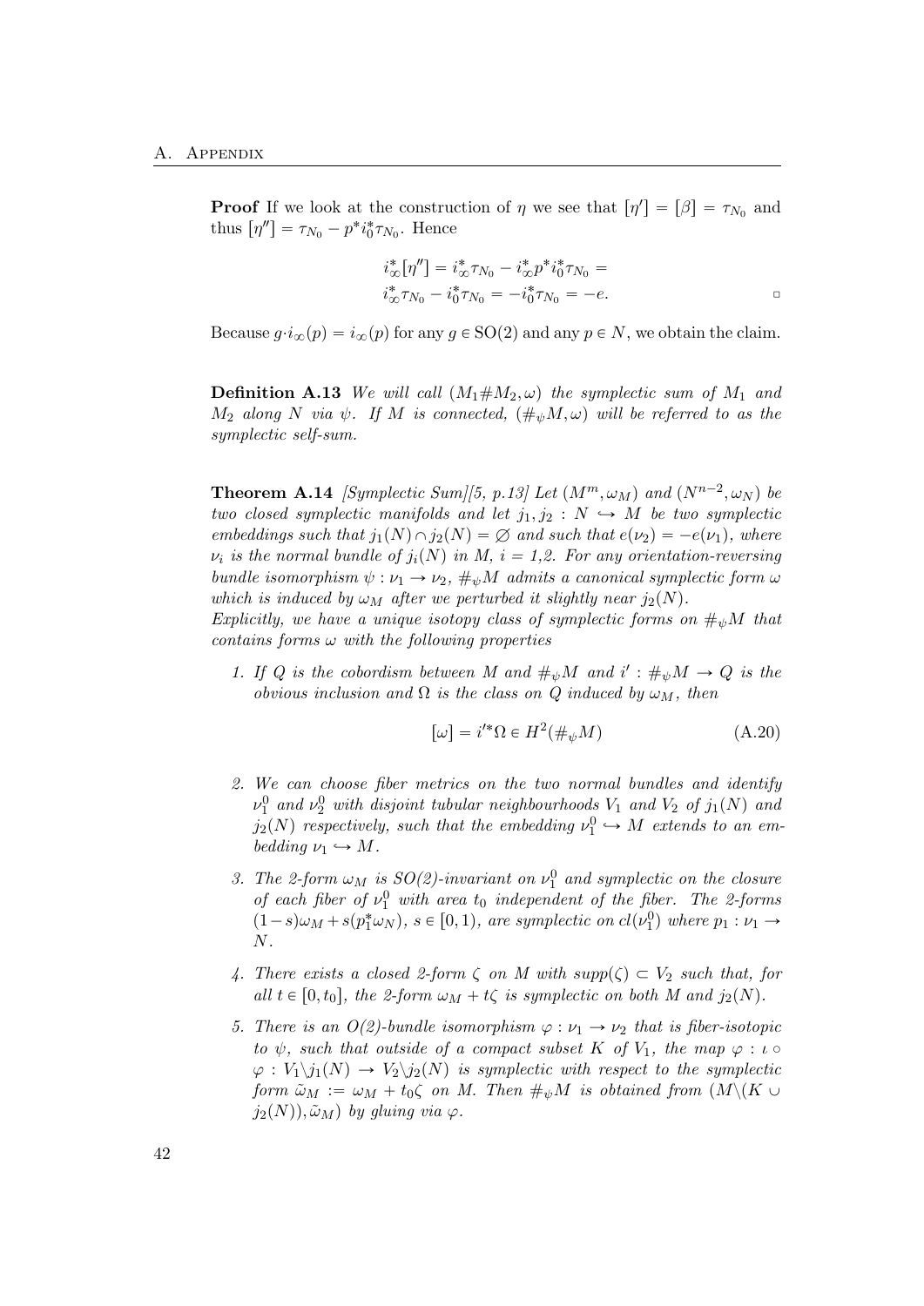**Proof** If we look at the construction of $\eta$ we see that $[\eta'] = [\beta] = \tau_{N_0}$ and thus $[\eta''] = \tau_{N_0} - p^* i_0^* \tau_{N_0}$. Hence

$$
\begin{aligned}
i_\infty^*[\eta''] &= i_\infty^* \tau_{N_0} - i_\infty^* p^* i_0^* \tau_{N_0} = \\
i_\infty^* \tau_{N_0} &- i_0^* \tau_{N_0} = -i_0^* \tau_{N_0} = -e.
\end{aligned}
$$

□

Because $g \cdot i_\infty(p) = i_\infty(p)$ for any $g \in \mathrm{SO}(2)$ and any $p \in N$, we obtain the claim.

**Definition A.13** *We will call $(M_1 \# M_2, \omega)$ the symplectic sum of $M_1$ and $M_2$ along $N$ via $\psi$. If $M$ is connected, $(\#_\psi M, \omega)$ will be referred to as the symplectic self-sum.*

**Theorem A.14** *[Symplectic Sum][5, p.13] Let $(M^m, \omega_M)$ and $(N^{n-2}, \omega_N)$ be two closed symplectic manifolds and let $j_1, j_2 : N \hookrightarrow M$ be two symplectic embeddings such that $j_1(N) \cap j_2(N) = \varnothing$ and such that $e(\nu_2) = -e(\nu_1)$, where $\nu_i$ is the normal bundle of $j_i(N)$ in $M$, $i = 1,2$. For any orientation-reversing bundle isomorphism $\psi : \nu_1 \to \nu_2$, $\#_\psi M$ admits a canonical symplectic form $\omega$ which is induced by $\omega_M$ after we perturbed it slightly near $j_2(N)$.*
*Explicitly, we have a unique isotopy class of symplectic forms on $\#_\psi M$ that contains forms $\omega$ with the following properties*

1. *If $Q$ is the cobordism between $M$ and $\#_\psi M$ and $i' : \#_\psi M \to Q$ is the obvious inclusion and $\Omega$ is the class on $Q$ induced by $\omega_M$, then*

$$
[\omega] = i'^* \Omega \in H^2(\#_\psi M) \tag{A.20}
$$

2. *We can choose fiber metrics on the two normal bundles and identify $\nu_1^0$ and $\nu_2^0$ with disjoint tubular neighbourhoods $V_1$ and $V_2$ of $j_1(N)$ and $j_2(N)$ respectively, such that the embedding $\nu_1^0 \hookrightarrow M$ extends to an embedding $\nu_1 \hookrightarrow M$.*
3. *The 2-form $\omega_M$ is SO(2)-invariant on $\nu_1^0$ and symplectic on the closure of each fiber of $\nu_1^0$ with area $t_0$ independent of the fiber. The 2-forms $(1-s)\omega_M + s(p_1^* \omega_N)$, $s \in [0,1)$, are symplectic on $cl(\nu_1^0)$ where $p_1 : \nu_1 \to N$.*
4. *There exists a closed 2-form $\zeta$ on $M$ with $supp(\zeta) \subset V_2$ such that, for all $t \in [0, t_0]$, the 2-form $\omega_M + t\zeta$ is symplectic on both $M$ and $j_2(N)$.*
5. *There is an O(2)-bundle isomorphism $\varphi : \nu_1 \to \nu_2$ that is fiber-isotopic to $\psi$, such that outside of a compact subset $K$ of $V_1$, the map $\varphi : \iota \circ \varphi : V_1 \backslash j_1(N) \to V_2 \backslash j_2(N)$ is symplectic with respect to the symplectic form $\tilde{\omega}_M := \omega_M + t_0 \zeta$ on $M$. Then $\#_\psi M$ is obtained from $(M \backslash (K \cup j_2(N)), \tilde{\omega}_M)$ by gluing via $\varphi$.*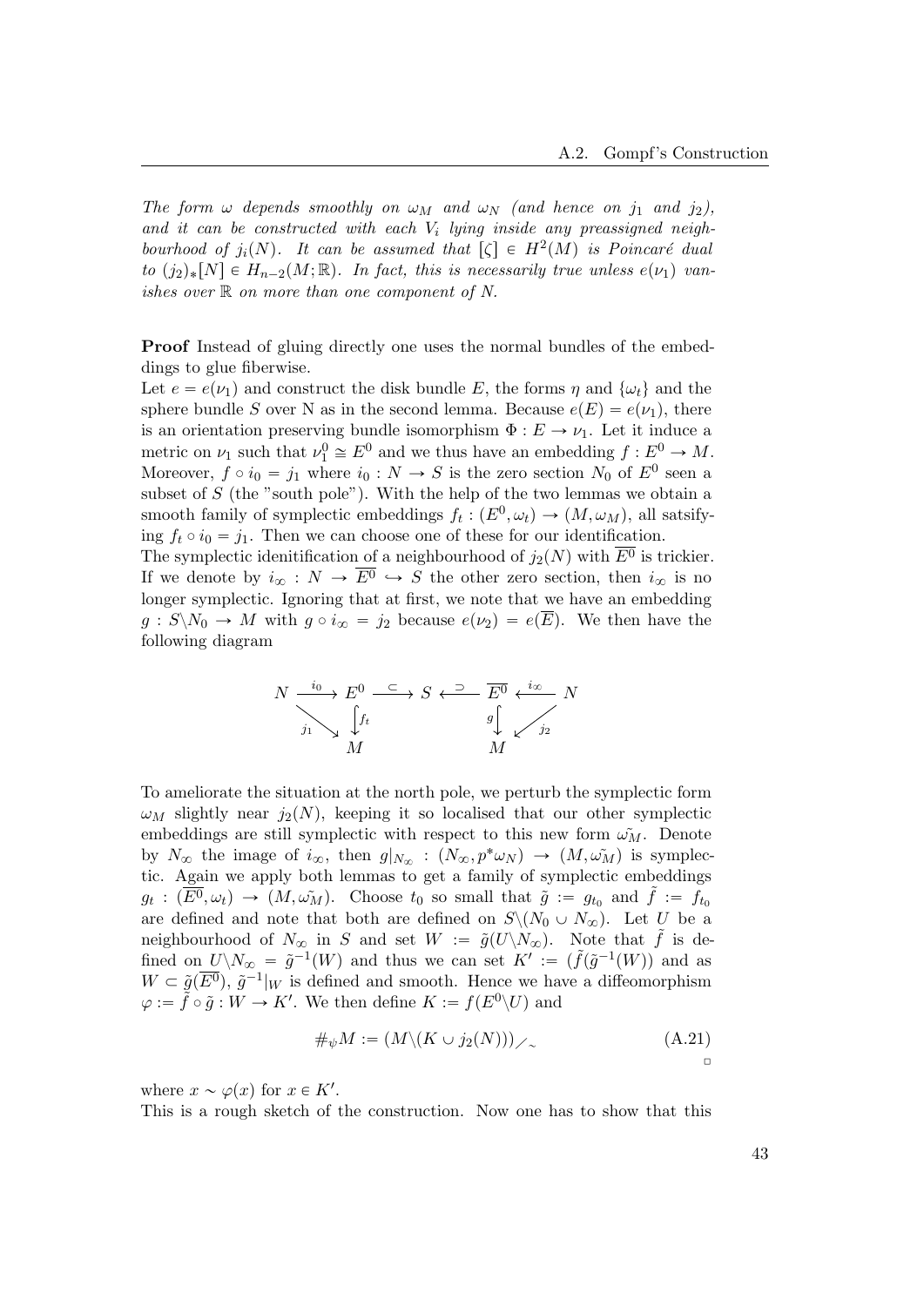*The form $\omega$ depends smoothly on $\omega_M$ and $\omega_N$ (and hence on $j_1$ and $j_2$), and it can be constructed with each $V_i$ lying inside any preassigned neighbourhood of $j_i(N)$. It can be assumed that $[\zeta] \in H^2(M)$ is Poincaré dual to $(j_2)_*[N] \in H_{n-2}(M;\mathbb{R})$. In fact, this is necessarily true unless $e(\nu_1)$ vanishes over $\mathbb{R}$ on more than one component of $N$.*

**Proof** Instead of gluing directly one uses the normal bundles of the embeddings to glue fiberwise.

Let $e = e(\nu_1)$ and construct the disk bundle $E$, the forms $\eta$ and $\{\omega_t\}$ and the sphere bundle $S$ over N as in the second lemma. Because $e(E) = e(\nu_1)$, there is an orientation preserving bundle isomorphism $\Phi : E \to \nu_1$. Let it induce a metric on $\nu_1$ such that $\nu_1^0 \cong E^0$ and we thus have an embedding $f : E^0 \to M$. Moreover, $f \circ i_0 = j_1$ where $i_0 : N \to S$ is the zero section $N_0$ of $E^0$ seen a subset of $S$ (the "south pole"). With the help of the two lemmas we obtain a smooth family of symplectic embeddings $f_t : (E^0, \omega_t) \to (M, \omega_M)$, all satsifying $f_t \circ i_0 = j_1$. Then we can choose one of these for our identification.

The symplectic idenitification of a neighbourhood of $j_2(N)$ with $\overline{E^0}$ is trickier. If we denote by $i_\infty : N \to \overline{E^0} \hookrightarrow S$ the other zero section, then $i_\infty$ is no longer symplectic. Ignoring that at first, we note that we have an embedding $g : S\backslash N_0 \to M$ with $g \circ i_\infty = j_2$ because $e(\nu_2) = e(\overline{E})$. We then have the following diagram

$$
\begin{array}{ccccccccc}
N & \xrightarrow{i_0} & E^0 & \xrightarrow{\subset} & S & \xleftarrow{\supset} & \overline{E^0} & \xleftarrow{i_\infty} & N \\
& \searrow^{j_1} & \downarrow f_t & & & & g \downarrow & \swarrow_{j_2} & \\
& & M & & & & M & &
\end{array}
$$

To ameliorate the situation at the north pole, we perturb the symplectic form $\omega_M$ slightly near $j_2(N)$, keeping it so localised that our other symplectic embeddings are still symplectic with respect to this new form $\tilde{\omega_M}$. Denote by $N_\infty$ the image of $i_\infty$, then $g|_{N_\infty} : (N_\infty, p^*\omega_N) \to (M, \tilde{\omega_M})$ is symplectic. Again we apply both lemmas to get a family of symplectic embeddings $g_t : (\overline{E^0}, \omega_t) \to (M, \tilde{\omega_M})$. Choose $t_0$ so small that $\tilde{g} := g_{t_0}$ and $\tilde{f} := f_{t_0}$ are defined and note that both are defined on $S\backslash(N_0 \cup N_\infty)$. Let $U$ be a neighbourhood of $N_\infty$ in $S$ and set $W := \tilde{g}(U\backslash N_\infty)$. Note that $\tilde{f}$ is defined on $U\backslash N_\infty = \tilde{g}^{-1}(W)$ and thus we can set $K' := (\tilde{f}(\tilde{g}^{-1}(W))$ and as $W \subset \tilde{g}(\overline{E^0})$, $\tilde{g}^{-1}|_W$ is defined and smooth. Hence we have a diffeomorphism $\varphi := \tilde{f} \circ \tilde{g} : W \to K'$. We then define $K := f(E^0\backslash U)$ and

$$
\#_\psi M := (M\backslash(K \cup j_2(N)))\big/_\sim \tag{A.21}
$$

□

where $x \sim \varphi(x)$ for $x \in K'$.

This is a rough sketch of the construction. Now one has to show that this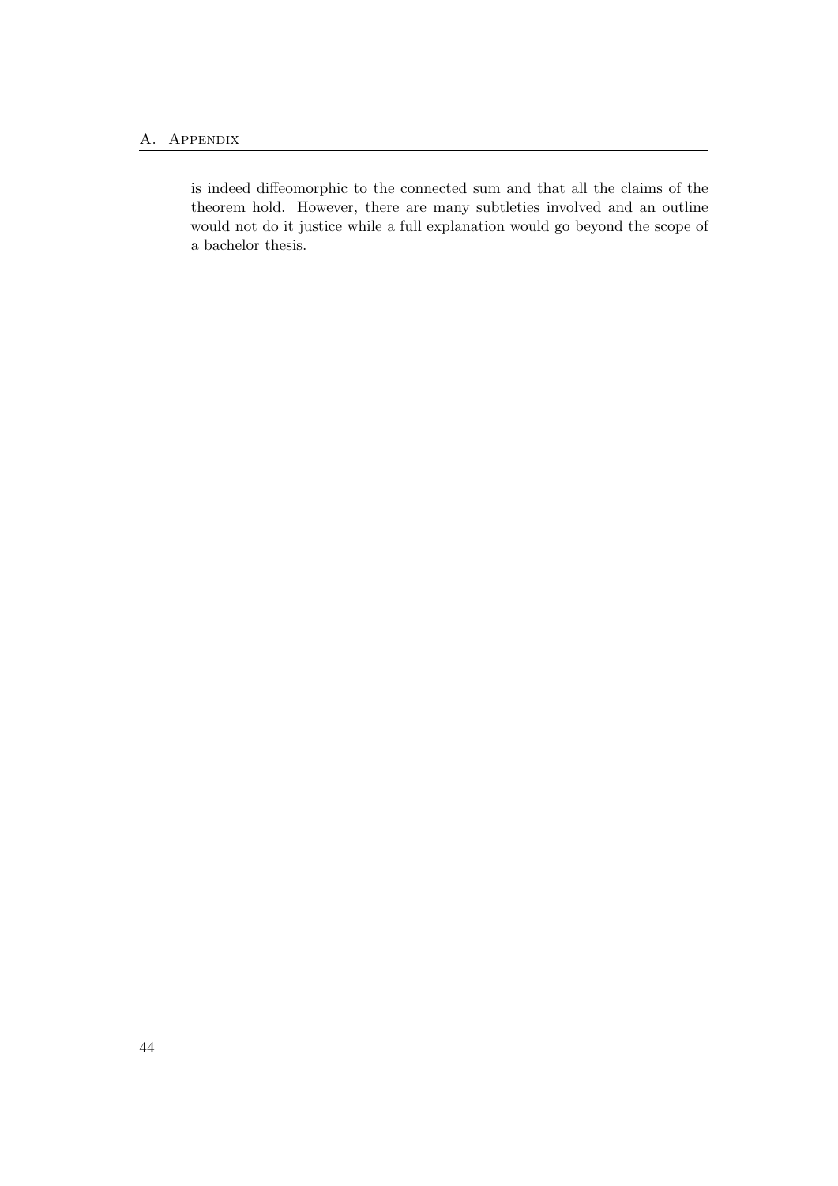is indeed diffeomorphic to the connected sum and that all the claims of the theorem hold. However, there are many subtleties involved and an outline would not do it justice while a full explanation would go beyond the scope of a bachelor thesis.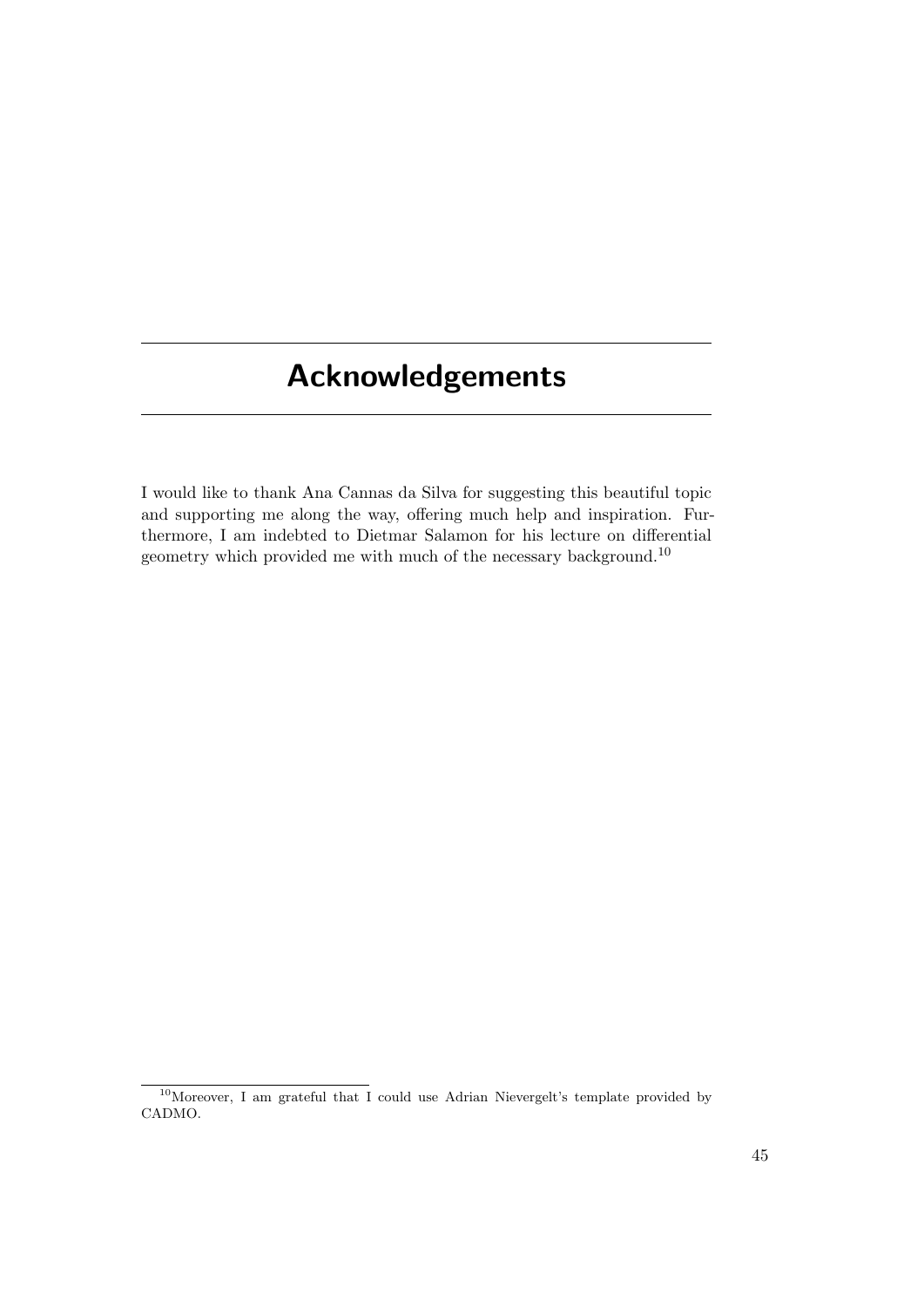# Acknowledgements

I would like to thank Ana Cannas da Silva for suggesting this beautiful topic and supporting me along the way, offering much help and inspiration. Furthermore, I am indebted to Dietmar Salamon for his lecture on differential geometry which provided me with much of the necessary background.[10]

[10]Moreover, I am grateful that I could use Adrian Nievergelt's template provided by CADMO.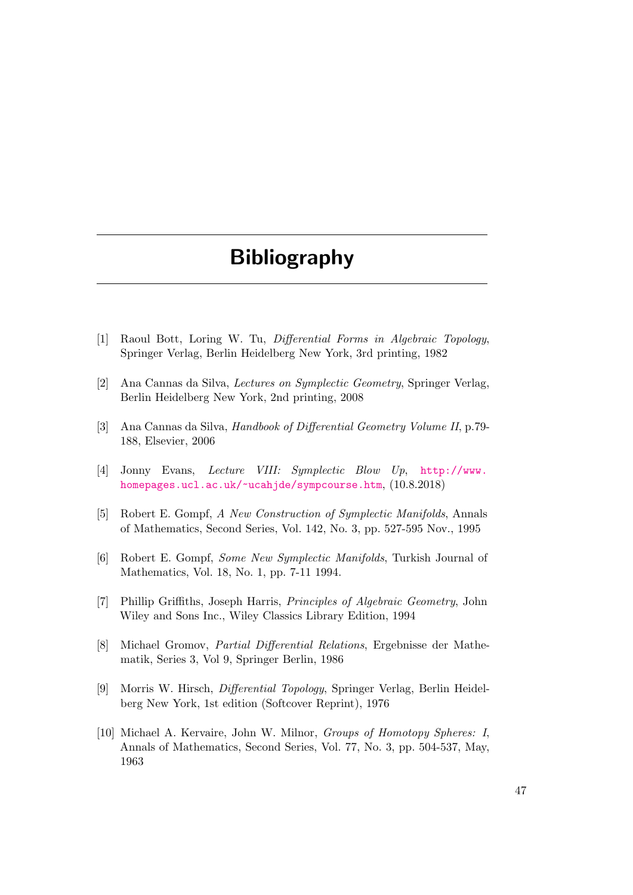# Bibliography

[1] Raoul Bott, Loring W. Tu, *Differential Forms in Algebraic Topology*, Springer Verlag, Berlin Heidelberg New York, 3rd printing, 1982

[2] Ana Cannas da Silva, *Lectures on Symplectic Geometry*, Springer Verlag, Berlin Heidelberg New York, 2nd printing, 2008

[3] Ana Cannas da Silva, *Handbook of Differential Geometry Volume II*, p.79-188, Elsevier, 2006

[4] Jonny Evans, *Lecture VIII: Symplectic Blow Up*, http://www.homepages.ucl.ac.uk/~ucahjde/sympcourse.htm, (10.8.2018)

[5] Robert E. Gompf, *A New Construction of Symplectic Manifolds*, Annals of Mathematics, Second Series, Vol. 142, No. 3, pp. 527-595 Nov., 1995

[6] Robert E. Gompf, *Some New Symplectic Manifolds*, Turkish Journal of Mathematics, Vol. 18, No. 1, pp. 7-11 1994.

[7] Phillip Griffiths, Joseph Harris, *Principles of Algebraic Geometry*, John Wiley and Sons Inc., Wiley Classics Library Edition, 1994

[8] Michael Gromov, *Partial Differential Relations*, Ergebnisse der Mathematik, Series 3, Vol 9, Springer Berlin, 1986

[9] Morris W. Hirsch, *Differential Topology*, Springer Verlag, Berlin Heidelberg New York, 1st edition (Softcover Reprint), 1976

[10] Michael A. Kervaire, John W. Milnor, *Groups of Homotopy Spheres: I*, Annals of Mathematics, Second Series, Vol. 77, No. 3, pp. 504-537, May, 1963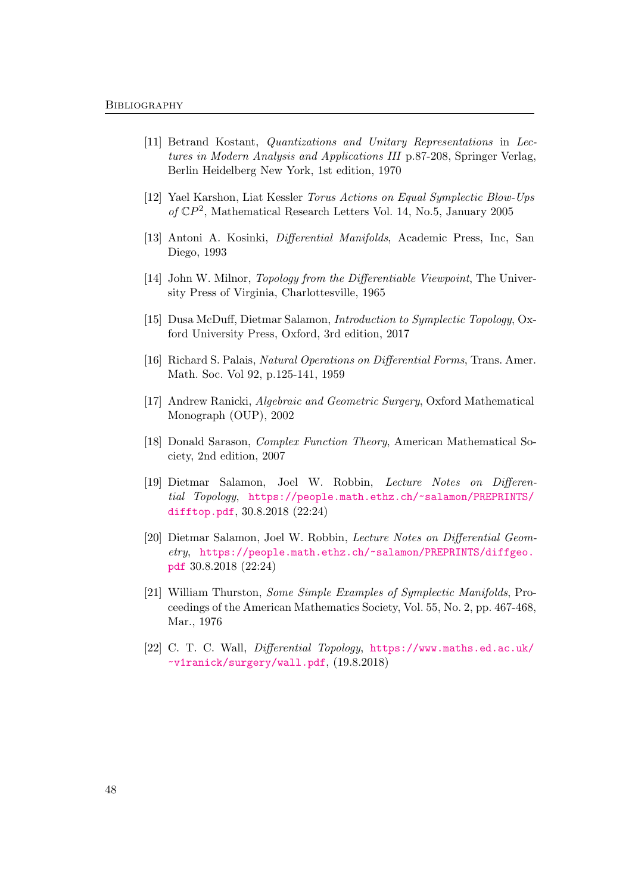[11] Betrand Kostant, *Quantizations and Unitary Representations* in *Lectures in Modern Analysis and Applications III* p.87-208, Springer Verlag, Berlin Heidelberg New York, 1st edition, 1970

[12] Yael Karshon, Liat Kessler *Torus Actions on Equal Symplectic Blow-Ups of* $\mathbb{C}P^2$, Mathematical Research Letters Vol. 14, No.5, January 2005

[13] Antoni A. Kosinki, *Differential Manifolds*, Academic Press, Inc, San Diego, 1993

[14] John W. Milnor, *Topology from the Differentiable Viewpoint*, The University Press of Virginia, Charlottesville, 1965

[15] Dusa McDuff, Dietmar Salamon, *Introduction to Symplectic Topology*, Oxford University Press, Oxford, 3rd edition, 2017

[16] Richard S. Palais, *Natural Operations on Differential Forms*, Trans. Amer. Math. Soc. Vol 92, p.125-141, 1959

[17] Andrew Ranicki, *Algebraic and Geometric Surgery*, Oxford Mathematical Monograph (OUP), 2002

[18] Donald Sarason, *Complex Function Theory*, American Mathematical Society, 2nd edition, 2007

[19] Dietmar Salamon, Joel W. Robbin, *Lecture Notes on Differential Topology*, https://people.math.ethz.ch/~salamon/PREPRINTS/difftop.pdf, 30.8.2018 (22:24)

[20] Dietmar Salamon, Joel W. Robbin, *Lecture Notes on Differential Geometry*, https://people.math.ethz.ch/~salamon/PREPRINTS/diffgeo.pdf 30.8.2018 (22:24)

[21] William Thurston, *Some Simple Examples of Symplectic Manifolds*, Proceedings of the American Mathematics Society, Vol. 55, No. 2, pp. 467-468, Mar., 1976

[22] C. T. C. Wall, *Differential Topology*, https://www.maths.ed.ac.uk/~v1ranick/surgery/wall.pdf, (19.8.2018)